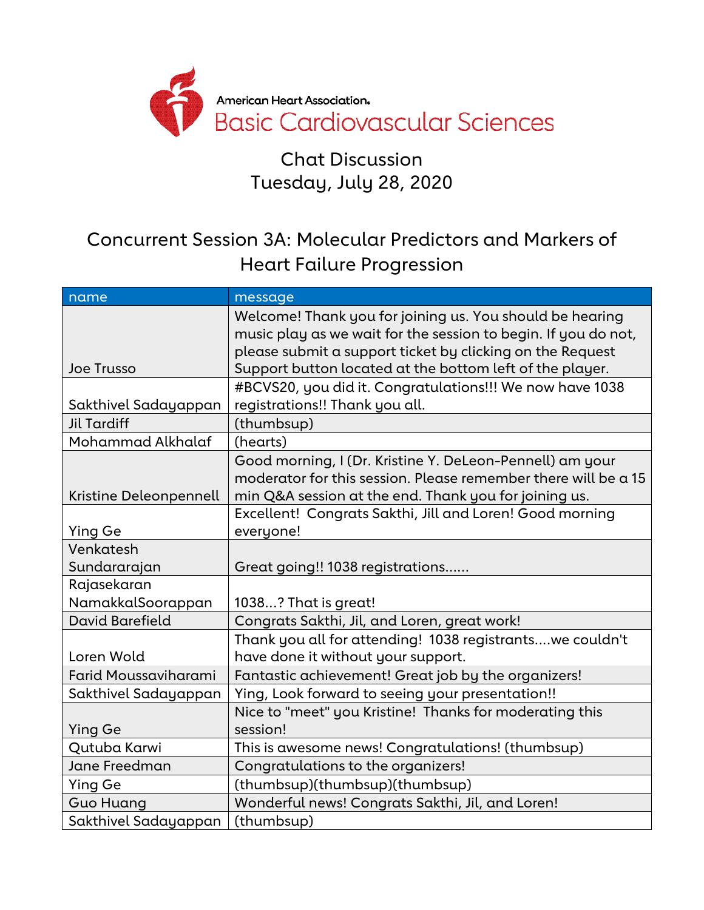American Heart Association.
Basic Cardiovascular Sciences

# Chat Discussion
## Tuesday, July 28, 2020

## Concurrent Session 3A: Molecular Predictors and Markers of Heart Failure Progression

| name | message |
| --- | --- |
| Joe Trusso | Welcome! Thank you for joining us. You should be hearing music play as we wait for the session to begin. If you do not, please submit a support ticket by clicking on the Request Support button located at the bottom left of the player. |
| Sakthivel Sadayappan | #BCVS20, you did it. Congratulations!!! We now have 1038 registrations!! Thank you all. |
| Jil Tardiff | (thumbsup) |
| Mohammad Alkhalaf | (hearts) |
| Kristine Deleonpennell | Good morning, I (Dr. Kristine Y. DeLeon-Pennell) am your moderator for this session. Please remember there will be a 15 min Q&A session at the end. Thank you for joining us. |
| Ying Ge | Excellent! Congrats Sakthi, Jill and Loren! Good morning everyone! |
| Venkatesh Sundararajan | Great going!! 1038 registrations...... |
| Rajasekaran NamakkalSoorappan | 1038...? That is great! |
| David Barefield | Congrats Sakthi, Jil, and Loren, great work! |
| Loren Wold | Thank you all for attending! 1038 registrants....we couldn't have done it without your support. |
| Farid Moussaviharami | Fantastic achievement! Great job by the organizers! |
| Sakthivel Sadayappan | Ying, Look forward to seeing your presentation!! |
| Ying Ge | Nice to "meet" you Kristine! Thanks for moderating this session! |
| Qutuba Karwi | This is awesome news! Congratulations! (thumbsup) |
| Jane Freedman | Congratulations to the organizers! |
| Ying Ge | (thumbsup)(thumbsup)(thumbsup) |
| Guo Huang | Wonderful news! Congrats Sakthi, Jil, and Loren! |
| Sakthivel Sadayappan | (thumbsup) |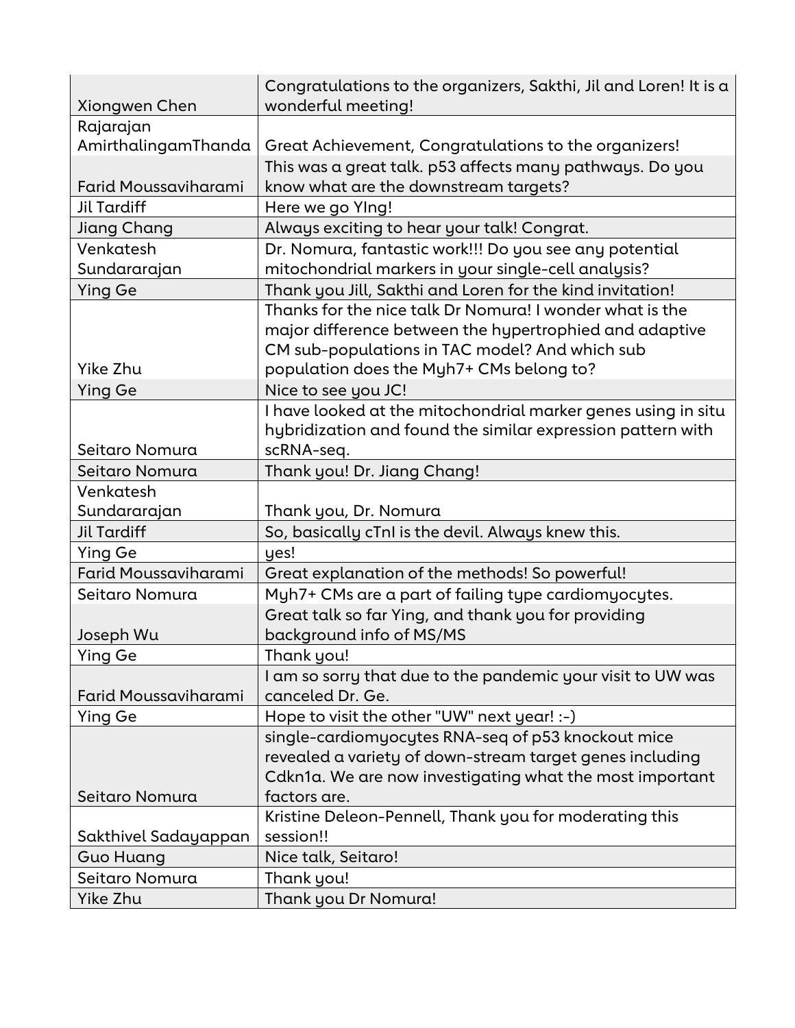| | |
|---|---|
| Xiongwen Chen | Congratulations to the organizers, Sakthi, Jil and Loren! It is a wonderful meeting! |
| Rajarajan AmirthalingamThanda | Great Achievement, Congratulations to the organizers! |
| Farid Moussaviharami | This was a great talk. p53 affects many pathways. Do you know what are the downstream targets? |
| Jil Tardiff | Here we go YIng! |
| Jiang Chang | Always exciting to hear your talk! Congrat. |
| Venkatesh Sundararajan | Dr. Nomura, fantastic work!!! Do you see any potential mitochondrial markers in your single-cell analysis? |
| Ying Ge | Thank you Jill, Sakthi and Loren for the kind invitation! |
| Yike Zhu | Thanks for the nice talk Dr Nomura! I wonder what is the major difference between the hypertrophied and adaptive CM sub-populations in TAC model? And which sub population does the Myh7+ CMs belong to? |
| Ying Ge | Nice to see you JC! |
| Seitaro Nomura | I have looked at the mitochondrial marker genes using in situ hybridization and found the similar expression pattern with scRNA-seq. |
| Seitaro Nomura | Thank you! Dr. Jiang Chang! |
| Venkatesh Sundararajan | Thank you, Dr. Nomura |
| Jil Tardiff | So, basically cTnI is the devil. Always knew this. |
| Ying Ge | yes! |
| Farid Moussaviharami | Great explanation of the methods! So powerful! |
| Seitaro Nomura | Myh7+ CMs are a part of failing type cardiomyocytes. |
| Joseph Wu | Great talk so far Ying, and thank you for providing background info of MS/MS |
| Ying Ge | Thank you! |
| Farid Moussaviharami | I am so sorry that due to the pandemic your visit to UW was canceled Dr. Ge. |
| Ying Ge | Hope to visit the other "UW" next year! :-) |
| Seitaro Nomura | single-cardiomyocytes RNA-seq of p53 knockout mice revealed a variety of down-stream target genes including Cdkn1a. We are now investigating what the most important factors are. |
| Sakthivel Sadayappan | Kristine Deleon-Pennell, Thank you for moderating this session!! |
| Guo Huang | Nice talk, Seitaro! |
| Seitaro Nomura | Thank you! |
| Yike Zhu | Thank you Dr Nomura! |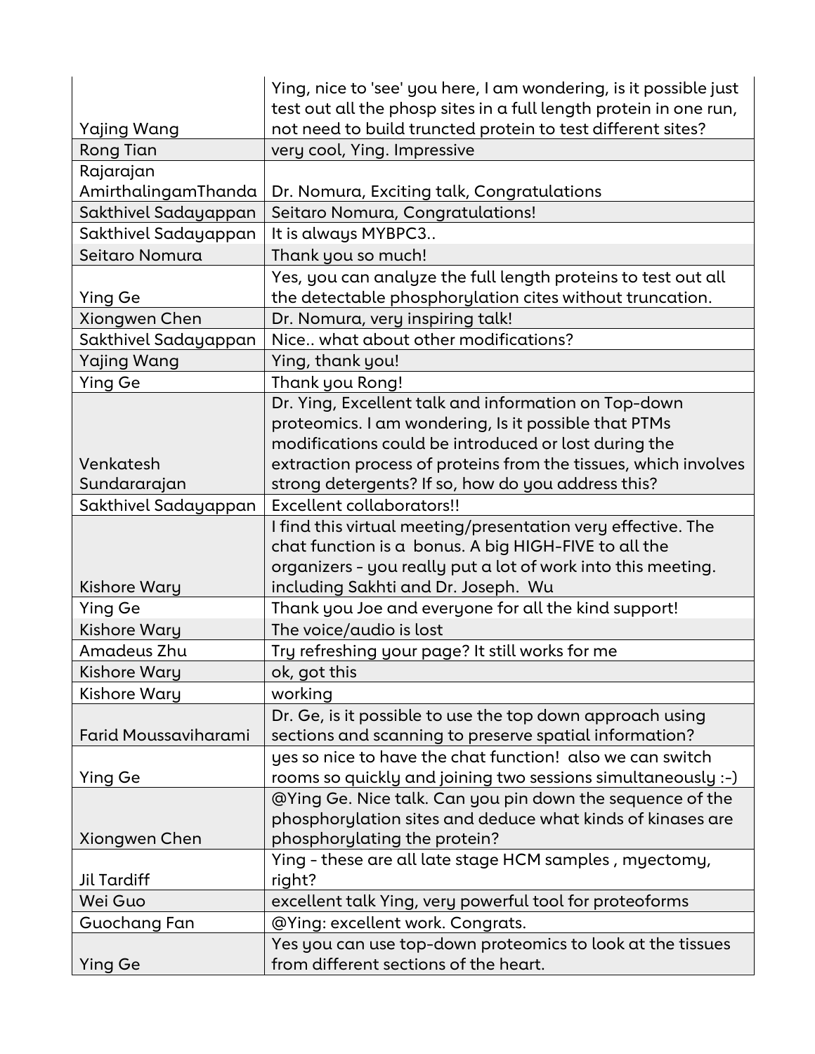| | |
|---|---|
| Yajing Wang | Ying, nice to 'see' you here, I am wondering, is it possible just test out all the phosp sites in a full length protein in one run, not need to build truncted protein to test different sites? |
| Rong Tian | very cool, Ying. Impressive |
| Rajarajan AmirthalingamThanda | Dr. Nomura, Exciting talk, Congratulations |
| Sakthivel Sadayappan | Seitaro Nomura, Congratulations! |
| Sakthivel Sadayappan | It is always MYBPC3.. |
| Seitaro Nomura | Thank you so much! |
| Ying Ge | Yes, you can analyze the full length proteins to test out all the detectable phosphorylation cites without truncation. |
| Xiongwen Chen | Dr. Nomura, very inspiring talk! |
| Sakthivel Sadayappan | Nice.. what about other modifications? |
| Yajing Wang | Ying, thank you! |
| Ying Ge | Thank you Rong! |
| Venkatesh Sundararajan | Dr. Ying, Excellent talk and information on Top-down proteomics. I am wondering, Is it possible that PTMs modifications could be introduced or lost during the extraction process of proteins from the tissues, which involves strong detergents? If so, how do you address this? |
| Sakthivel Sadayappan | Excellent collaborators!! |
| Kishore Wary | I find this virtual meeting/presentation very effective. The chat function is a bonus. A big HIGH-FIVE to all the organizers - you really put a lot of work into this meeting. including Sakhti and Dr. Joseph. Wu |
| Ying Ge | Thank you Joe and everyone for all the kind support! |
| Kishore Wary | The voice/audio is lost |
| Amadeus Zhu | Try refreshing your page? It still works for me |
| Kishore Wary | ok, got this |
| Kishore Wary | working |
| Farid Moussaviharami | Dr. Ge, is it possible to use the top down approach using sections and scanning to preserve spatial information? |
| Ying Ge | yes so nice to have the chat function! also we can switch rooms so quickly and joining two sessions simultaneously :-) |
| Xiongwen Chen | @Ying Ge. Nice talk. Can you pin down the sequence of the phosphorylation sites and deduce what kinds of kinases are phosphorylating the protein? |
| Jil Tardiff | Ying - these are all late stage HCM samples , myectomy, right? |
| Wei Guo | excellent talk Ying, very powerful tool for proteoforms |
| Guochang Fan | @Ying: excellent work. Congrats. |
| Ying Ge | Yes you can use top-down proteomics to look at the tissues from different sections of the heart. |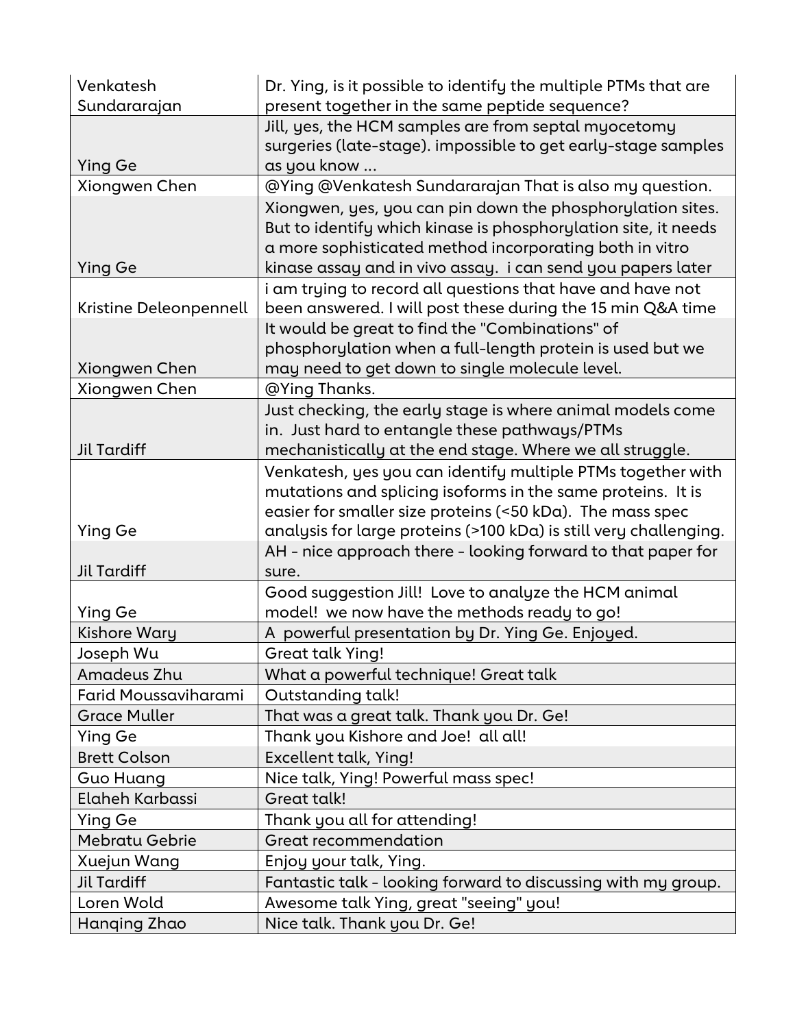| Venkatesh Sundararajan | Dr. Ying, is it possible to identify the multiple PTMs that are present together in the same peptide sequence? |
|---|---|
| Ying Ge | Jill, yes, the HCM samples are from septal myocetomy surgeries (late-stage). impossible to get early-stage samples as you know ... |
| Xiongwen Chen | @Ying @Venkatesh Sundararajan That is also my question. |
| Ying Ge | Xiongwen, yes, you can pin down the phosphorylation sites. But to identify which kinase is phosphorylation site, it needs a more sophisticated method incorporating both in vitro kinase assay and in vivo assay. i can send you papers later |
| Kristine Deleonpennell | i am trying to record all questions that have and have not been answered. I will post these during the 15 min Q&A time |
| Xiongwen Chen | It would be great to find the "Combinations" of phosphorylation when a full-length protein is used but we may need to get down to single molecule level. |
| Xiongwen Chen | @Ying Thanks. |
| Jil Tardiff | Just checking, the early stage is where animal models come in. Just hard to entangle these pathways/PTMs mechanistically at the end stage. Where we all struggle. |
| Ying Ge | Venkatesh, yes you can identify multiple PTMs together with mutations and splicing isoforms in the same proteins. It is easier for smaller size proteins (<50 kDa). The mass spec analysis for large proteins (>100 kDa) is still very challenging. |
| Jil Tardiff | AH - nice approach there - looking forward to that paper for sure. |
| Ying Ge | Good suggestion Jill! Love to analyze the HCM animal model! we now have the methods ready to go! |
| Kishore Wary | A powerful presentation by Dr. Ying Ge. Enjoyed. |
| Joseph Wu | Great talk Ying! |
| Amadeus Zhu | What a powerful technique! Great talk |
| Farid Moussaviharami | Outstanding talk! |
| Grace Muller | That was a great talk. Thank you Dr. Ge! |
| Ying Ge | Thank you Kishore and Joe! all all! |
| Brett Colson | Excellent talk, Ying! |
| Guo Huang | Nice talk, Ying! Powerful mass spec! |
| Elaheh Karbassi | Great talk! |
| Ying Ge | Thank you all for attending! |
| Mebratu Gebrie | Great recommendation |
| Xuejun Wang | Enjoy your talk, Ying. |
| Jil Tardiff | Fantastic talk - looking forward to discussing with my group. |
| Loren Wold | Awesome talk Ying, great "seeing" you! |
| Hanqing Zhao | Nice talk. Thank you Dr. Ge! |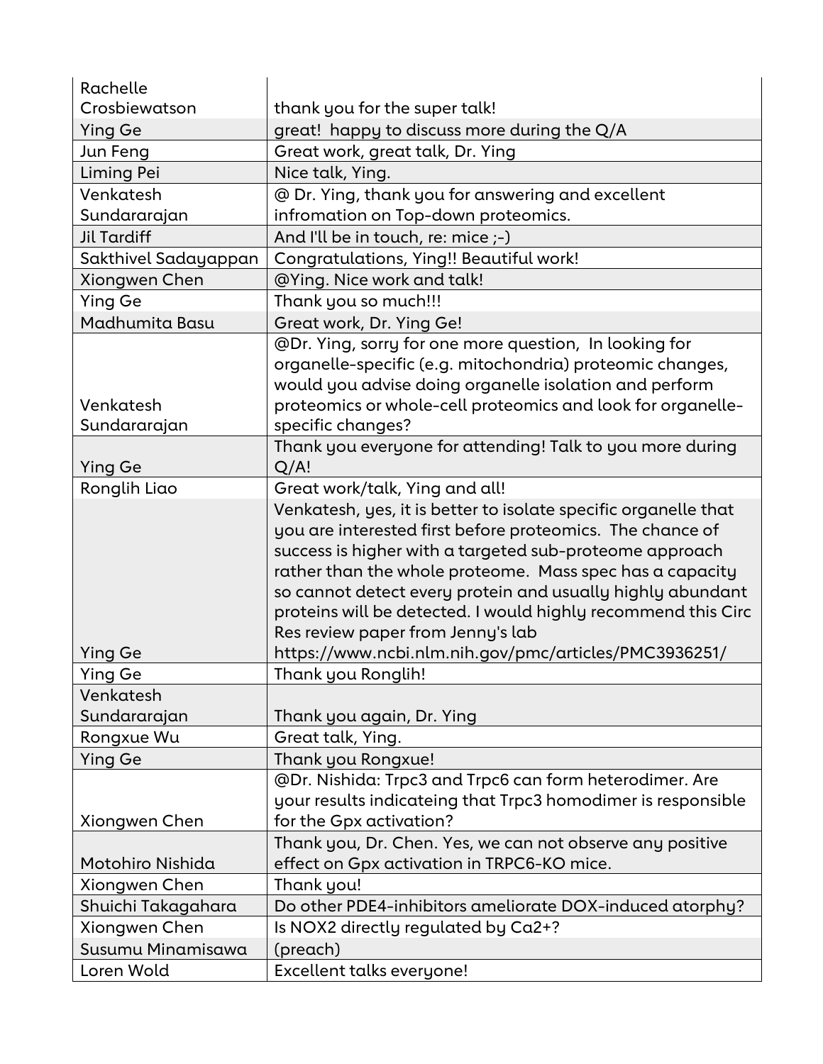| | |
|---|---|
| Rachelle Crosbiewatson | thank you for the super talk! |
| Ying Ge | great!  happy to discuss more during the Q/A |
| Jun Feng | Great work, great talk, Dr. Ying |
| Liming Pei | Nice talk, Ying. |
| Venkatesh Sundararajan | @ Dr. Ying, thank you for answering and excellent infromation on Top-down proteomics. |
| Jil Tardiff | And I'll be in touch, re: mice ;-) |
| Sakthivel Sadayappan | Congratulations, Ying!! Beautiful work! |
| Xiongwen Chen | @Ying. Nice work and talk! |
| Ying Ge | Thank you so much!!! |
| Madhumita Basu | Great work, Dr. Ying Ge! |
| Venkatesh Sundararajan | @Dr. Ying, sorry for one more question,  In looking for organelle-specific (e.g. mitochondria) proteomic changes, would you advise doing organelle isolation and perform proteomics or whole-cell proteomics and look for organelle-specific changes? |
| Ying Ge | Thank you everyone for attending! Talk to you more during Q/A! |
| Ronglih Liao | Great work/talk, Ying and all! |
| Ying Ge | Venkatesh, yes, it is better to isolate specific organelle that you are interested first before proteomics.  The chance of success is higher with a targeted sub-proteome approach rather than the whole proteome.  Mass spec has a capacity so cannot detect every protein and usually highly abundant proteins will be detected. I would highly recommend this Circ Res review paper from Jenny's lab https://www.ncbi.nlm.nih.gov/pmc/articles/PMC3936251/ |
| Ying Ge | Thank you Ronglih! |
| Venkatesh Sundararajan | Thank you again, Dr. Ying |
| Rongxue Wu | Great talk, Ying. |
| Ying Ge | Thank you Rongxue! |
| Xiongwen Chen | @Dr. Nishida: Trpc3 and Trpc6 can form heterodimer. Are your results indicateing that Trpc3 homodimer is responsible for the Gpx activation? |
| Motohiro Nishida | Thank you, Dr. Chen. Yes, we can not observe any positive effect on Gpx activation in TRPC6-KO mice. |
| Xiongwen Chen | Thank you! |
| Shuichi Takagahara | Do other PDE4-inhibitors ameliorate DOX-induced atorphy? |
| Xiongwen Chen | Is NOX2 directly regulated by Ca2+? |
| Susumu Minamisawa | (preach) |
| Loren Wold | Excellent talks everyone! |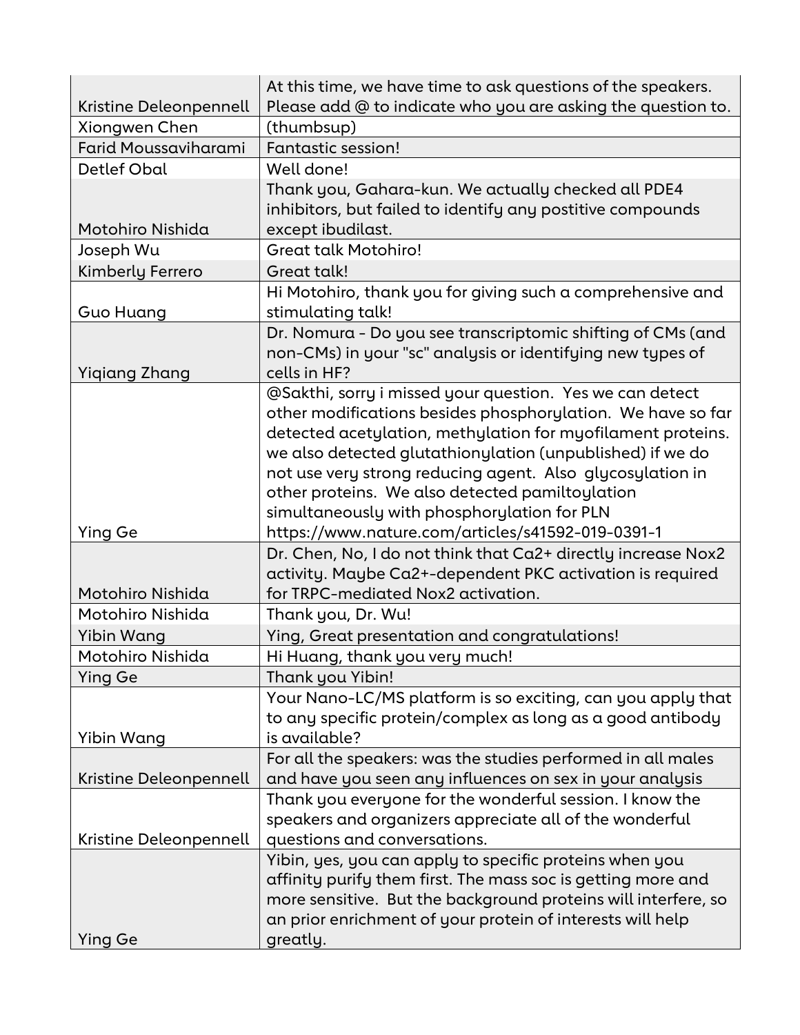| | |
|---|---|
| Kristine Deleonpennell | At this time, we have time to ask questions of the speakers. Please add @ to indicate who you are asking the question to. |
| Xiongwen Chen | (thumbsup) |
| Farid Moussaviharami | Fantastic session! |
| Detlef Obal | Well done! |
| Motohiro Nishida | Thank you, Gahara-kun. We actually checked all PDE4 inhibitors, but failed to identify any postitive compounds except ibudilast. |
| Joseph Wu | Great talk Motohiro! |
| Kimberly Ferrero | Great talk! |
| Guo Huang | Hi Motohiro, thank you for giving such a comprehensive and stimulating talk! |
| Yiqiang Zhang | Dr. Nomura - Do you see transcriptomic shifting of CMs (and non-CMs) in your "sc" analysis or identifying new types of cells in HF? |
| Ying Ge | @Sakthi, sorry i missed your question. Yes we can detect other modifications besides phosphorylation. We have so far detected acetylation, methylation for myofilament proteins. we also detected glutathionylation (unpublished) if we do not use very strong reducing agent. Also glycosylation in other proteins. We also detected pamiltoylation simultaneously with phosphorylation for PLN https://www.nature.com/articles/s41592-019-0391-1 |
| Motohiro Nishida | Dr. Chen, No, I do not think that Ca2+ directly increase Nox2 activity. Maybe Ca2+-dependent PKC activation is required for TRPC-mediated Nox2 activation. |
| Motohiro Nishida | Thank you, Dr. Wu! |
| Yibin Wang | Ying, Great presentation and congratulations! |
| Motohiro Nishida | Hi Huang, thank you very much! |
| Ying Ge | Thank you Yibin! |
| Yibin Wang | Your Nano-LC/MS platform is so exciting, can you apply that to any specific protein/complex as long as a good antibody is available? |
| Kristine Deleonpennell | For all the speakers: was the studies performed in all males and have you seen any influences on sex in your analysis |
| Kristine Deleonpennell | Thank you everyone for the wonderful session. I know the speakers and organizers appreciate all of the wonderful questions and conversations. |
| Ying Ge | Yibin, yes, you can apply to specific proteins when you affinity purify them first. The mass soc is getting more and more sensitive. But the background proteins will interfere, so an prior enrichment of your protein of interests will help greatly. |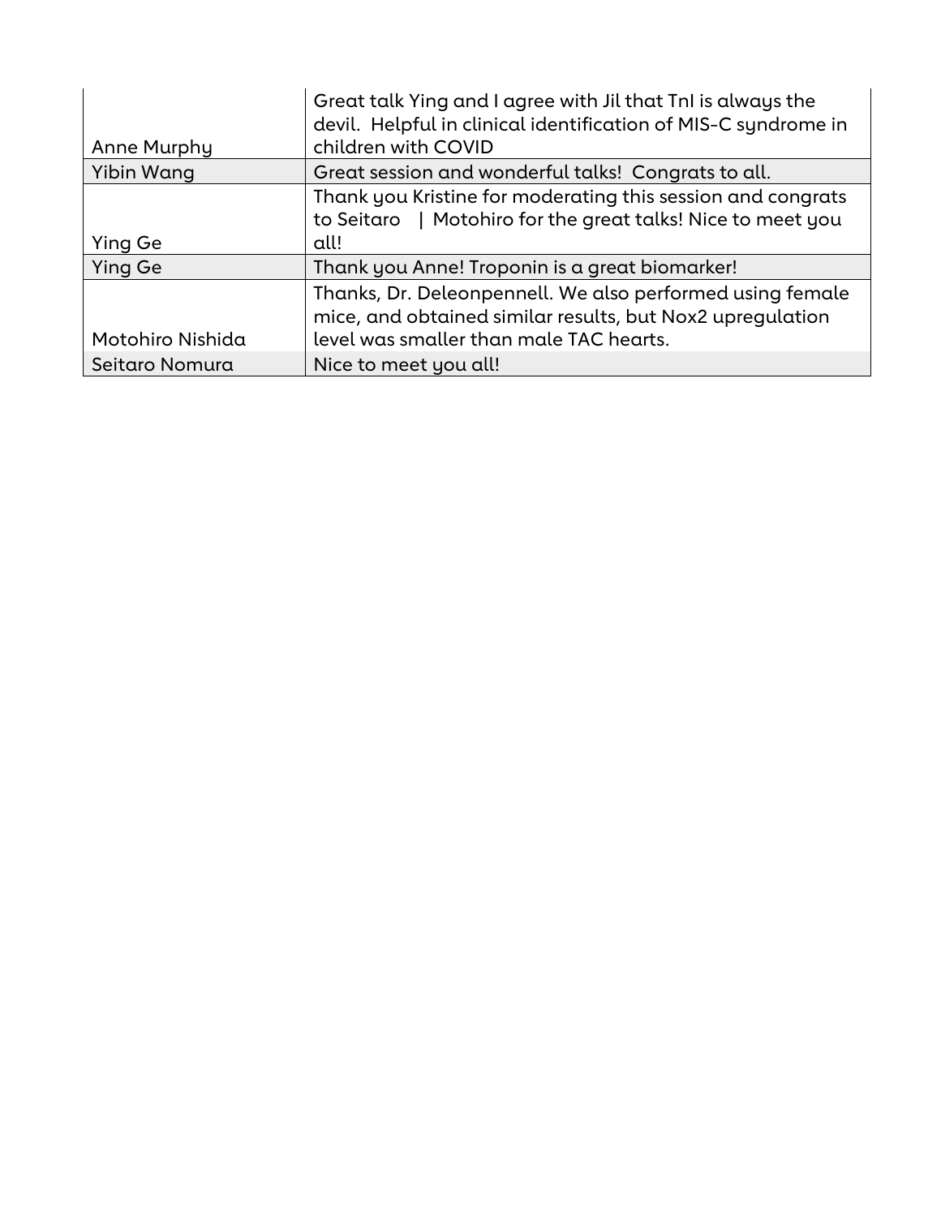| | |
|---|---|
| Anne Murphy | Great talk Ying and I agree with Jil that TnI is always the devil. Helpful in clinical identification of MIS-C syndrome in children with COVID |
| Yibin Wang | Great session and wonderful talks! Congrats to all. |
| Ying Ge | Thank you Kristine for moderating this session and congrats to Seitaro \| Motohiro for the great talks! Nice to meet you all! |
| Ying Ge | Thank you Anne! Troponin is a great biomarker! |
| Motohiro Nishida | Thanks, Dr. Deleonpennell. We also performed using female mice, and obtained similar results, but Nox2 upregulation level was smaller than male TAC hearts. |
| Seitaro Nomura | Nice to meet you all! |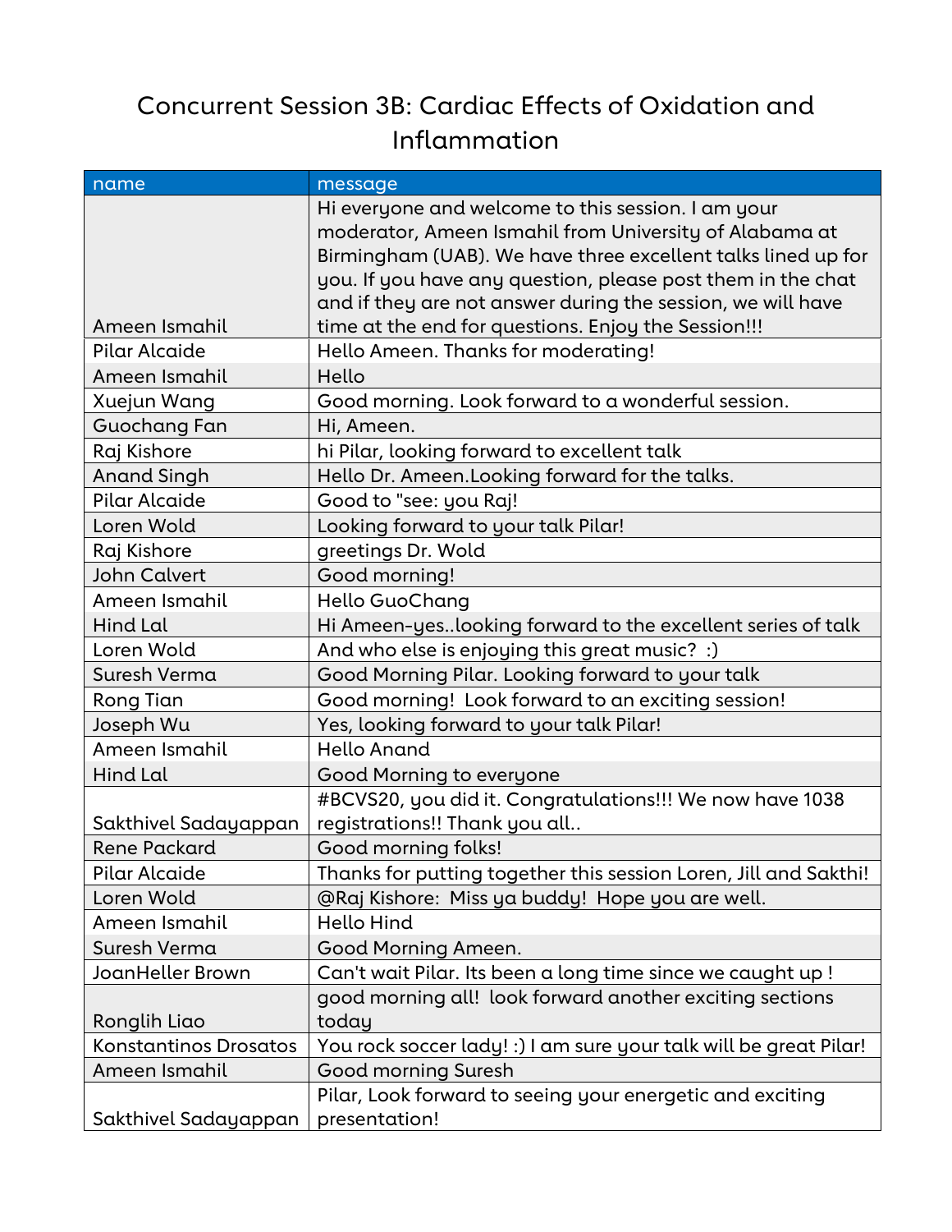# Concurrent Session 3B: Cardiac Effects of Oxidation and Inflammation

| name | message |
|---|---|
| Ameen Ismahil | Hi everyone and welcome to this session. I am your moderator, Ameen Ismahil from University of Alabama at Birmingham (UAB). We have three excellent talks lined up for you. If you have any question, please post them in the chat and if they are not answer during the session, we will have time at the end for questions. Enjoy the Session!!! |
| Pilar Alcaide | Hello Ameen. Thanks for moderating! |
| Ameen Ismahil | Hello |
| Xuejun Wang | Good morning. Look forward to a wonderful session. |
| Guochang Fan | Hi, Ameen. |
| Raj Kishore | hi Pilar, looking forward to excellent talk |
| Anand Singh | Hello Dr. Ameen.Looking forward for the talks. |
| Pilar Alcaide | Good to "see: you Raj! |
| Loren Wold | Looking forward to your talk Pilar! |
| Raj Kishore | greetings Dr. Wold |
| John Calvert | Good morning! |
| Ameen Ismahil | Hello GuoChang |
| Hind Lal | Hi Ameen-yes..looking forward to the excellent series of talk |
| Loren Wold | And who else is enjoying this great music? :) |
| Suresh Verma | Good Morning Pilar. Looking forward to your talk |
| Rong Tian | Good morning! Look forward to an exciting session! |
| Joseph Wu | Yes, looking forward to your talk Pilar! |
| Ameen Ismahil | Hello Anand |
| Hind Lal | Good Morning to everyone |
| Sakthivel Sadayappan | #BCVS20, you did it. Congratulations!!! We now have 1038 registrations!! Thank you all.. |
| Rene Packard | Good morning folks! |
| Pilar Alcaide | Thanks for putting together this session Loren, Jill and Sakthi! |
| Loren Wold | @Raj Kishore: Miss ya buddy! Hope you are well. |
| Ameen Ismahil | Hello Hind |
| Suresh Verma | Good Morning Ameen. |
| JoanHeller Brown | Can't wait Pilar. Its been a long time since we caught up ! |
| Ronglih Liao | good morning all! look forward another exciting sections today |
| Konstantinos Drosatos | You rock soccer lady! :) I am sure your talk will be great Pilar! |
| Ameen Ismahil | Good morning Suresh |
| Sakthivel Sadayappan | Pilar, Look forward to seeing your energetic and exciting presentation! |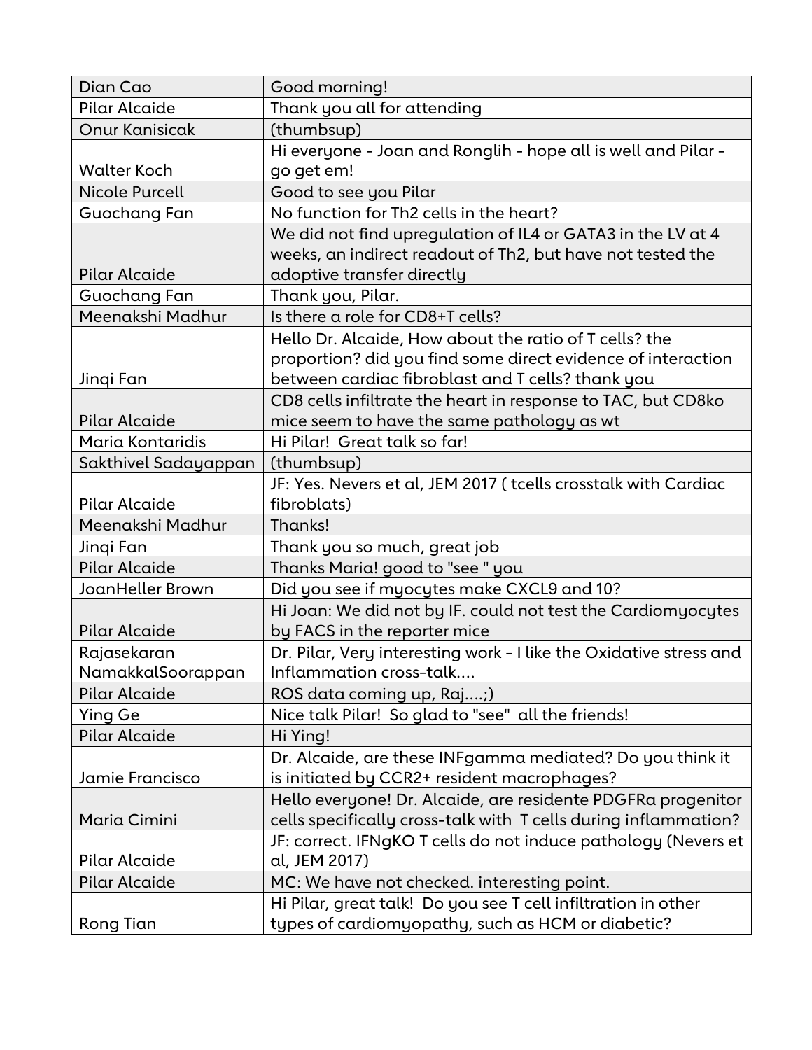| | |
|---|---|
| Dian Cao | Good morning! |
| Pilar Alcaide | Thank you all for attending |
| Onur Kanisicak | (thumbsup) |
| Walter Koch | Hi everyone - Joan and Ronglih - hope all is well and Pilar - go get em! |
| Nicole Purcell | Good to see you Pilar |
| Guochang Fan | No function for Th2 cells in the heart? |
| Pilar Alcaide | We did not find upregulation of IL4 or GATA3 in the LV at 4 weeks, an indirect readout of Th2, but have not tested the adoptive transfer directly |
| Guochang Fan | Thank you, Pilar. |
| Meenakshi Madhur | Is there a role for CD8+T cells? |
| Jinqi Fan | Hello Dr. Alcaide, How about the ratio of T cells? the proportion? did you find some direct evidence of interaction between cardiac fibroblast and T cells? thank you |
| Pilar Alcaide | CD8 cells infiltrate the heart in response to TAC, but CD8ko mice seem to have the same pathology as wt |
| Maria Kontaridis | Hi Pilar! Great talk so far! |
| Sakthivel Sadayappan | (thumbsup) |
| Pilar Alcaide | JF: Yes. Nevers et al, JEM 2017 ( tcells crosstalk with Cardiac fibroblats) |
| Meenakshi Madhur | Thanks! |
| Jinqi Fan | Thank you so much, great job |
| Pilar Alcaide | Thanks Maria! good to "see " you |
| JoanHeller Brown | Did you see if myocytes make CXCL9 and 10? |
| Pilar Alcaide | Hi Joan: We did not by IF. could not test the Cardiomyocytes by FACS in the reporter mice |
| Rajasekaran NamakkalSoorappan | Dr. Pilar, Very interesting work - I like the Oxidative stress and Inflammation cross-talk.... |
| Pilar Alcaide | ROS data coming up, Raj....;) |
| Ying Ge | Nice talk Pilar! So glad to "see" all the friends! |
| Pilar Alcaide | Hi Ying! |
| Jamie Francisco | Dr. Alcaide, are these INFgamma mediated? Do you think it is initiated by CCR2+ resident macrophages? |
| Maria Cimini | Hello everyone! Dr. Alcaide, are residente PDGFRa progenitor cells specifically cross-talk with T cells during inflammation? |
| Pilar Alcaide | JF: correct. IFNgKO T cells do not induce pathology (Nevers et al, JEM 2017) |
| Pilar Alcaide | MC: We have not checked. interesting point. |
| Rong Tian | Hi Pilar, great talk! Do you see T cell infiltration in other types of cardiomyopathy, such as HCM or diabetic? |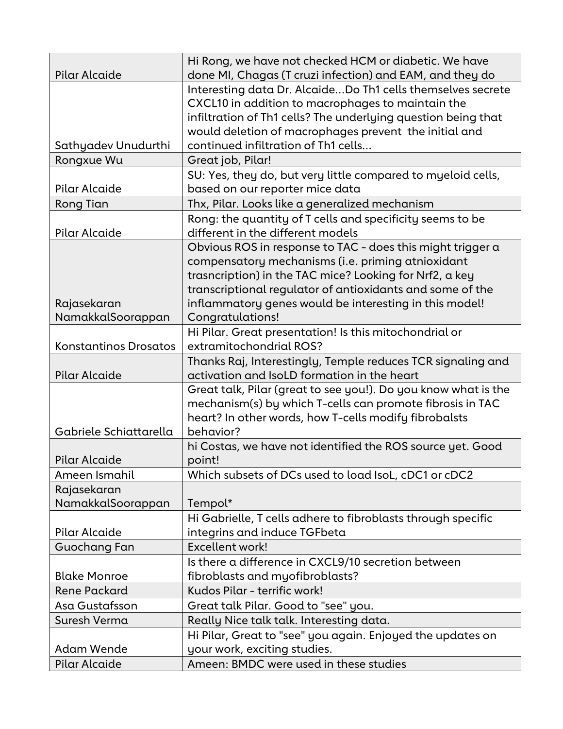| | |
|---|---|
| Pilar Alcaide | Hi Rong, we have not checked HCM or diabetic. We have done MI, Chagas (T cruzi infection) and EAM, and they do |
| Sathyadev Unudurthi | Interesting data Dr. Alcaide...Do Th1 cells themselves secrete CXCL10 in addition to macrophages to maintain the infiltration of Th1 cells? The underlying question being that would deletion of macrophages prevent the initial and continued infiltration of Th1 cells... |
| Rongxue Wu | Great job, Pilar! |
| Pilar Alcaide | SU: Yes, they do, but very little compared to myeloid cells, based on our reporter mice data |
| Rong Tian | Thx, Pilar. Looks like a generalized mechanism |
| Pilar Alcaide | Rong: the quantity of T cells and specificity seems to be different in the different models |
| Rajasekaran NamakkalSoorappan | Obvious ROS in response to TAC - does this might trigger a compensatory mechanisms (i.e. priming atnioxidant trasncription) in the TAC mice? Looking for Nrf2, a key transcriptional regulator of antioxidants and some of the inflammatory genes would be interesting in this model! Congratulations! |
| Konstantinos Drosatos | Hi Pilar. Great presentation! Is this mitochondrial or extramitochondrial ROS? |
| Pilar Alcaide | Thanks Raj, Interestingly, Temple reduces TCR signaling and activation and IsoLD formation in the heart |
| Gabriele Schiattarella | Great talk, Pilar (great to see you!). Do you know what is the mechanism(s) by which T-cells can promote fibrosis in TAC heart? In other words, how T-cells modify fibrobalsts behavior? |
| Pilar Alcaide | hi Costas, we have not identified the ROS source yet. Good point! |
| Ameen Ismahil | Which subsets of DCs used to load IsoL, cDC1 or cDC2 |
| Rajasekaran NamakkalSoorappan | Tempol* |
| Pilar Alcaide | Hi Gabrielle, T cells adhere to fibroblasts through specific integrins and induce TGFbeta |
| Guochang Fan | Excellent work! |
| Blake Monroe | Is there a difference in CXCL9/10 secretion between fibroblasts and myofibroblasts? |
| Rene Packard | Kudos Pilar - terrific work! |
| Asa Gustafsson | Great talk Pilar. Good to "see" you. |
| Suresh Verma | Really Nice talk talk. Interesting data. |
| Adam Wende | Hi Pilar, Great to "see" you again. Enjoyed the updates on your work, exciting studies. |
| Pilar Alcaide | Ameen: BMDC were used in these studies |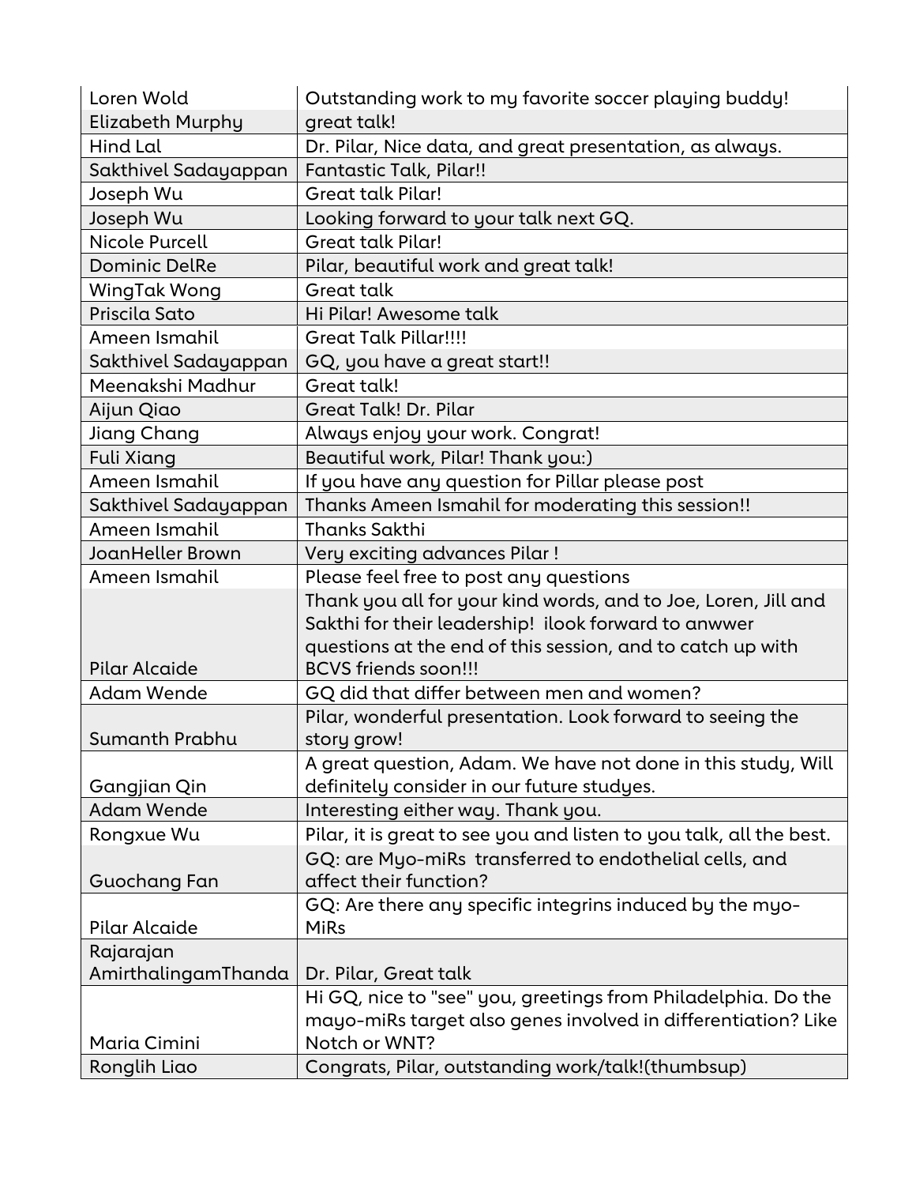| Loren Wold | Outstanding work to my favorite soccer playing buddy! |
|---|---|
| Elizabeth Murphy | great talk! |
| Hind Lal | Dr. Pilar, Nice data, and great presentation, as always. |
| Sakthivel Sadayappan | Fantastic Talk, Pilar!! |
| Joseph Wu | Great talk Pilar! |
| Joseph Wu | Looking forward to your talk next GQ. |
| Nicole Purcell | Great talk Pilar! |
| Dominic DelRe | Pilar, beautiful work and great talk! |
| WingTak Wong | Great talk |
| Priscila Sato | Hi Pilar! Awesome talk |
| Ameen Ismahil | Great Talk Pillar!!!! |
| Sakthivel Sadayappan | GQ, you have a great start!! |
| Meenakshi Madhur | Great talk! |
| Aijun Qiao | Great Talk! Dr. Pilar |
| Jiang Chang | Always enjoy your work. Congrat! |
| Fuli Xiang | Beautiful work, Pilar! Thank you:) |
| Ameen Ismahil | If you have any question for Pillar please post |
| Sakthivel Sadayappan | Thanks Ameen Ismahil for moderating this session!! |
| Ameen Ismahil | Thanks Sakthi |
| JoanHeller Brown | Very exciting advances Pilar ! |
| Ameen Ismahil | Please feel free to post any questions |
| Pilar Alcaide | Thank you all for your kind words, and to Joe, Loren, Jill and Sakthi for their leadership! ilook forward to anwwer questions at the end of this session, and to catch up with BCVS friends soon!!! |
| Adam Wende | GQ did that differ between men and women? |
| Sumanth Prabhu | Pilar, wonderful presentation. Look forward to seeing the story grow! |
| Gangjian Qin | A great question, Adam. We have not done in this study, Will definitely consider in our future studyes. |
| Adam Wende | Interesting either way. Thank you. |
| Rongxue Wu | Pilar, it is great to see you and listen to you talk, all the best. |
| Guochang Fan | GQ: are Myo-miRs transferred to endothelial cells, and affect their function? |
| Pilar Alcaide | GQ: Are there any specific integrins induced by the myo-MiRs |
| Rajarajan AmirthalingamThanda | Dr. Pilar, Great talk |
| Maria Cimini | Hi GQ, nice to "see" you, greetings from Philadelphia. Do the mayo-miRs target also genes involved in differentiation? Like Notch or WNT? |
| Ronglih Liao | Congrats, Pilar, outstanding work/talk!(thumbsup) |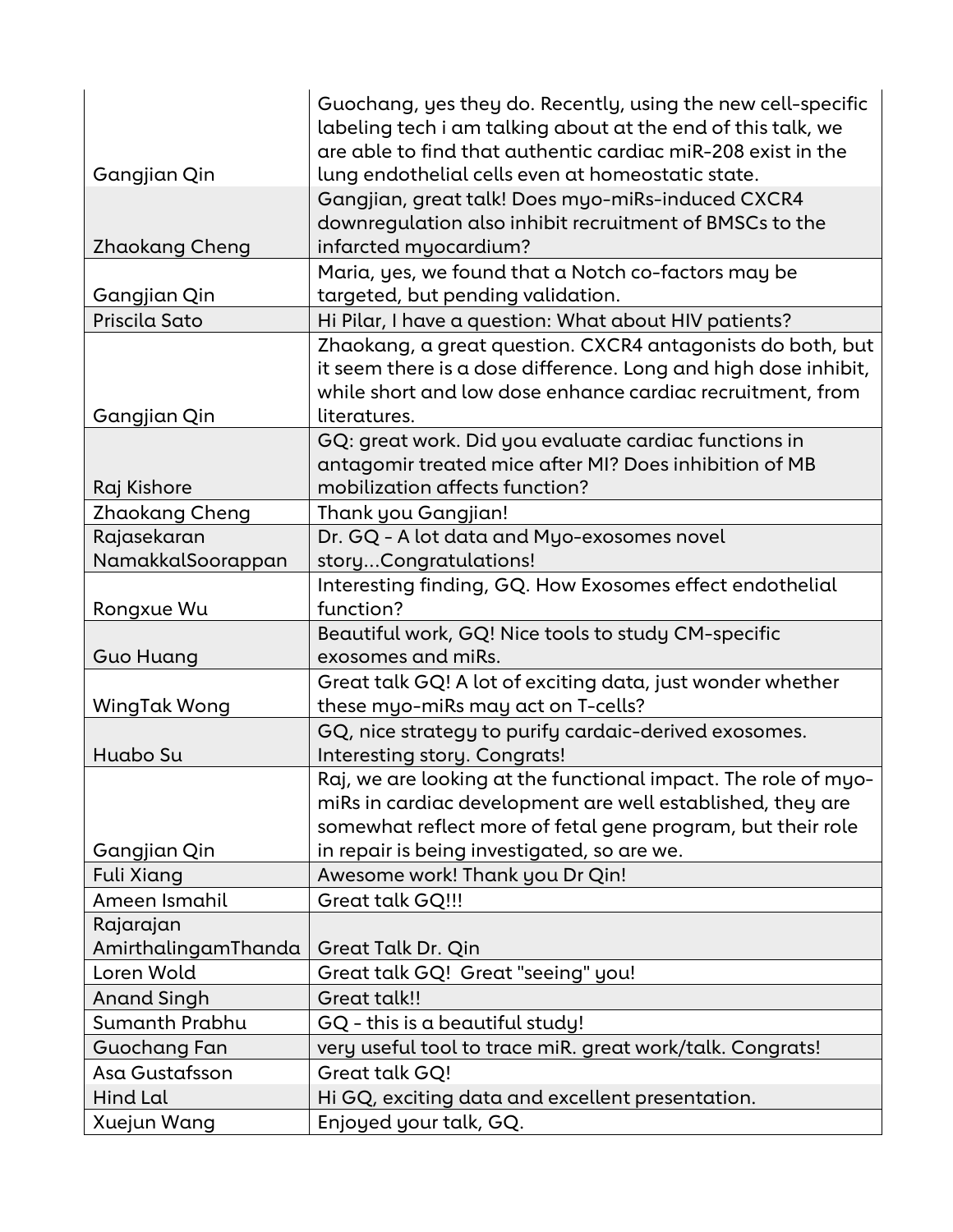| | |
|---|---|
| Gangjian Qin | Guochang, yes they do. Recently, using the new cell-specific labeling tech i am talking about at the end of this talk, we are able to find that authentic cardiac miR-208 exist in the lung endothelial cells even at homeostatic state. |
| Zhaokang Cheng | Gangjian, great talk! Does myo-miRs-induced CXCR4 downregulation also inhibit recruitment of BMSCs to the infarcted myocardium? |
| Gangjian Qin | Maria, yes, we found that a Notch co-factors may be targeted, but pending validation. |
| Priscila Sato | Hi Pilar, I have a question: What about HIV patients? |
| Gangjian Qin | Zhaokang, a great question. CXCR4 antagonists do both, but it seem there is a dose difference. Long and high dose inhibit, while short and low dose enhance cardiac recruitment, from literatures. |
| Raj Kishore | GQ: great work. Did you evaluate cardiac functions in antagomir treated mice after MI? Does inhibition of MB mobilization affects function? |
| Zhaokang Cheng | Thank you Gangjian! |
| Rajasekaran NamakkalSoorappan | Dr. GQ - A lot data and Myo-exosomes novel story...Congratulations! |
| Rongxue Wu | Interesting finding, GQ. How Exosomes effect endothelial function? |
| Guo Huang | Beautiful work, GQ! Nice tools to study CM-specific exosomes and miRs. |
| WingTak Wong | Great talk GQ! A lot of exciting data, just wonder whether these myo-miRs may act on T-cells? |
| Huabo Su | GQ, nice strategy to purify cardaic-derived exosomes. Interesting story. Congrats! |
| Gangjian Qin | Raj, we are looking at the functional impact. The role of myo-miRs in cardiac development are well established, they are somewhat reflect more of fetal gene program, but their role in repair is being investigated, so are we. |
| Fuli Xiang | Awesome work! Thank you Dr Qin! |
| Ameen Ismahil | Great talk GQ!!! |
| Rajarajan AmirthalingamThanda | Great Talk Dr. Qin |
| Loren Wold | Great talk GQ! Great "seeing" you! |
| Anand Singh | Great talk!! |
| Sumanth Prabhu | GQ - this is a beautiful study! |
| Guochang Fan | very useful tool to trace miR. great work/talk. Congrats! |
| Asa Gustafsson | Great talk GQ! |
| Hind Lal | Hi GQ, exciting data and excellent presentation. |
| Xuejun Wang | Enjoyed your talk, GQ. |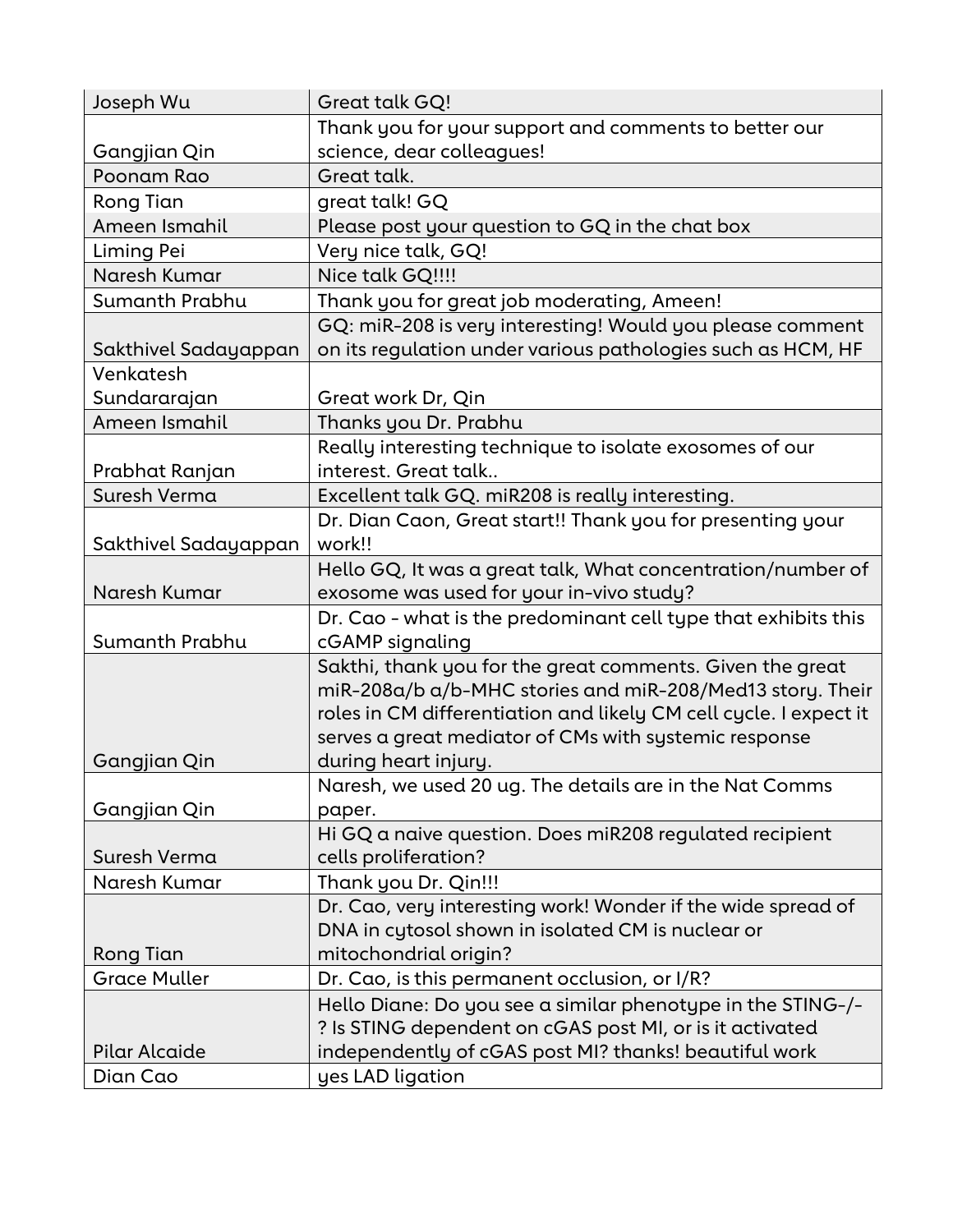| Joseph Wu | Great talk GQ! |
|---|---|
| Gangjian Qin | Thank you for your support and comments to better our science, dear colleagues! |
| Poonam Rao | Great talk. |
| Rong Tian | great talk! GQ |
| Ameen Ismahil | Please post your question to GQ in the chat box |
| Liming Pei | Very nice talk, GQ! |
| Naresh Kumar | Nice talk GQ!!!! |
| Sumanth Prabhu | Thank you for great job moderating, Ameen! |
| Sakthivel Sadayappan | GQ: miR-208 is very interesting! Would you please comment on its regulation under various pathologies such as HCM, HF |
| Venkatesh Sundararajan | Great work Dr, Qin |
| Ameen Ismahil | Thanks you Dr. Prabhu |
| Prabhat Ranjan | Really interesting technique to isolate exosomes of our interest. Great talk.. |
| Suresh Verma | Excellent talk GQ. miR208 is really interesting. |
| Sakthivel Sadayappan | Dr. Dian Caon, Great start!! Thank you for presenting your work!! |
| Naresh Kumar | Hello GQ, It was a great talk, What concentration/number of exosome was used for your in-vivo study? |
| Sumanth Prabhu | Dr. Cao - what is the predominant cell type that exhibits this cGAMP signaling |
| Gangjian Qin | Sakthi, thank you for the great comments. Given the great miR-208a/b a/b-MHC stories and miR-208/Med13 story. Their roles in CM differentiation and likely CM cell cycle. I expect it serves a great mediator of CMs with systemic response during heart injury. |
| Gangjian Qin | Naresh, we used 20 ug. The details are in the Nat Comms paper. |
| Suresh Verma | Hi GQ a naive question. Does miR208 regulated recipient cells proliferation? |
| Naresh Kumar | Thank you Dr. Qin!!! |
| Rong Tian | Dr. Cao, very interesting work! Wonder if the wide spread of DNA in cytosol shown in isolated CM is nuclear or mitochondrial origin? |
| Grace Muller | Dr. Cao, is this permanent occlusion, or I/R? |
| Pilar Alcaide | Hello Diane: Do you see a similar phenotype in the STING-/-? Is STING dependent on cGAS post MI, or is it activated independently of cGAS post MI? thanks! beautiful work |
| Dian Cao | yes LAD ligation |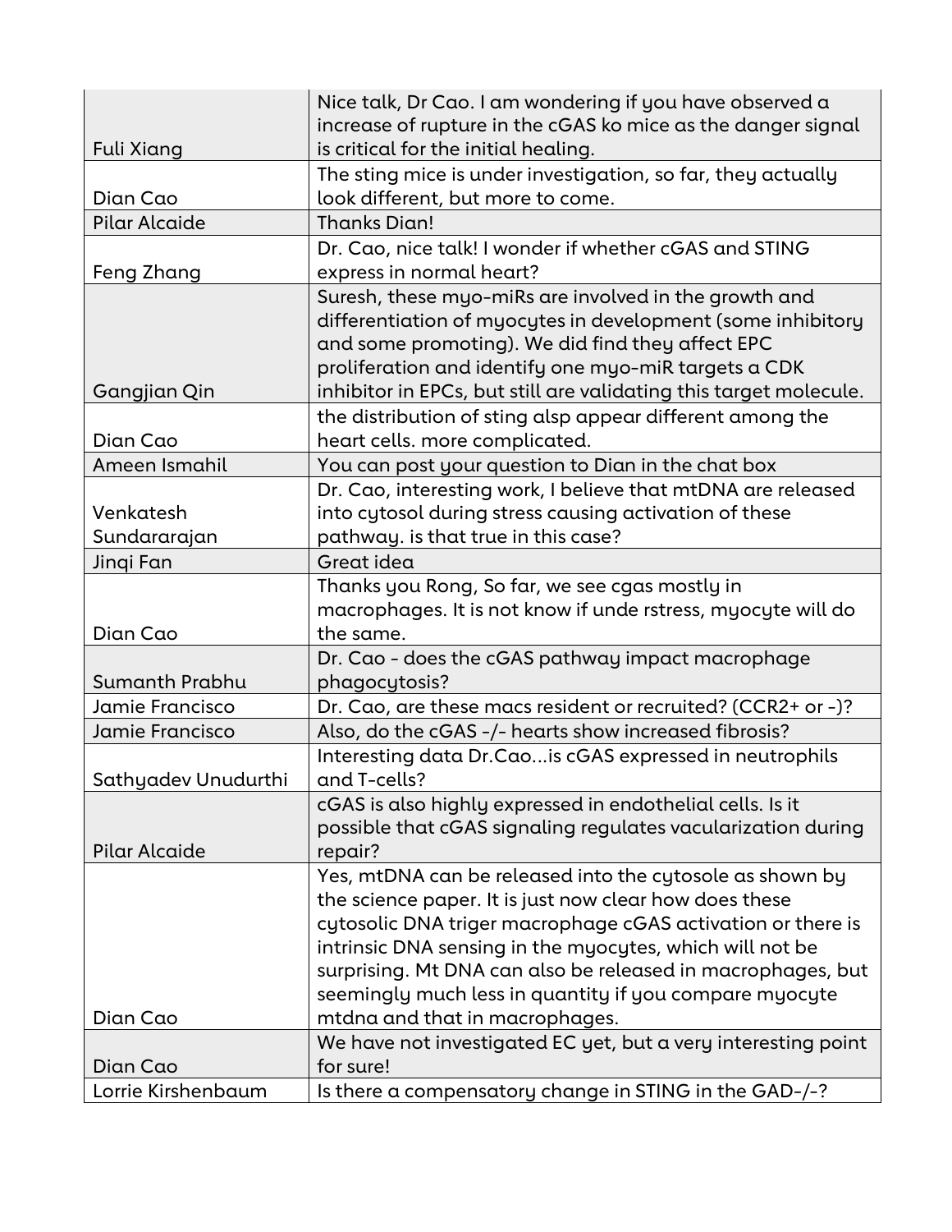| | |
|---|---|
| Fuli Xiang | Nice talk, Dr Cao. I am wondering if you have observed a increase of rupture in the cGAS ko mice as the danger signal is critical for the initial healing. |
| Dian Cao | The sting mice is under investigation, so far, they actually look different, but more to come. |
| Pilar Alcaide | Thanks Dian! |
| Feng Zhang | Dr. Cao, nice talk! I wonder if whether cGAS and STING express in normal heart? |
| Gangjian Qin | Suresh, these myo-miRs are involved in the growth and differentiation of myocytes in development (some inhibitory and some promoting). We did find they affect EPC proliferation and identify one myo-miR targets a CDK inhibitor in EPCs, but still are validating this target molecule. |
| Dian Cao | the distribution of sting alsp appear different among the heart cells. more complicated. |
| Ameen Ismahil | You can post your question to Dian in the chat box |
| Venkatesh Sundararajan | Dr. Cao, interesting work, I believe that mtDNA are released into cytosol during stress causing activation of these pathway. is that true in this case? |
| Jinqi Fan | Great idea |
| Dian Cao | Thanks you Rong, So far, we see cgas mostly in macrophages. It is not know if unde rstress, myocyte will do the same. |
| Sumanth Prabhu | Dr. Cao - does the cGAS pathway impact macrophage phagocytosis? |
| Jamie Francisco | Dr. Cao, are these macs resident or recruited? (CCR2+ or -)? |
| Jamie Francisco | Also, do the cGAS -/- hearts show increased fibrosis? |
| Sathyadev Unudurthi | Interesting data Dr.Cao...is cGAS expressed in neutrophils and T-cells? |
| Pilar Alcaide | cGAS is also highly expressed in endothelial cells. Is it possible that cGAS signaling regulates vacularization during repair? |
| Dian Cao | Yes, mtDNA can be released into the cytosole as shown by the science paper. It is just now clear how does these cytosolic DNA triger macrophage cGAS activation or there is intrinsic DNA sensing in the myocytes, which will not be surprising. Mt DNA can also be released in macrophages, but seemingly much less in quantity if you compare myocyte mtdna and that in macrophages. |
| Dian Cao | We have not investigated EC yet, but a very interesting point for sure! |
| Lorrie Kirshenbaum | Is there a compensatory change in STING in the GAD-/-? |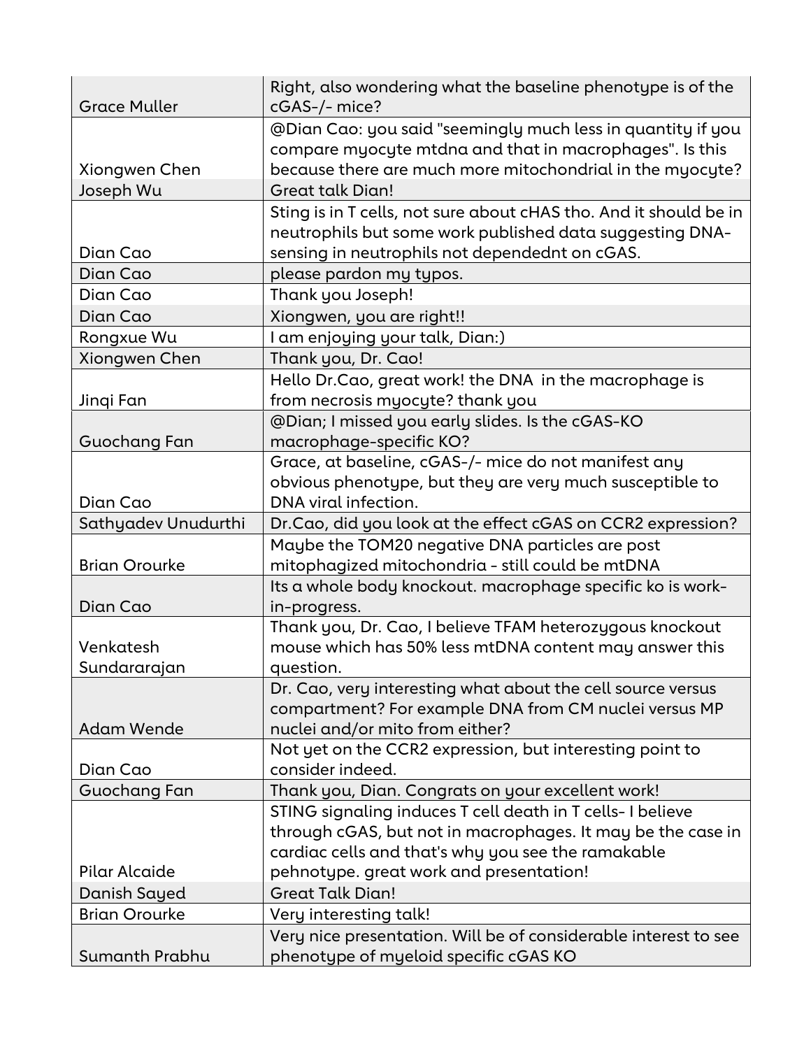| Grace Muller | Right, also wondering what the baseline phenotype is of the cGAS-/- mice? |
|---|---|
| Xiongwen Chen | @Dian Cao: you said "seemingly much less in quantity if you compare myocyte mtdna and that in macrophages". Is this because there are much more mitochondrial in the myocyte? |
| Joseph Wu | Great talk Dian! |
| Dian Cao | Sting is in T cells, not sure about cHAS tho. And it should be in neutrophils but some work published data suggesting DNA-sensing in neutrophils not dependednt on cGAS. |
| Dian Cao | please pardon my typos. |
| Dian Cao | Thank you Joseph! |
| Dian Cao | Xiongwen, you are right!! |
| Rongxue Wu | I am enjoying your talk, Dian:) |
| Xiongwen Chen | Thank you, Dr. Cao! |
| Jinqi Fan | Hello Dr.Cao, great work! the DNA in the macrophage is from necrosis myocyte? thank you |
| Guochang Fan | @Dian; I missed you early slides. Is the cGAS-KO macrophage-specific KO? |
| Dian Cao | Grace, at baseline, cGAS-/- mice do not manifest any obvious phenotype, but they are very much susceptible to DNA viral infection. |
| Sathyadev Unudurthi | Dr.Cao, did you look at the effect cGAS on CCR2 expression? |
| Brian Orourke | Maybe the TOM20 negative DNA particles are post mitophagized mitochondria - still could be mtDNA |
| Dian Cao | Its a whole body knockout. macrophage specific ko is work-in-progress. |
| Venkatesh Sundararajan | Thank you, Dr. Cao, I believe TFAM heterozygous knockout mouse which has 50% less mtDNA content may answer this question. |
| Adam Wende | Dr. Cao, very interesting what about the cell source versus compartment? For example DNA from CM nuclei versus MP nuclei and/or mito from either? |
| Dian Cao | Not yet on the CCR2 expression, but interesting point to consider indeed. |
| Guochang Fan | Thank you, Dian. Congrats on your excellent work! |
| Pilar Alcaide | STING signaling induces T cell death in T cells- I believe through cGAS, but not in macrophages. It may be the case in cardiac cells and that's why you see the ramakable pehnotype. great work and presentation! |
| Danish Sayed | Great Talk Dian! |
| Brian Orourke | Very interesting talk! |
| Sumanth Prabhu | Very nice presentation. Will be of considerable interest to see phenotype of myeloid specific cGAS KO |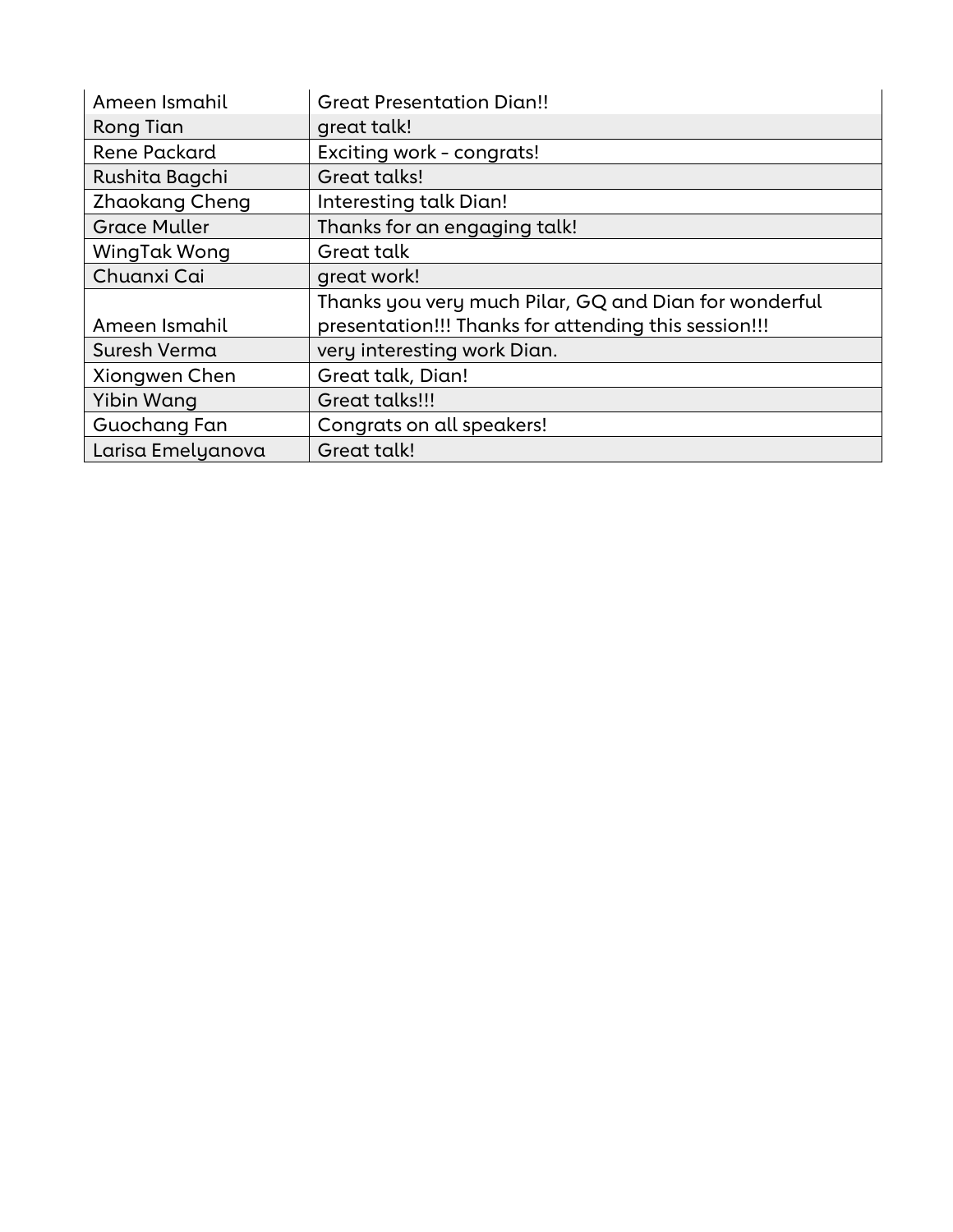| Ameen Ismahil | Great Presentation Dian!! |
| --- | --- |
| Rong Tian | great talk! |
| Rene Packard | Exciting work - congrats! |
| Rushita Bagchi | Great talks! |
| Zhaokang Cheng | Interesting talk Dian! |
| Grace Muller | Thanks for an engaging talk! |
| WingTak Wong | Great talk |
| Chuanxi Cai | great work! |
| Ameen Ismahil | Thanks you very much Pilar, GQ and Dian for wonderful presentation!!! Thanks for attending this session!!! |
| Suresh Verma | very interesting work Dian. |
| Xiongwen Chen | Great talk, Dian! |
| Yibin Wang | Great talks!!! |
| Guochang Fan | Congrats on all speakers! |
| Larisa Emelyanova | Great talk! |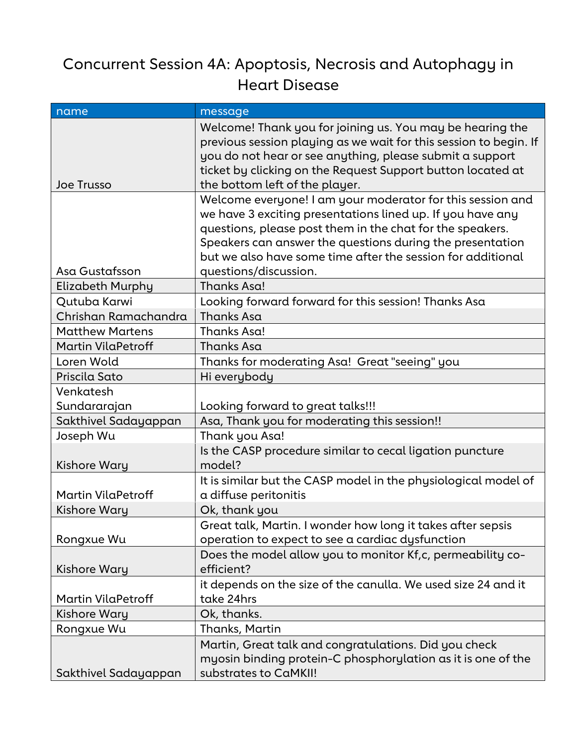# Concurrent Session 4A: Apoptosis, Necrosis and Autophagy in Heart Disease

| name | message |
|---|---|
| Joe Trusso | Welcome! Thank you for joining us. You may be hearing the previous session playing as we wait for this session to begin. If you do not hear or see anything, please submit a support ticket by clicking on the Request Support button located at the bottom left of the player. |
| Asa Gustafsson | Welcome everyone! I am your moderator for this session and we have 3 exciting presentations lined up. If you have any questions, please post them in the chat for the speakers. Speakers can answer the questions during the presentation but we also have some time after the session for additional questions/discussion. |
| Elizabeth Murphy | Thanks Asa! |
| Qutuba Karwi | Looking forward forward for this session! Thanks Asa |
| Chrishan Ramachandra | Thanks Asa |
| Matthew Martens | Thanks Asa! |
| Martin VilaPetroff | Thanks Asa |
| Loren Wold | Thanks for moderating Asa! Great "seeing" you |
| Priscila Sato | Hi everybody |
| Venkatesh Sundararajan | Looking forward to great talks!!! |
| Sakthivel Sadayappan | Asa, Thank you for moderating this session!! |
| Joseph Wu | Thank you Asa! |
| Kishore Wary | Is the CASP procedure similar to cecal ligation puncture model? |
| Martin VilaPetroff | It is similar but the CASP model in the physiological model of a diffuse peritonitis |
| Kishore Wary | Ok, thank you |
| Rongxue Wu | Great talk, Martin. I wonder how long it takes after sepsis operation to expect to see a cardiac dysfunction |
| Kishore Wary | Does the model allow you to monitor Kf,c, permeability co-efficient? |
| Martin VilaPetroff | it depends on the size of the canulla. We used size 24 and it take 24hrs |
| Kishore Wary | Ok, thanks. |
| Rongxue Wu | Thanks, Martin |
| Sakthivel Sadayappan | Martin, Great talk and congratulations. Did you check myosin binding protein-C phosphorylation as it is one of the substrates to CaMKII! |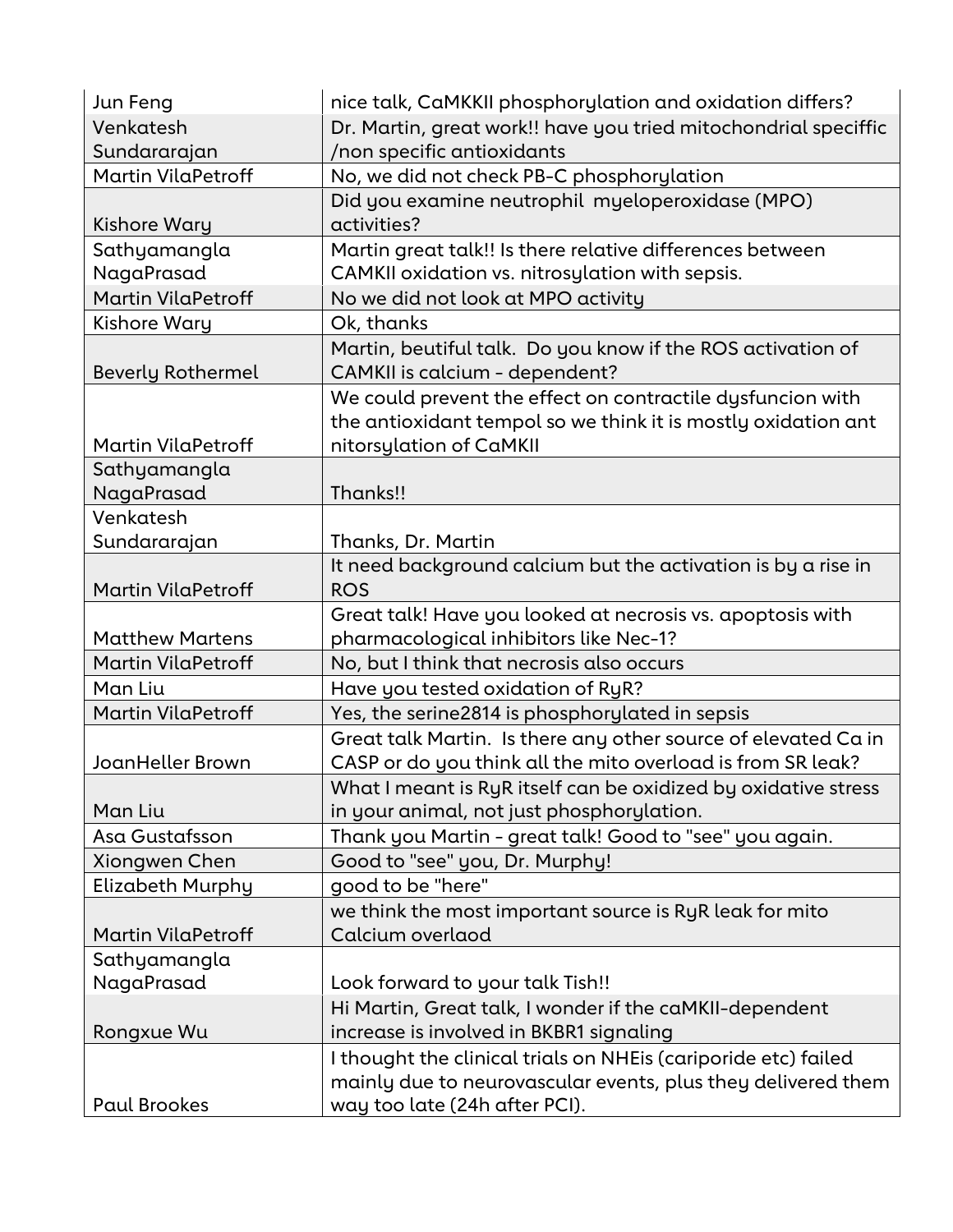| | |
|---|---|
| Jun Feng | nice talk, CaMKKII phosphorylation and oxidation differs? |
| Venkatesh Sundararajan | Dr. Martin, great work!! have you tried mitochondrial speciffic /non specific antioxidants |
| Martin VilaPetroff | No, we did not check PB-C phosphorylation |
| Kishore Wary | Did you examine neutrophil myeloperoxidase (MPO) activities? |
| Sathyamangla NagaPrasad | Martin great talk!! Is there relative differences between CAMKII oxidation vs. nitrosylation with sepsis. |
| Martin VilaPetroff | No we did not look at MPO activity |
| Kishore Wary | Ok, thanks |
| Beverly Rothermel | Martin, beutiful talk. Do you know if the ROS activation of CAMKII is calcium - dependent? |
| Martin VilaPetroff | We could prevent the effect on contractile dysfuncion with the antioxidant tempol so we think it is mostly oxidation ant nitorsylation of CaMKII |
| Sathyamangla NagaPrasad | Thanks!! |
| Venkatesh Sundararajan | Thanks, Dr. Martin |
| Martin VilaPetroff | It need background calcium but the activation is by a rise in ROS |
| Matthew Martens | Great talk! Have you looked at necrosis vs. apoptosis with pharmacological inhibitors like Nec-1? |
| Martin VilaPetroff | No, but I think that necrosis also occurs |
| Man Liu | Have you tested oxidation of RyR? |
| Martin VilaPetroff | Yes, the serine2814 is phosphorylated in sepsis |
| JoanHeller Brown | Great talk Martin. Is there any other source of elevated Ca in CASP or do you think all the mito overload is from SR leak? |
| Man Liu | What I meant is RyR itself can be oxidized by oxidative stress in your animal, not just phosphorylation. |
| Asa Gustafsson | Thank you Martin - great talk! Good to "see" you again. |
| Xiongwen Chen | Good to "see" you, Dr. Murphy! |
| Elizabeth Murphy | good to be "here" |
| Martin VilaPetroff | we think the most important source is RyR leak for mito Calcium overlaod |
| Sathyamangla NagaPrasad | Look forward to your talk Tish!! |
| Rongxue Wu | Hi Martin, Great talk, I wonder if the caMKII-dependent increase is involved in BKBR1 signaling |
| Paul Brookes | I thought the clinical trials on NHEis (cariporide etc) failed mainly due to neurovascular events, plus they delivered them way too late (24h after PCI). |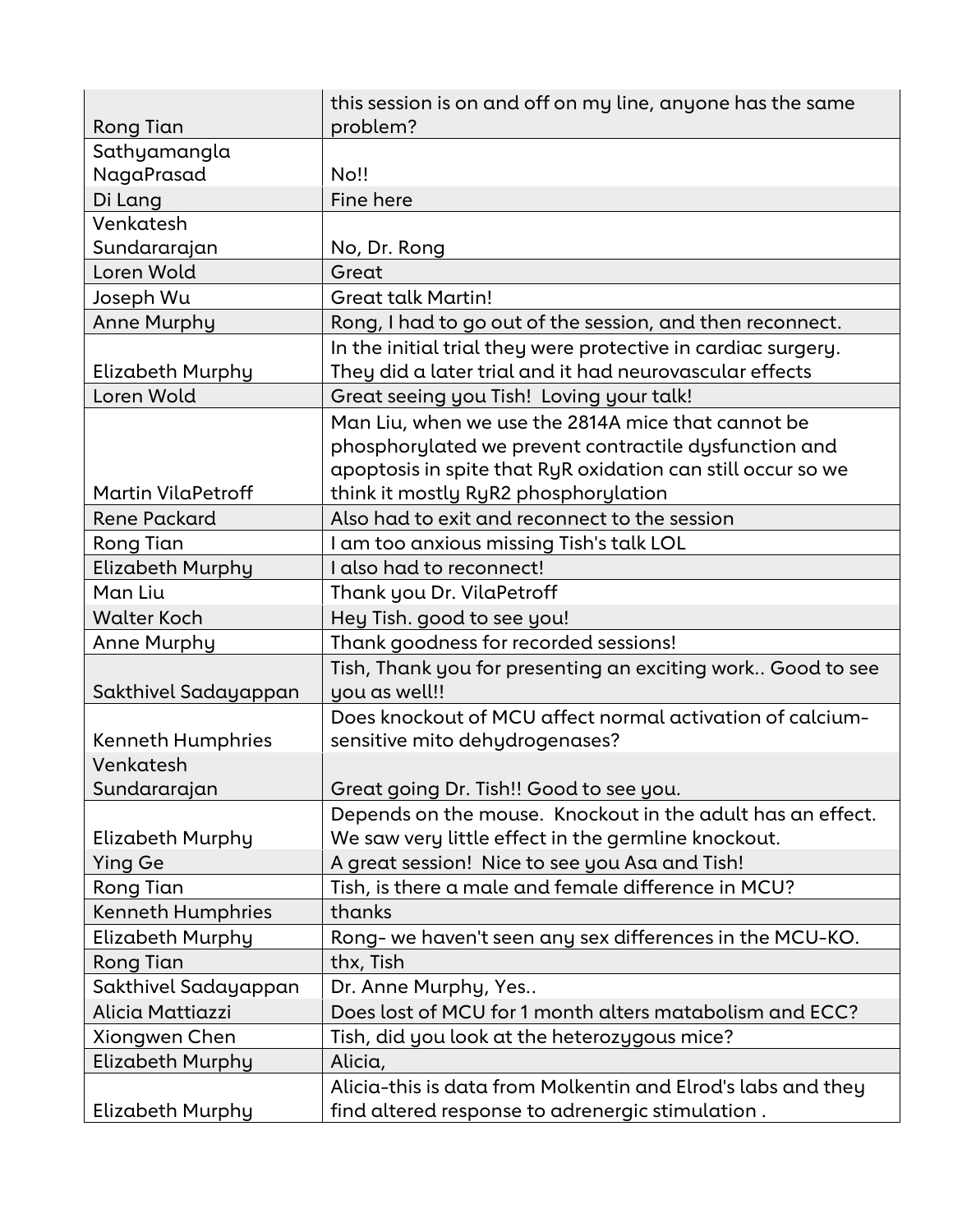| | |
|---|---|
| Rong Tian | this session is on and off on my line, anyone has the same problem? |
| Sathyamangla NagaPrasad | No!! |
| Di Lang | Fine here |
| Venkatesh Sundararajan | No, Dr. Rong |
| Loren Wold | Great |
| Joseph Wu | Great talk Martin! |
| Anne Murphy | Rong, I had to go out of the session, and then reconnect. |
| Elizabeth Murphy | In the initial trial they were protective in cardiac surgery. They did a later trial and it had neurovascular effects |
| Loren Wold | Great seeing you Tish! Loving your talk! |
| Martin VilaPetroff | Man Liu, when we use the 2814A mice that cannot be phosphorylated we prevent contractile dysfunction and apoptosis in spite that RyR oxidation can still occur so we think it mostly RyR2 phosphorylation |
| Rene Packard | Also had to exit and reconnect to the session |
| Rong Tian | I am too anxious missing Tish's talk LOL |
| Elizabeth Murphy | I also had to reconnect! |
| Man Liu | Thank you Dr. VilaPetroff |
| Walter Koch | Hey Tish. good to see you! |
| Anne Murphy | Thank goodness for recorded sessions! |
| Sakthivel Sadayappan | Tish, Thank you for presenting an exciting work.. Good to see you as well!! |
| Kenneth Humphries | Does knockout of MCU affect normal activation of calcium-sensitive mito dehydrogenases? |
| Venkatesh Sundararajan | Great going Dr. Tish!! Good to see you. |
| Elizabeth Murphy | Depends on the mouse. Knockout in the adult has an effect. We saw very little effect in the germline knockout. |
| Ying Ge | A great session! Nice to see you Asa and Tish! |
| Rong Tian | Tish, is there a male and female difference in MCU? |
| Kenneth Humphries | thanks |
| Elizabeth Murphy | Rong- we haven't seen any sex differences in the MCU-KO. |
| Rong Tian | thx, Tish |
| Sakthivel Sadayappan | Dr. Anne Murphy, Yes.. |
| Alicia Mattiazzi | Does lost of MCU for 1 month alters matabolism and ECC? |
| Xiongwen Chen | Tish, did you look at the heterozygous mice? |
| Elizabeth Murphy | Alicia, |
| Elizabeth Murphy | Alicia-this is data from Molkentin and Elrod's labs and they find altered response to adrenergic stimulation . |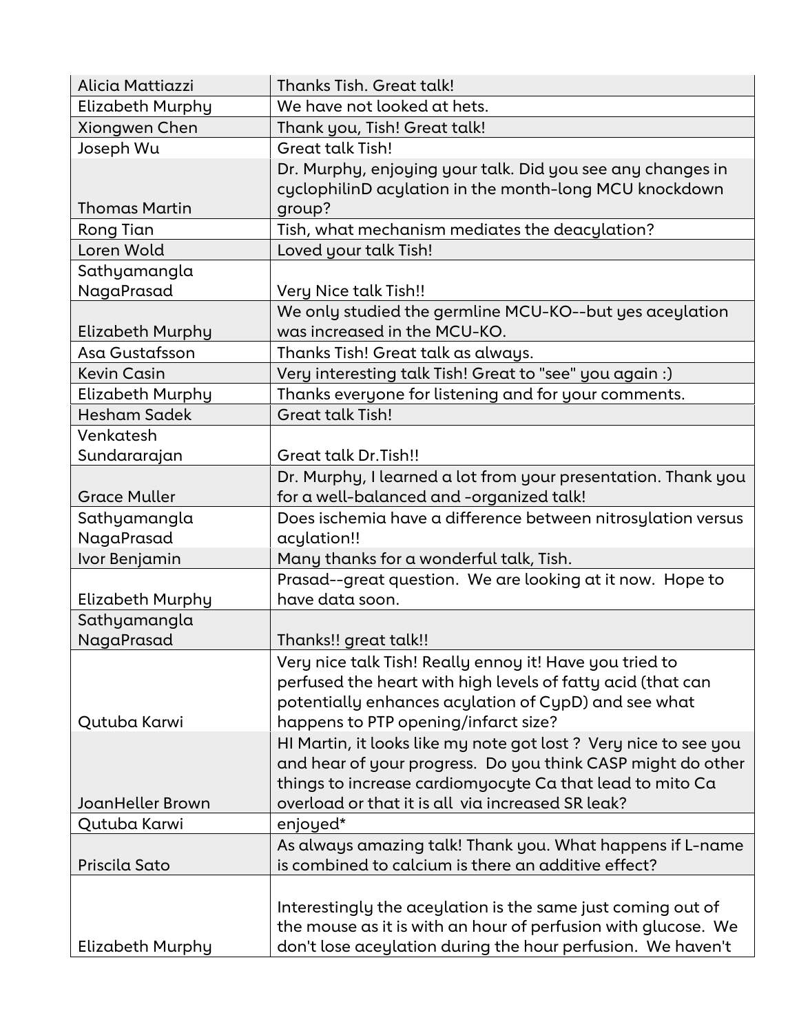| | |
|---|---|
| Alicia Mattiazzi | Thanks Tish. Great talk! |
| Elizabeth Murphy | We have not looked at hets. |
| Xiongwen Chen | Thank you, Tish! Great talk! |
| Joseph Wu | Great talk Tish! |
| Thomas Martin | Dr. Murphy, enjoying your talk. Did you see any changes in cyclophilinD acylation in the month-long MCU knockdown group? |
| Rong Tian | Tish, what mechanism mediates the deacylation? |
| Loren Wold | Loved your talk Tish! |
| Sathyamangla NagaPrasad | Very Nice talk Tish!! |
| Elizabeth Murphy | We only studied the germline MCU-KO--but yes aceylation was increased in the MCU-KO. |
| Asa Gustafsson | Thanks Tish! Great talk as always. |
| Kevin Casin | Very interesting talk Tish! Great to "see" you again :) |
| Elizabeth Murphy | Thanks everyone for listening and for your comments. |
| Hesham Sadek | Great talk Tish! |
| Venkatesh Sundararajan | Great talk Dr.Tish!! |
| Grace Muller | Dr. Murphy, I learned a lot from your presentation. Thank you for a well-balanced and -organized talk! |
| Sathyamangla NagaPrasad | Does ischemia have a difference between nitrosylation versus acylation!! |
| Ivor Benjamin | Many thanks for a wonderful talk, Tish. |
| Elizabeth Murphy | Prasad--great question. We are looking at it now. Hope to have data soon. |
| Sathyamangla NagaPrasad | Thanks!! great talk!! |
| Qutuba Karwi | Very nice talk Tish! Really ennoy it! Have you tried to perfused the heart with high levels of fatty acid (that can potentially enhances acylation of CypD) and see what happens to PTP opening/infarct size? |
| JoanHeller Brown | HI Martin, it looks like my note got lost ? Very nice to see you and hear of your progress. Do you think CASP might do other things to increase cardiomyocyte Ca that lead to mito Ca overload or that it is all via increased SR leak? |
| Qutuba Karwi | enjoyed* |
| Priscila Sato | As always amazing talk! Thank you. What happens if L-name is combined to calcium is there an additive effect? |
| Elizabeth Murphy | Interestingly the aceylation is the same just coming out of the mouse as it is with an hour of perfusion with glucose. We don't lose aceylation during the hour perfusion. We haven't |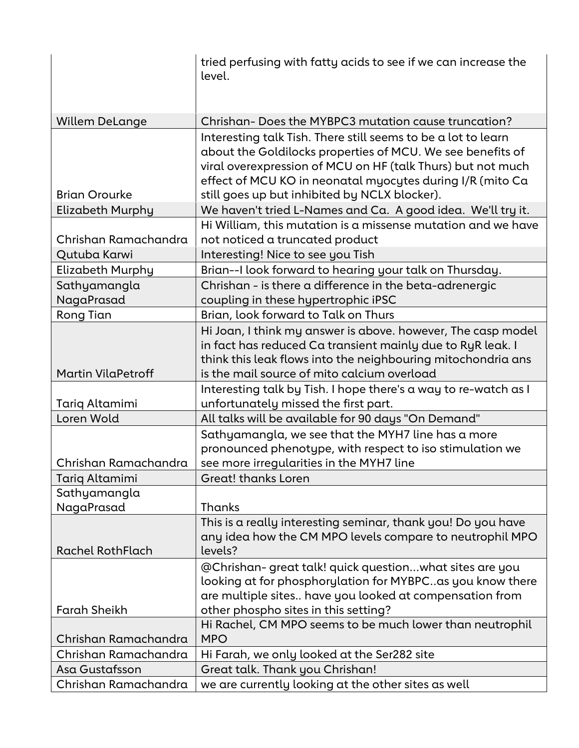| | |
|---|---|
| | tried perfusing with fatty acids to see if we can increase the level. |
| Willem DeLange | Chrishan- Does the MYBPC3 mutation cause truncation? |
| Brian Orourke | Interesting talk Tish. There still seems to be a lot to learn about the Goldilocks properties of MCU. We see benefits of viral overexpression of MCU on HF (talk Thurs) but not much effect of MCU KO in neonatal myocytes during I/R (mito Ca still goes up but inhibited by NCLX blocker). |
| Elizabeth Murphy | We haven't tried L-Names and Ca. A good idea. We'll try it. |
| Chrishan Ramachandra | Hi William, this mutation is a missense mutation and we have not noticed a truncated product |
| Qutuba Karwi | Interesting! Nice to see you Tish |
| Elizabeth Murphy | Brian--I look forward to hearing your talk on Thursday. |
| Sathyamangla NagaPrasad | Chrishan - is there a difference in the beta-adrenergic coupling in these hypertrophic iPSC |
| Rong Tian | Brian, look forward to Talk on Thurs |
| Martin VilaPetroff | Hi Joan, I think my answer is above. however, The casp model in fact has reduced Ca transient mainly due to RyR leak. I think this leak flows into the neighbouring mitochondria ans is the mail source of mito calcium overload |
| Tariq Altamimi | Interesting talk by Tish. I hope there's a way to re-watch as I unfortunately missed the first part. |
| Loren Wold | All talks will be available for 90 days "On Demand" |
| Chrishan Ramachandra | Sathyamangla, we see that the MYH7 line has a more pronounced phenotype, with respect to iso stimulation we see more irregularities in the MYH7 line |
| Tariq Altamimi | Great! thanks Loren |
| Sathyamangla NagaPrasad | Thanks |
| Rachel RothFlach | This is a really interesting seminar, thank you! Do you have any idea how the CM MPO levels compare to neutrophil MPO levels? |
| Farah Sheikh | @Chrishan- great talk! quick question...what sites are you looking at for phosphorylation for MYBPC..as you know there are multiple sites.. have you looked at compensation from other phospho sites in this setting? |
| Chrishan Ramachandra | Hi Rachel, CM MPO seems to be much lower than neutrophil MPO |
| Chrishan Ramachandra | Hi Farah, we only looked at the Ser282 site |
| Asa Gustafsson | Great talk. Thank you Chrishan! |
| Chrishan Ramachandra | we are currently looking at the other sites as well |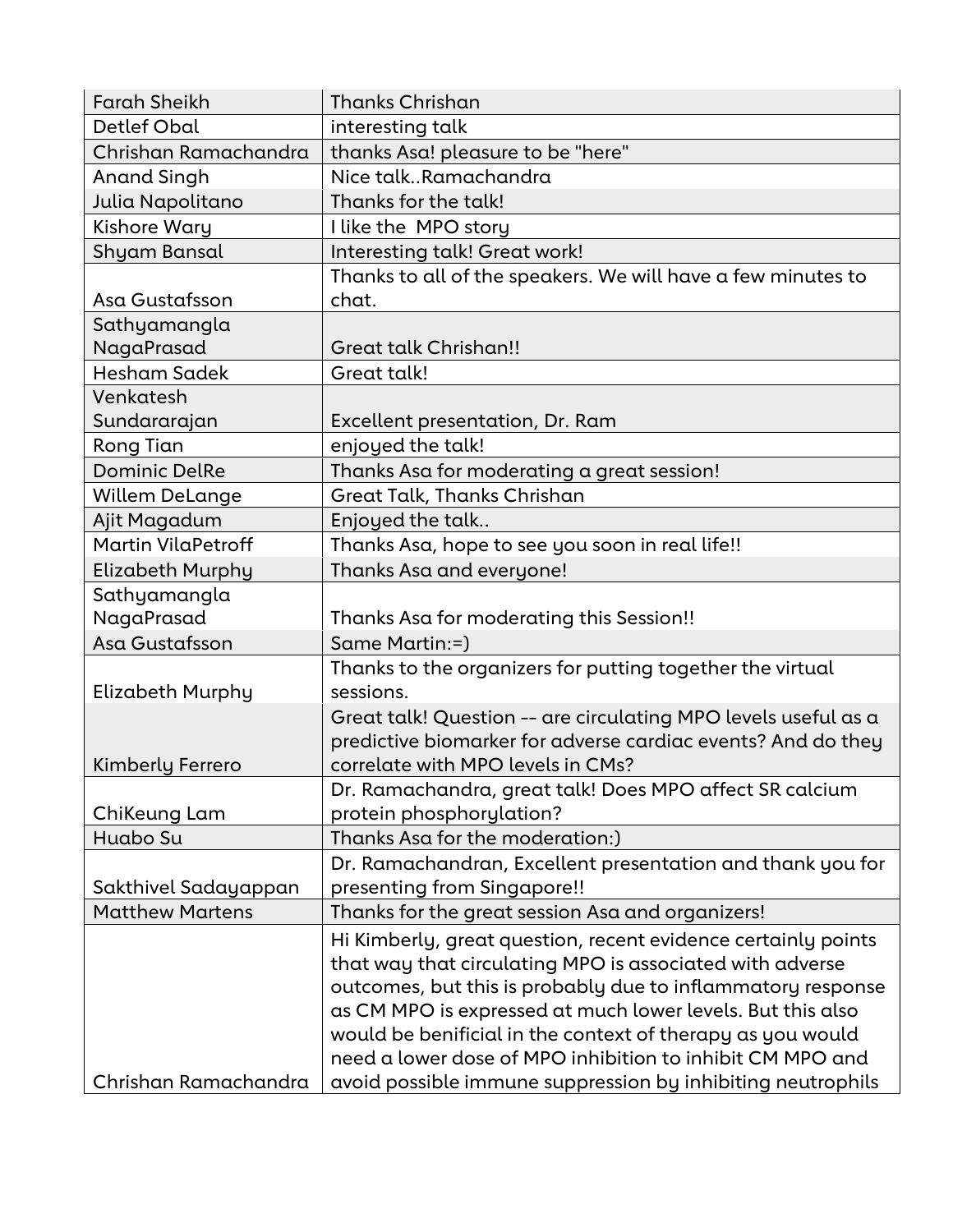| Farah Sheikh | Thanks Chrishan |
|---|---|
| Detlef Obal | interesting talk |
| Chrishan Ramachandra | thanks Asa! pleasure to be "here" |
| Anand Singh | Nice talk..Ramachandra |
| Julia Napolitano | Thanks for the talk! |
| Kishore Wary | I like the MPO story |
| Shyam Bansal | Interesting talk! Great work! |
| Asa Gustafsson | Thanks to all of the speakers. We will have a few minutes to chat. |
| Sathyamangla NagaPrasad | Great talk Chrishan!! |
| Hesham Sadek | Great talk! |
| Venkatesh Sundararajan | Excellent presentation, Dr. Ram |
| Rong Tian | enjoyed the talk! |
| Dominic DelRe | Thanks Asa for moderating a great session! |
| Willem DeLange | Great Talk, Thanks Chrishan |
| Ajit Magadum | Enjoyed the talk.. |
| Martin VilaPetroff | Thanks Asa, hope to see you soon in real life!! |
| Elizabeth Murphy | Thanks Asa and everyone! |
| Sathyamangla NagaPrasad | Thanks Asa for moderating this Session!! |
| Asa Gustafsson | Same Martin:=) |
| Elizabeth Murphy | Thanks to the organizers for putting together the virtual sessions. |
| Kimberly Ferrero | Great talk! Question -- are circulating MPO levels useful as a predictive biomarker for adverse cardiac events? And do they correlate with MPO levels in CMs? |
| ChiKeung Lam | Dr. Ramachandra, great talk! Does MPO affect SR calcium protein phosphorylation? |
| Huabo Su | Thanks Asa for the moderation:) |
| Sakthivel Sadayappan | Dr. Ramachandran, Excellent presentation and thank you for presenting from Singapore!! |
| Matthew Martens | Thanks for the great session Asa and organizers! |
| Chrishan Ramachandra | Hi Kimberly, great question, recent evidence certainly points that way that circulating MPO is associated with adverse outcomes, but this is probably due to inflammatory response as CM MPO is expressed at much lower levels. But this also would be benificial in the context of therapy as you would need a lower dose of MPO inhibition to inhibit CM MPO and avoid possible immune suppression by inhibiting neutrophils |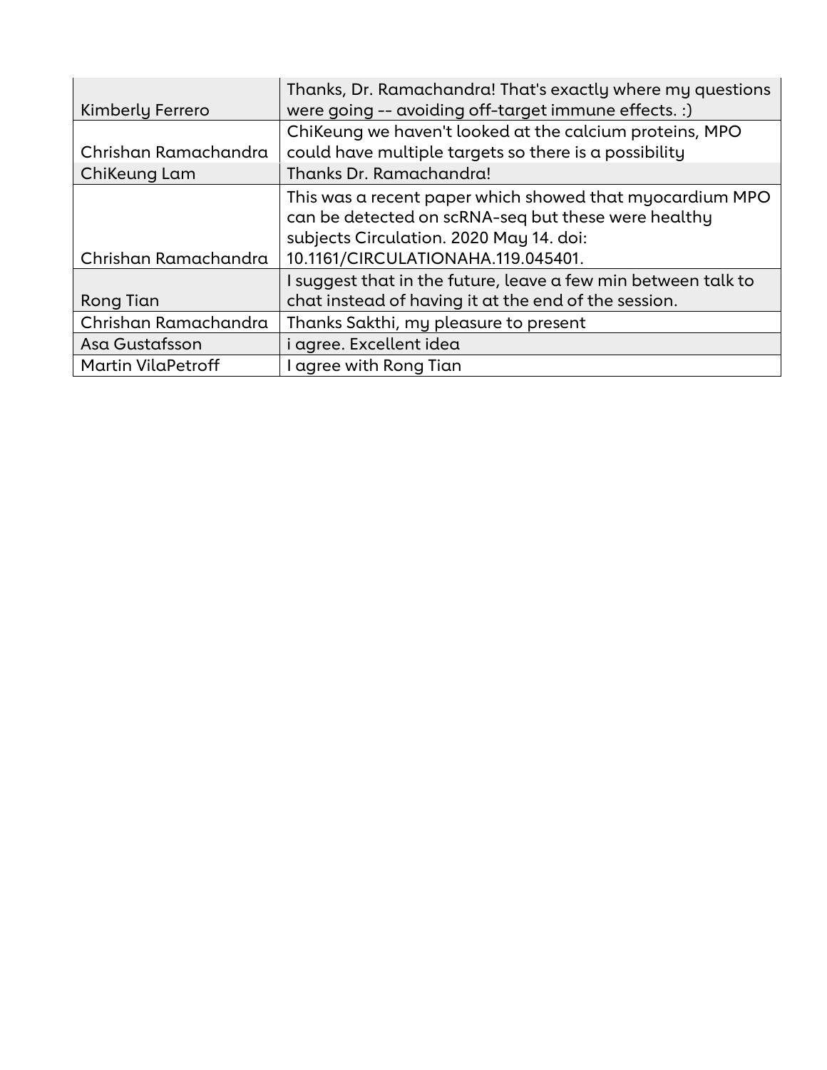| | |
|---|---|
| Kimberly Ferrero | Thanks, Dr. Ramachandra! That's exactly where my questions were going -- avoiding off-target immune effects. :) |
| Chrishan Ramachandra | ChiKeung we haven't looked at the calcium proteins, MPO could have multiple targets so there is a possibility |
| ChiKeung Lam | Thanks Dr. Ramachandra! |
| Chrishan Ramachandra | This was a recent paper which showed that myocardium MPO can be detected on scRNA-seq but these were healthy subjects Circulation. 2020 May 14. doi: 10.1161/CIRCULATIONAHA.119.045401. |
| Rong Tian | I suggest that in the future, leave a few min between talk to chat instead of having it at the end of the session. |
| Chrishan Ramachandra | Thanks Sakthi, my pleasure to present |
| Asa Gustafsson | i agree. Excellent idea |
| Martin VilaPetroff | I agree with Rong Tian |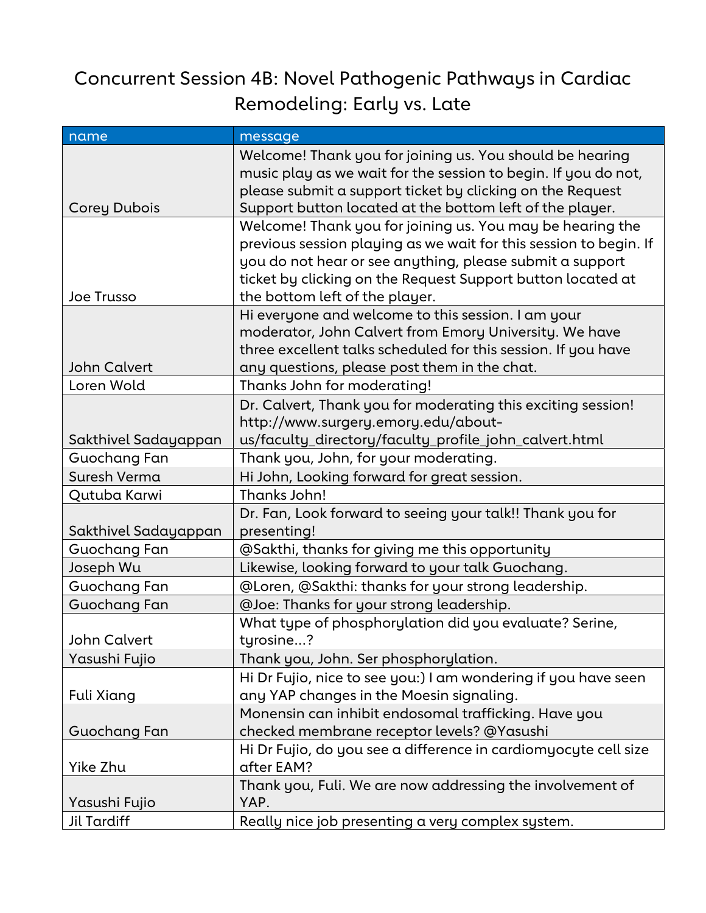# Concurrent Session 4B: Novel Pathogenic Pathways in Cardiac Remodeling: Early vs. Late

| name | message |
|---|---|
| Corey Dubois | Welcome! Thank you for joining us. You should be hearing music play as we wait for the session to begin. If you do not, please submit a support ticket by clicking on the Request Support button located at the bottom left of the player. |
| Joe Trusso | Welcome! Thank you for joining us. You may be hearing the previous session playing as we wait for this session to begin. If you do not hear or see anything, please submit a support ticket by clicking on the Request Support button located at the bottom left of the player. |
| John Calvert | Hi everyone and welcome to this session. I am your moderator, John Calvert from Emory University. We have three excellent talks scheduled for this session. If you have any questions, please post them in the chat. |
| Loren Wold | Thanks John for moderating! |
| Sakthivel Sadayappan | Dr. Calvert, Thank you for moderating this exciting session! http://www.surgery.emory.edu/about-us/faculty_directory/faculty_profile_john_calvert.html |
| Guochang Fan | Thank you, John, for your moderating. |
| Suresh Verma | Hi John, Looking forward for great session. |
| Qutuba Karwi | Thanks John! |
| Sakthivel Sadayappan | Dr. Fan, Look forward to seeing your talk!! Thank you for presenting! |
| Guochang Fan | @Sakthi, thanks for giving me this opportunity |
| Joseph Wu | Likewise, looking forward to your talk Guochang. |
| Guochang Fan | @Loren, @Sakthi: thanks for your strong leadership. |
| Guochang Fan | @Joe: Thanks for your strong leadership. |
| John Calvert | What type of phosphorylation did you evaluate? Serine, tyrosine...? |
| Yasushi Fujio | Thank you, John. Ser phosphorylation. |
| Fuli Xiang | Hi Dr Fujio, nice to see you:) I am wondering if you have seen any YAP changes in the Moesin signaling. |
| Guochang Fan | Monensin can inhibit endosomal trafficking. Have you checked membrane receptor levels? @Yasushi |
| Yike Zhu | Hi Dr Fujio, do you see a difference in cardiomyocyte cell size after EAM? |
| Yasushi Fujio | Thank you, Fuli. We are now addressing the involvement of YAP. |
| Jil Tardiff | Really nice job presenting a very complex system. |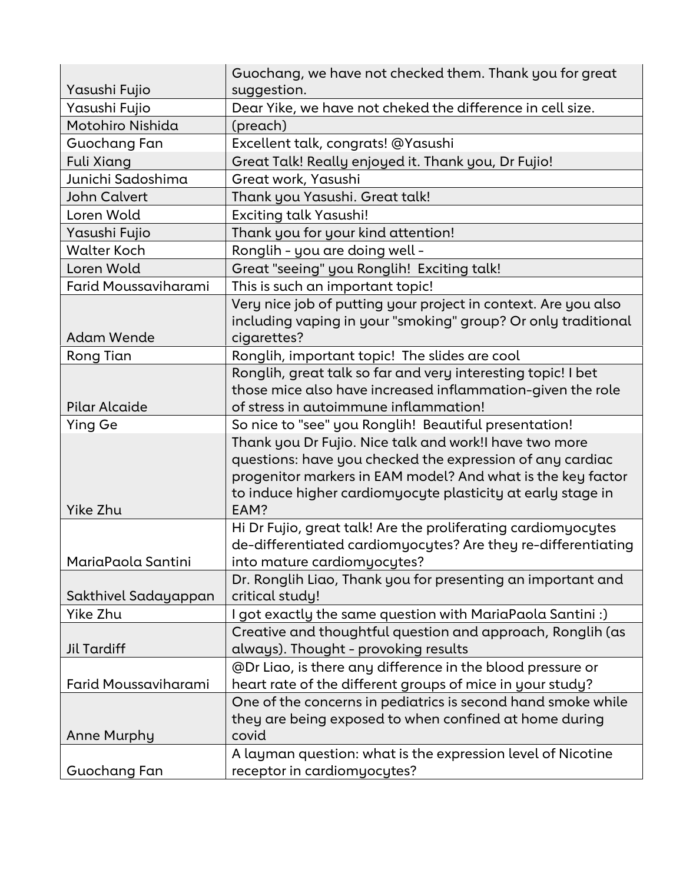| | |
|---|---|
| Yasushi Fujio | Guochang, we have not checked them. Thank you for great suggestion. |
| Yasushi Fujio | Dear Yike, we have not cheked the difference in cell size. |
| Motohiro Nishida | (preach) |
| Guochang Fan | Excellent talk, congrats! @Yasushi |
| Fuli Xiang | Great Talk! Really enjoyed it. Thank you, Dr Fujio! |
| Junichi Sadoshima | Great work, Yasushi |
| John Calvert | Thank you Yasushi. Great talk! |
| Loren Wold | Exciting talk Yasushi! |
| Yasushi Fujio | Thank you for your kind attention! |
| Walter Koch | Ronglih - you are doing well - |
| Loren Wold | Great "seeing" you Ronglih! Exciting talk! |
| Farid Moussaviharami | This is such an important topic! |
| Adam Wende | Very nice job of putting your project in context. Are you also including vaping in your "smoking" group? Or only traditional cigarettes? |
| Rong Tian | Ronglih, important topic! The slides are cool |
| Pilar Alcaide | Ronglih, great talk so far and very interesting topic! I bet those mice also have increased inflammation-given the role of stress in autoimmune inflammation! |
| Ying Ge | So nice to "see" you Ronglih! Beautiful presentation! |
| Yike Zhu | Thank you Dr Fujio. Nice talk and work!I have two more questions: have you checked the expression of any cardiac progenitor markers in EAM model? And what is the key factor to induce higher cardiomyocyte plasticity at early stage in EAM? |
| MariaPaola Santini | Hi Dr Fujio, great talk! Are the proliferating cardiomyocytes de-differentiated cardiomyocytes? Are they re-differentiating into mature cardiomyocytes? |
| Sakthivel Sadayappan | Dr. Ronglih Liao, Thank you for presenting an important and critical study! |
| Yike Zhu | I got exactly the same question with MariaPaola Santini :) |
| Jil Tardiff | Creative and thoughtful question and approach, Ronglih (as always). Thought - provoking results |
| Farid Moussaviharami | @Dr Liao, is there any difference in the blood pressure or heart rate of the different groups of mice in your study? |
| Anne Murphy | One of the concerns in pediatrics is second hand smoke while they are being exposed to when confined at home during covid |
| Guochang Fan | A layman question: what is the expression level of Nicotine receptor in cardiomyocytes? |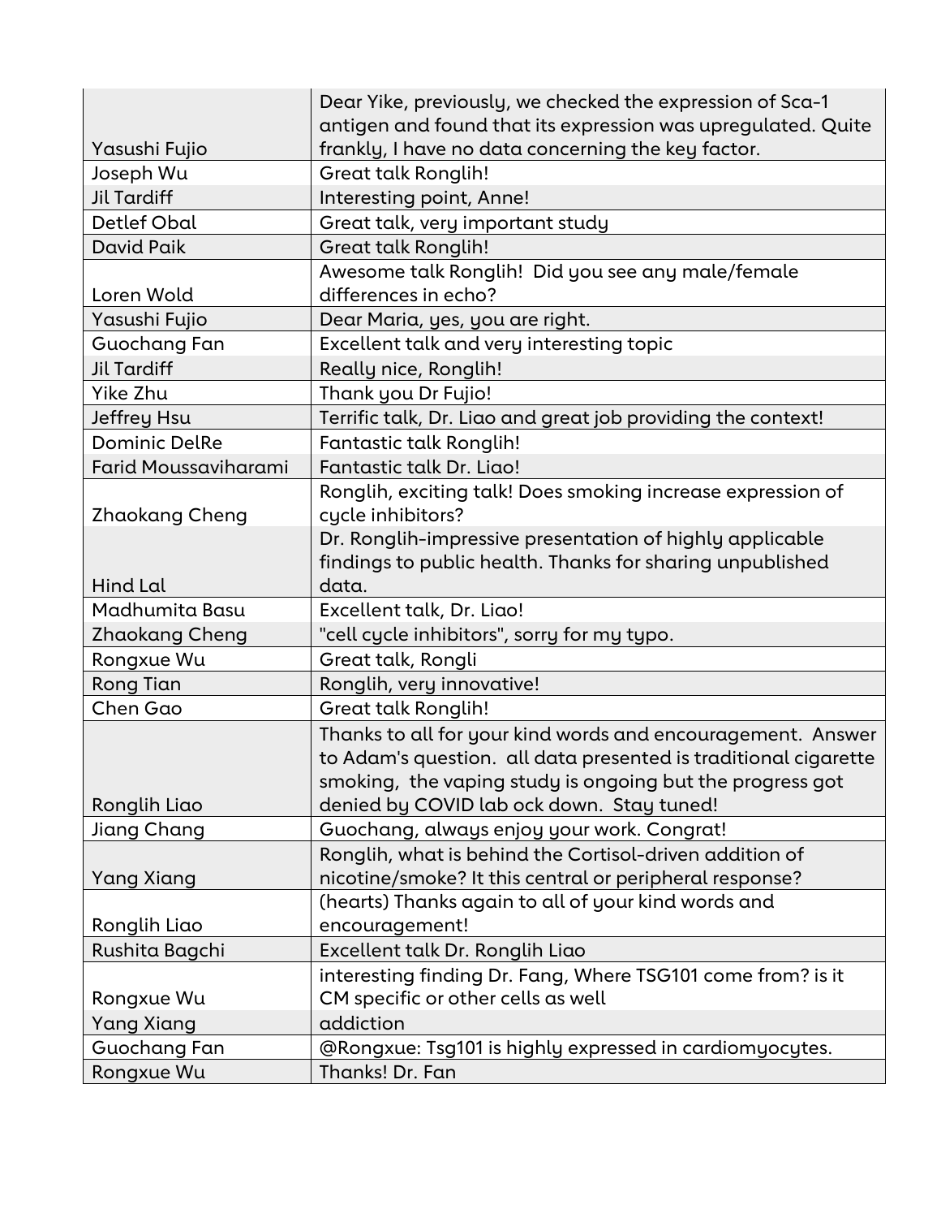| | |
|---|---|
| Yasushi Fujio | Dear Yike, previously, we checked the expression of Sca-1 antigen and found that its expression was upregulated. Quite frankly, I have no data concerning the key factor. |
| Joseph Wu | Great talk Ronglih! |
| Jil Tardiff | Interesting point, Anne! |
| Detlef Obal | Great talk, very important study |
| David Paik | Great talk Ronglih! |
| Loren Wold | Awesome talk Ronglih! Did you see any male/female differences in echo? |
| Yasushi Fujio | Dear Maria, yes, you are right. |
| Guochang Fan | Excellent talk and very interesting topic |
| Jil Tardiff | Really nice, Ronglih! |
| Yike Zhu | Thank you Dr Fujio! |
| Jeffrey Hsu | Terrific talk, Dr. Liao and great job providing the context! |
| Dominic DelRe | Fantastic talk Ronglih! |
| Farid Moussaviharami | Fantastic talk Dr. Liao! |
| Zhaokang Cheng | Ronglih, exciting talk! Does smoking increase expression of cycle inhibitors? |
| Hind Lal | Dr. Ronglih-impressive presentation of highly applicable findings to public health. Thanks for sharing unpublished data. |
| Madhumita Basu | Excellent talk, Dr. Liao! |
| Zhaokang Cheng | "cell cycle inhibitors", sorry for my typo. |
| Rongxue Wu | Great talk, Rongli |
| Rong Tian | Ronglih, very innovative! |
| Chen Gao | Great talk Ronglih! |
| Ronglih Liao | Thanks to all for your kind words and encouragement. Answer to Adam's question. all data presented is traditional cigarette smoking, the vaping study is ongoing but the progress got denied by COVID lab ock down. Stay tuned! |
| Jiang Chang | Guochang, always enjoy your work. Congrat! |
| Yang Xiang | Ronglih, what is behind the Cortisol-driven addition of nicotine/smoke? It this central or peripheral response? |
| Ronglih Liao | (hearts) Thanks again to all of your kind words and encouragement! |
| Rushita Bagchi | Excellent talk Dr. Ronglih Liao |
| Rongxue Wu | interesting finding Dr. Fang, Where TSG101 come from? is it CM specific or other cells as well |
| Yang Xiang | addiction |
| Guochang Fan | @Rongxue: Tsg101 is highly expressed in cardiomyocytes. |
| Rongxue Wu | Thanks! Dr. Fan |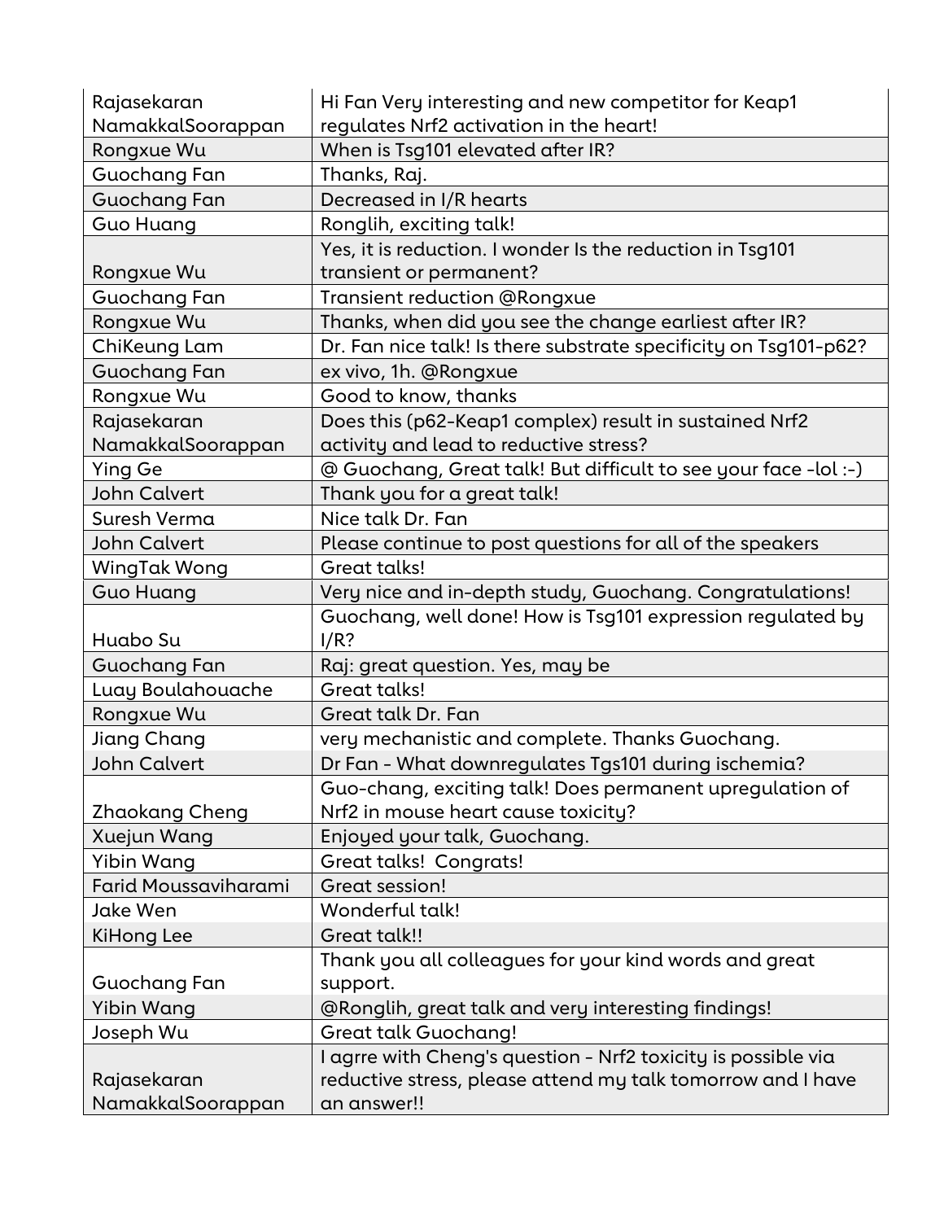| | |
|---|---|
| Rajasekaran NamakkalSoorappan | Hi Fan Very interesting and new competitor for Keap1 regulates Nrf2 activation in the heart! |
| Rongxue Wu | When is Tsg101 elevated after IR? |
| Guochang Fan | Thanks, Raj. |
| Guochang Fan | Decreased in I/R hearts |
| Guo Huang | Ronglih, exciting talk! |
| Rongxue Wu | Yes, it is reduction. I wonder Is the reduction in Tsg101 transient or permanent? |
| Guochang Fan | Transient reduction @Rongxue |
| Rongxue Wu | Thanks, when did you see the change earliest after IR? |
| ChiKeung Lam | Dr. Fan nice talk! Is there substrate specificity on Tsg101-p62? |
| Guochang Fan | ex vivo, 1h. @Rongxue |
| Rongxue Wu | Good to know, thanks |
| Rajasekaran NamakkalSoorappan | Does this (p62-Keap1 complex) result in sustained Nrf2 activity and lead to reductive stress? |
| Ying Ge | @ Guochang, Great talk! But difficult to see your face -lol :-) |
| John Calvert | Thank you for a great talk! |
| Suresh Verma | Nice talk Dr. Fan |
| John Calvert | Please continue to post questions for all of the speakers |
| WingTak Wong | Great talks! |
| Guo Huang | Very nice and in-depth study, Guochang. Congratulations! |
| Huabo Su | Guochang, well done! How is Tsg101 expression regulated by I/R? |
| Guochang Fan | Raj: great question. Yes, may be |
| Luay Boulahouache | Great talks! |
| Rongxue Wu | Great talk Dr. Fan |
| Jiang Chang | very mechanistic and complete. Thanks Guochang. |
| John Calvert | Dr Fan - What downregulates Tgs101 during ischemia? |
| Zhaokang Cheng | Guo-chang, exciting talk! Does permanent upregulation of Nrf2 in mouse heart cause toxicity? |
| Xuejun Wang | Enjoyed your talk, Guochang. |
| Yibin Wang | Great talks! Congrats! |
| Farid Moussaviharami | Great session! |
| Jake Wen | Wonderful talk! |
| KiHong Lee | Great talk!! |
| Guochang Fan | Thank you all colleagues for your kind words and great support. |
| Yibin Wang | @Ronglih, great talk and very interesting findings! |
| Joseph Wu | Great talk Guochang! |
| Rajasekaran NamakkalSoorappan | I agrre with Cheng's question - Nrf2 toxicity is possible via reductive stress, please attend my talk tomorrow and I have an answer!! |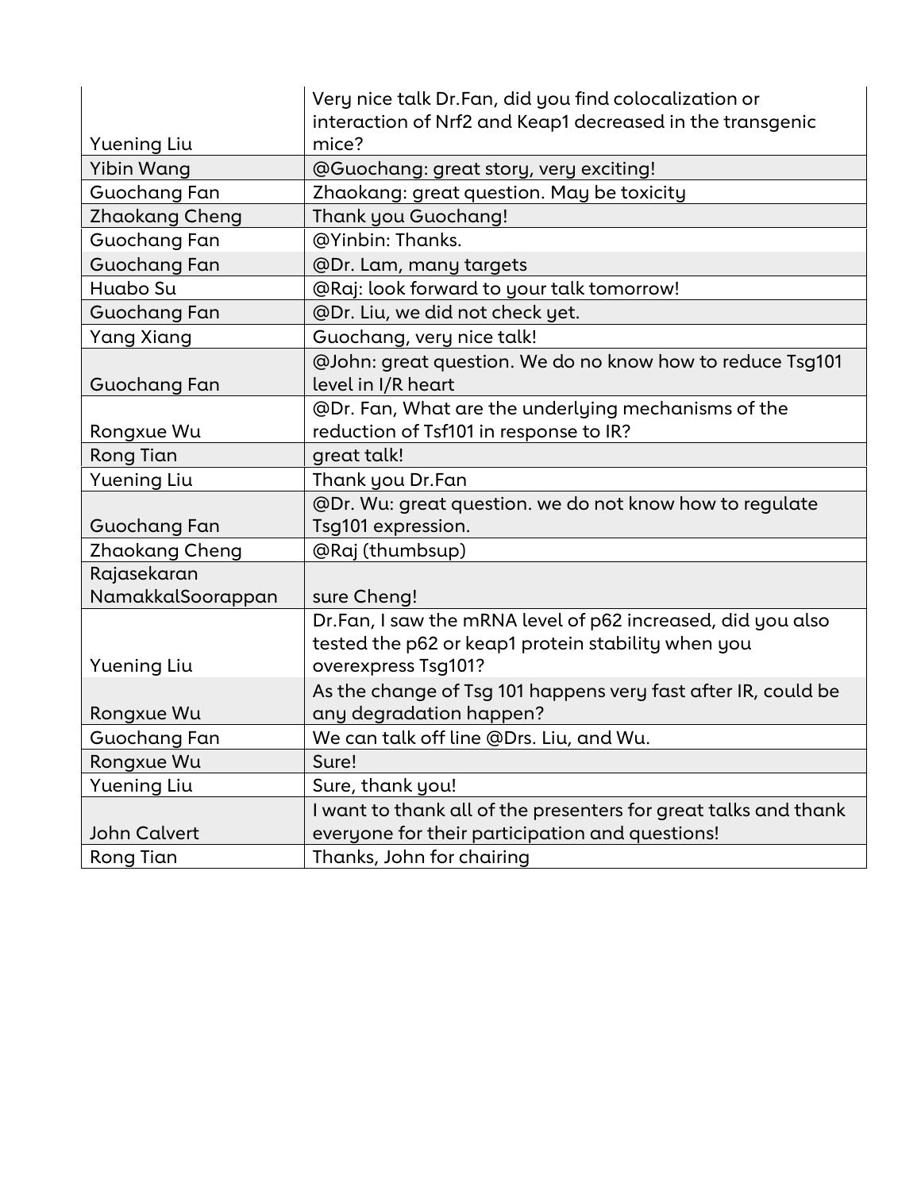| | |
|---|---|
| Yuening Liu | Very nice talk Dr.Fan, did you find colocalization or interaction of Nrf2 and Keap1 decreased in the transgenic mice? |
| Yibin Wang | @Guochang: great story, very exciting! |
| Guochang Fan | Zhaokang: great question. May be toxicity |
| Zhaokang Cheng | Thank you Guochang! |
| Guochang Fan | @Yinbin: Thanks. |
| Guochang Fan | @Dr. Lam, many targets |
| Huabo Su | @Raj: look forward to your talk tomorrow! |
| Guochang Fan | @Dr. Liu, we did not check yet. |
| Yang Xiang | Guochang, very nice talk! |
| Guochang Fan | @John: great question. We do no know how to reduce Tsg101 level in I/R heart |
| Rongxue Wu | @Dr. Fan, What are the underlying mechanisms of the reduction of Tsf101 in response to IR? |
| Rong Tian | great talk! |
| Yuening Liu | Thank you Dr.Fan |
| Guochang Fan | @Dr. Wu: great question. we do not know how to regulate Tsg101 expression. |
| Zhaokang Cheng | @Raj (thumbsup) |
| Rajasekaran NamakkalSoorappan | sure Cheng! |
| Yuening Liu | Dr.Fan, I saw the mRNA level of p62 increased, did you also tested the p62 or keap1 protein stability when you overexpress Tsg101? |
| Rongxue Wu | As the change of Tsg 101 happens very fast after IR, could be any degradation happen? |
| Guochang Fan | We can talk off line @Drs. Liu, and Wu. |
| Rongxue Wu | Sure! |
| Yuening Liu | Sure, thank you! |
| John Calvert | I want to thank all of the presenters for great talks and thank everyone for their participation and questions! |
| Rong Tian | Thanks, John for chairing |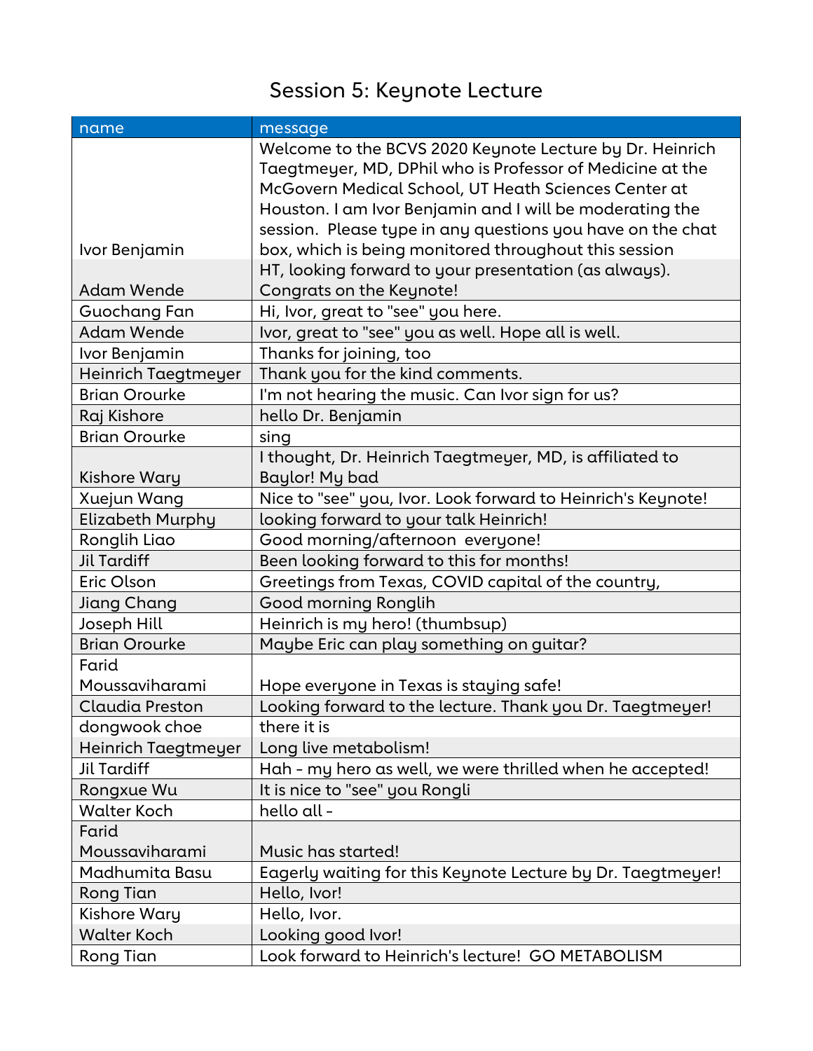# Session 5: Keynote Lecture

| name | message |
|---|---|
| Ivor Benjamin | Welcome to the BCVS 2020 Keynote Lecture by Dr. Heinrich Taegtmeyer, MD, DPhil who is Professor of Medicine at the McGovern Medical School, UT Heath Sciences Center at Houston. I am Ivor Benjamin and I will be moderating the session. Please type in any questions you have on the chat box, which is being monitored throughout this session |
| Adam Wende | HT, looking forward to your presentation (as always). Congrats on the Keynote! |
| Guochang Fan | Hi, Ivor, great to "see" you here. |
| Adam Wende | Ivor, great to "see" you as well. Hope all is well. |
| Ivor Benjamin | Thanks for joining, too |
| Heinrich Taegtmeyer | Thank you for the kind comments. |
| Brian Orourke | I'm not hearing the music. Can Ivor sign for us? |
| Raj Kishore | hello Dr. Benjamin |
| Brian Orourke | sing |
| Kishore Wary | I thought, Dr. Heinrich Taegtmeyer, MD, is affiliated to Baylor! My bad |
| Xuejun Wang | Nice to "see" you, Ivor. Look forward to Heinrich's Keynote! |
| Elizabeth Murphy | looking forward to your talk Heinrich! |
| Ronglih Liao | Good morning/afternoon everyone! |
| Jil Tardiff | Been looking forward to this for months! |
| Eric Olson | Greetings from Texas, COVID capital of the country, |
| Jiang Chang | Good morning Ronglih |
| Joseph Hill | Heinrich is my hero! (thumbsup) |
| Brian Orourke | Maybe Eric can play something on guitar? |
| Farid Moussaviharami | Hope everyone in Texas is staying safe! |
| Claudia Preston | Looking forward to the lecture. Thank you Dr. Taegtmeyer! |
| dongwook choe | there it is |
| Heinrich Taegtmeyer | Long live metabolism! |
| Jil Tardiff | Hah - my hero as well, we were thrilled when he accepted! |
| Rongxue Wu | It is nice to "see" you Rongli |
| Walter Koch | hello all - |
| Farid Moussaviharami | Music has started! |
| Madhumita Basu | Eagerly waiting for this Keynote Lecture by Dr. Taegtmeyer! |
| Rong Tian | Hello, Ivor! |
| Kishore Wary | Hello, Ivor. |
| Walter Koch | Looking good Ivor! |
| Rong Tian | Look forward to Heinrich's lecture! GO METABOLISM |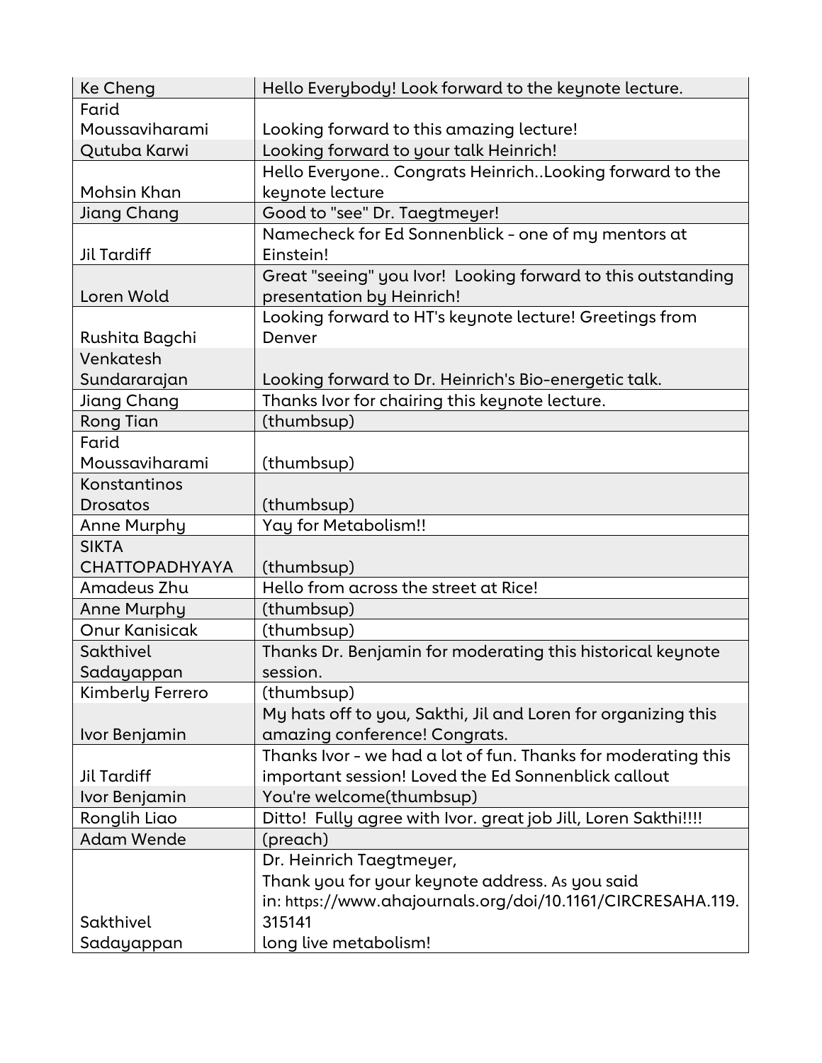| Ke Cheng | Hello Everybody! Look forward to the keynote lecture. |
|---|---|
| Farid Moussaviharami | Looking forward to this amazing lecture! |
| Qutuba Karwi | Looking forward to your talk Heinrich! |
| Mohsin Khan | Hello Everyone.. Congrats Heinrich..Looking forward to the keynote lecture |
| Jiang Chang | Good to "see" Dr. Taegtmeyer! |
| Jil Tardiff | Namecheck for Ed Sonnenblick - one of my mentors at Einstein! |
| Loren Wold | Great "seeing" you Ivor! Looking forward to this outstanding presentation by Heinrich! |
| Rushita Bagchi | Looking forward to HT's keynote lecture! Greetings from Denver |
| Venkatesh Sundararajan | Looking forward to Dr. Heinrich's Bio-energetic talk. |
| Jiang Chang | Thanks Ivor for chairing this keynote lecture. |
| Rong Tian | (thumbsup) |
| Farid Moussaviharami | (thumbsup) |
| Konstantinos Drosatos | (thumbsup) |
| Anne Murphy | Yay for Metabolism!! |
| SIKTA CHATTOPADHYAYA | (thumbsup) |
| Amadeus Zhu | Hello from across the street at Rice! |
| Anne Murphy | (thumbsup) |
| Onur Kanisicak | (thumbsup) |
| Sakthivel Sadayappan | Thanks Dr. Benjamin for moderating this historical keynote session. |
| Kimberly Ferrero | (thumbsup) |
| Ivor Benjamin | My hats off to you, Sakthi, Jil and Loren for organizing this amazing conference! Congrats. |
| Jil Tardiff | Thanks Ivor - we had a lot of fun. Thanks for moderating this important session! Loved the Ed Sonnenblick callout |
| Ivor Benjamin | You're welcome(thumbsup) |
| Ronglih Liao | Ditto! Fully agree with Ivor. great job Jill, Loren Sakthi!!!! |
| Adam Wende | (preach) |
| Sakthivel Sadayappan | Dr. Heinrich Taegtmeyer, Thank you for your keynote address. As you said in: https://www.ahajournals.org/doi/10.1161/CIRCRESAHA.119.315141 long live metabolism! |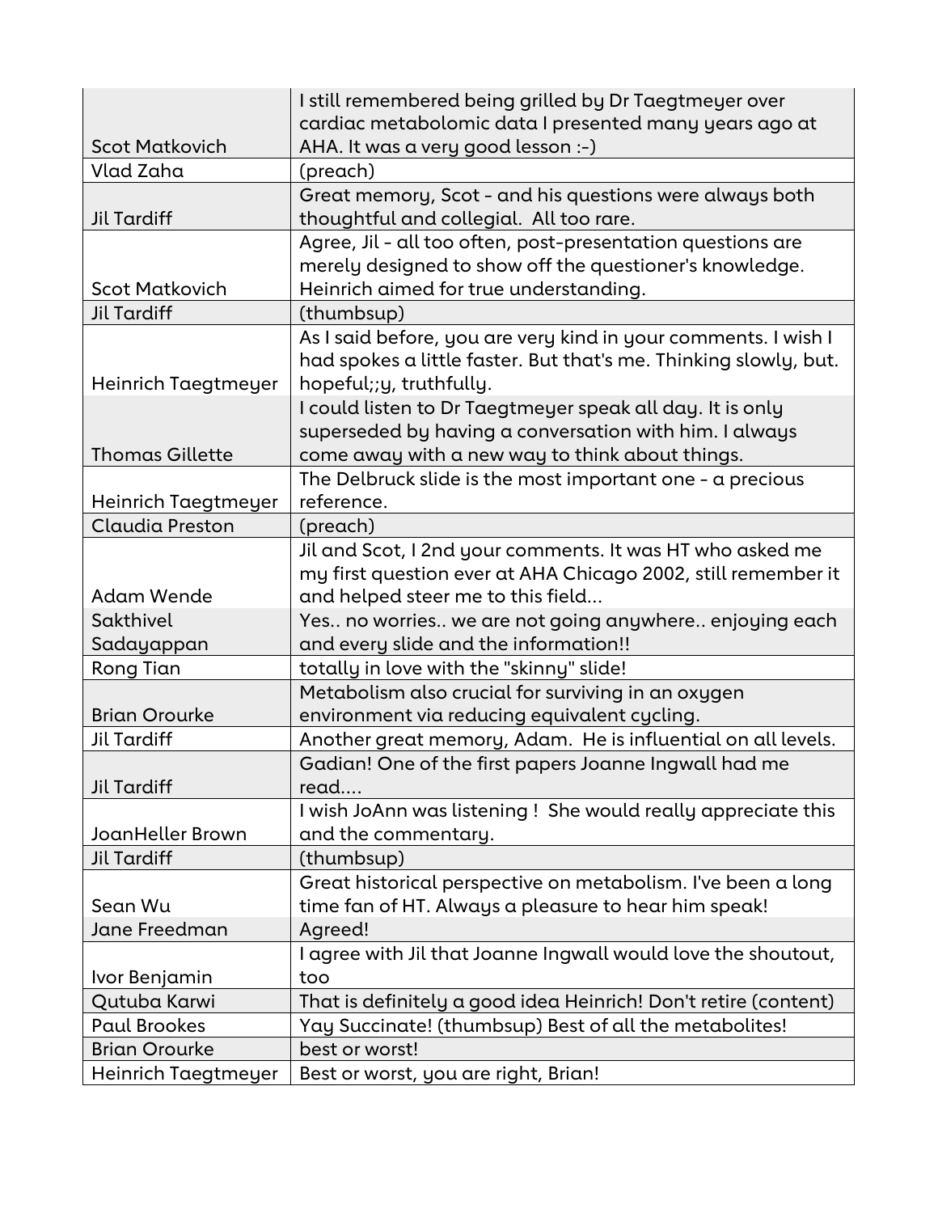| | |
|---|---|
| Scot Matkovich | I still remembered being grilled by Dr Taegtmeyer over cardiac metabolomic data I presented many years ago at AHA. It was a very good lesson :-) |
| Vlad Zaha | (preach) |
| Jil Tardiff | Great memory, Scot - and his questions were always both thoughtful and collegial. All too rare. |
| Scot Matkovich | Agree, Jil - all too often, post-presentation questions are merely designed to show off the questioner's knowledge. Heinrich aimed for true understanding. |
| Jil Tardiff | (thumbsup) |
| Heinrich Taegtmeyer | As I said before, you are very kind in your comments. I wish I had spokes a little faster. But that's me. Thinking slowly, but. hopeful;;y, truthfully. |
| Thomas Gillette | I could listen to Dr Taegtmeyer speak all day. It is only superseded by having a conversation with him. I always come away with a new way to think about things. |
| Heinrich Taegtmeyer | The Delbruck slide is the most important one - a precious reference. |
| Claudia Preston | (preach) |
| Adam Wende | Jil and Scot, I 2nd your comments. It was HT who asked me my first question ever at AHA Chicago 2002, still remember it and helped steer me to this field... |
| Sakthivel Sadayappan | Yes.. no worries.. we are not going anywhere.. enjoying each and every slide and the information!! |
| Rong Tian | totally in love with the "skinny" slide! |
| Brian Orourke | Metabolism also crucial for surviving in an oxygen environment via reducing equivalent cycling. |
| Jil Tardiff | Another great memory, Adam. He is influential on all levels. |
| Jil Tardiff | Gadian! One of the first papers Joanne Ingwall had me read.... |
| JoanHeller Brown | I wish JoAnn was listening ! She would really appreciate this and the commentary. |
| Jil Tardiff | (thumbsup) |
| Sean Wu | Great historical perspective on metabolism. I've been a long time fan of HT. Always a pleasure to hear him speak! |
| Jane Freedman | Agreed! |
| Ivor Benjamin | I agree with Jil that Joanne Ingwall would love the shoutout, too |
| Qutuba Karwi | That is definitely a good idea Heinrich! Don't retire (content) |
| Paul Brookes | Yay Succinate! (thumbsup) Best of all the metabolites! |
| Brian Orourke | best or worst! |
| Heinrich Taegtmeyer | Best or worst, you are right, Brian! |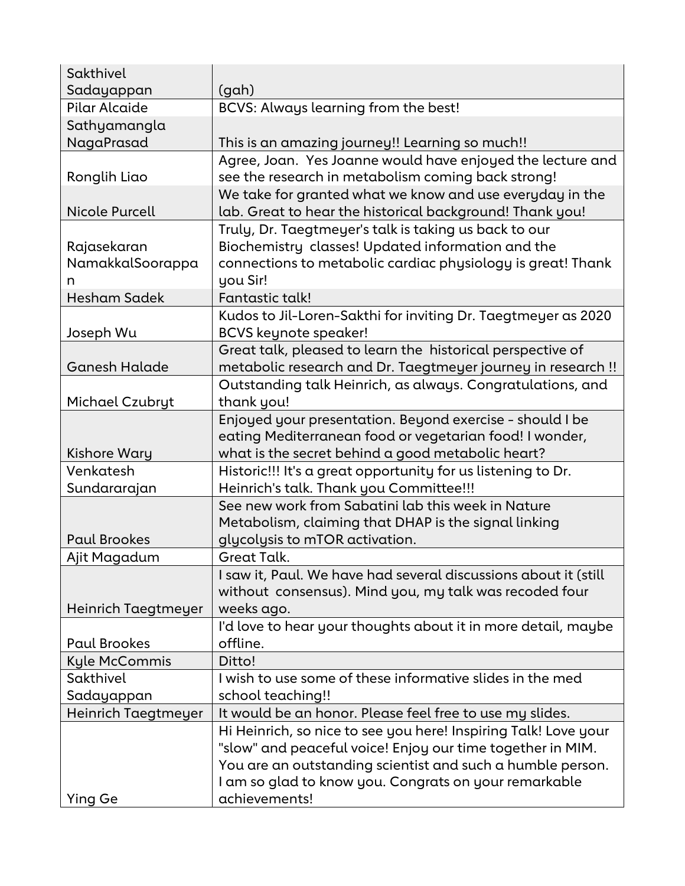| Sakthivel Sadayappan | (gah) |
|---|---|
| Pilar Alcaide | BCVS: Always learning from the best! |
| Sathyamangla NagaPrasad | This is an amazing journey!! Learning so much!! |
| Ronglih Liao | Agree, Joan. Yes Joanne would have enjoyed the lecture and see the research in metabolism coming back strong! |
| Nicole Purcell | We take for granted what we know and use everyday in the lab. Great to hear the historical background! Thank you! |
| Rajasekaran NamakkalSoorappan | Truly, Dr. Taegtmeyer's talk is taking us back to our Biochemistry classes! Updated information and the connections to metabolic cardiac physiology is great! Thank you Sir! |
| Hesham Sadek | Fantastic talk! |
| Joseph Wu | Kudos to Jil-Loren-Sakthi for inviting Dr. Taegtmeyer as 2020 BCVS keynote speaker! |
| Ganesh Halade | Great talk, pleased to learn the historical perspective of metabolic research and Dr. Taegtmeyer journey in research !! |
| Michael Czubryt | Outstanding talk Heinrich, as always. Congratulations, and thank you! |
| Kishore Wary | Enjoyed your presentation. Beyond exercise - should I be eating Mediterranean food or vegetarian food! I wonder, what is the secret behind a good metabolic heart? |
| Venkatesh Sundararajan | Historic!!! It's a great opportunity for us listening to Dr. Heinrich's talk. Thank you Committee!!! |
| Paul Brookes | See new work from Sabatini lab this week in Nature Metabolism, claiming that DHAP is the signal linking glycolysis to mTOR activation. |
| Ajit Magadum | Great Talk. |
| Heinrich Taegtmeyer | I saw it, Paul. We have had several discussions about it (still without consensus). Mind you, my talk was recoded four weeks ago. |
| Paul Brookes | I'd love to hear your thoughts about it in more detail, maybe offline. |
| Kyle McCommis | Ditto! |
| Sakthivel Sadayappan | I wish to use some of these informative slides in the med school teaching!! |
| Heinrich Taegtmeyer | It would be an honor. Please feel free to use my slides. |
| Ying Ge | Hi Heinrich, so nice to see you here! Inspiring Talk! Love your "slow" and peaceful voice! Enjoy our time together in MIM. You are an outstanding scientist and such a humble person. I am so glad to know you. Congrats on your remarkable achievements! |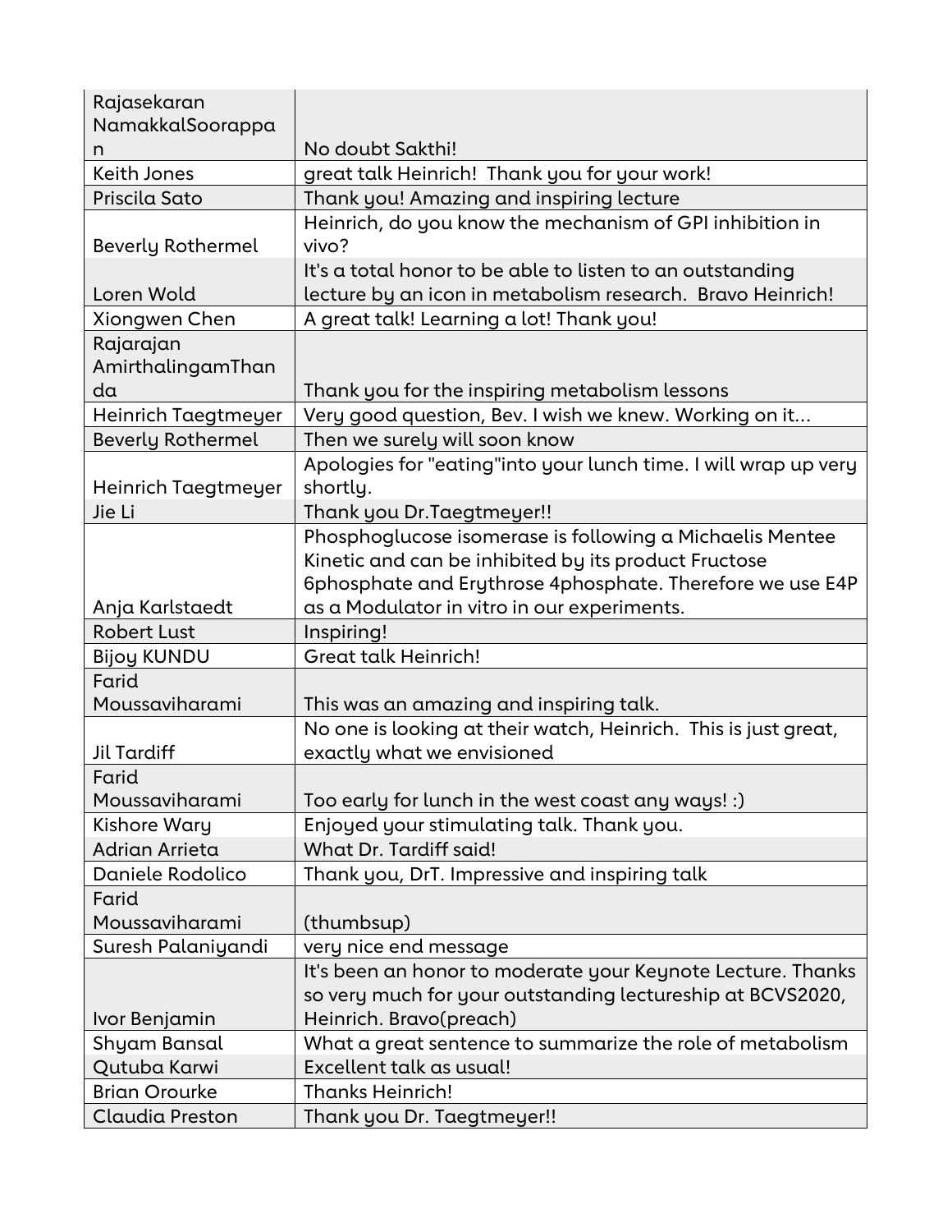| | |
|---|---|
| Rajasekaran NamakkalSoorappan | No doubt Sakthi! |
| Keith Jones | great talk Heinrich! Thank you for your work! |
| Priscila Sato | Thank you! Amazing and inspiring lecture |
| Beverly Rothermel | Heinrich, do you know the mechanism of GPI inhibition in vivo? |
| Loren Wold | It's a total honor to be able to listen to an outstanding lecture by an icon in metabolism research. Bravo Heinrich! |
| Xiongwen Chen | A great talk! Learning a lot! Thank you! |
| Rajarajan AmirthalingamThanda | Thank you for the inspiring metabolism lessons |
| Heinrich Taegtmeyer | Very good question, Bev. I wish we knew. Working on it... |
| Beverly Rothermel | Then we surely will soon know |
| Heinrich Taegtmeyer | Apologies for "eating"into your lunch time. I will wrap up very shortly. |
| Jie Li | Thank you Dr.Taegtmeyer!! |
| Anja Karlstaedt | Phosphoglucose isomerase is following a Michaelis Mentee Kinetic and can be inhibited by its product Fructose 6phosphate and Erythrose 4phosphate. Therefore we use E4P as a Modulator in vitro in our experiments. |
| Robert Lust | Inspiring! |
| Bijoy KUNDU | Great talk Heinrich! |
| Farid Moussaviharami | This was an amazing and inspiring talk. |
| Jil Tardiff | No one is looking at their watch, Heinrich. This is just great, exactly what we envisioned |
| Farid Moussaviharami | Too early for lunch in the west coast any ways! :) |
| Kishore Wary | Enjoyed your stimulating talk. Thank you. |
| Adrian Arrieta | What Dr. Tardiff said! |
| Daniele Rodolico | Thank you, DrT. Impressive and inspiring talk |
| Farid Moussaviharami | (thumbsup) |
| Suresh Palaniyandi | very nice end message |
| Ivor Benjamin | It's been an honor to moderate your Keynote Lecture. Thanks so very much for your outstanding lectureship at BCVS2020, Heinrich. Bravo(preach) |
| Shyam Bansal | What a great sentence to summarize the role of metabolism |
| Qutuba Karwi | Excellent talk as usual! |
| Brian Orourke | Thanks Heinrich! |
| Claudia Preston | Thank you Dr. Taegtmeyer!! |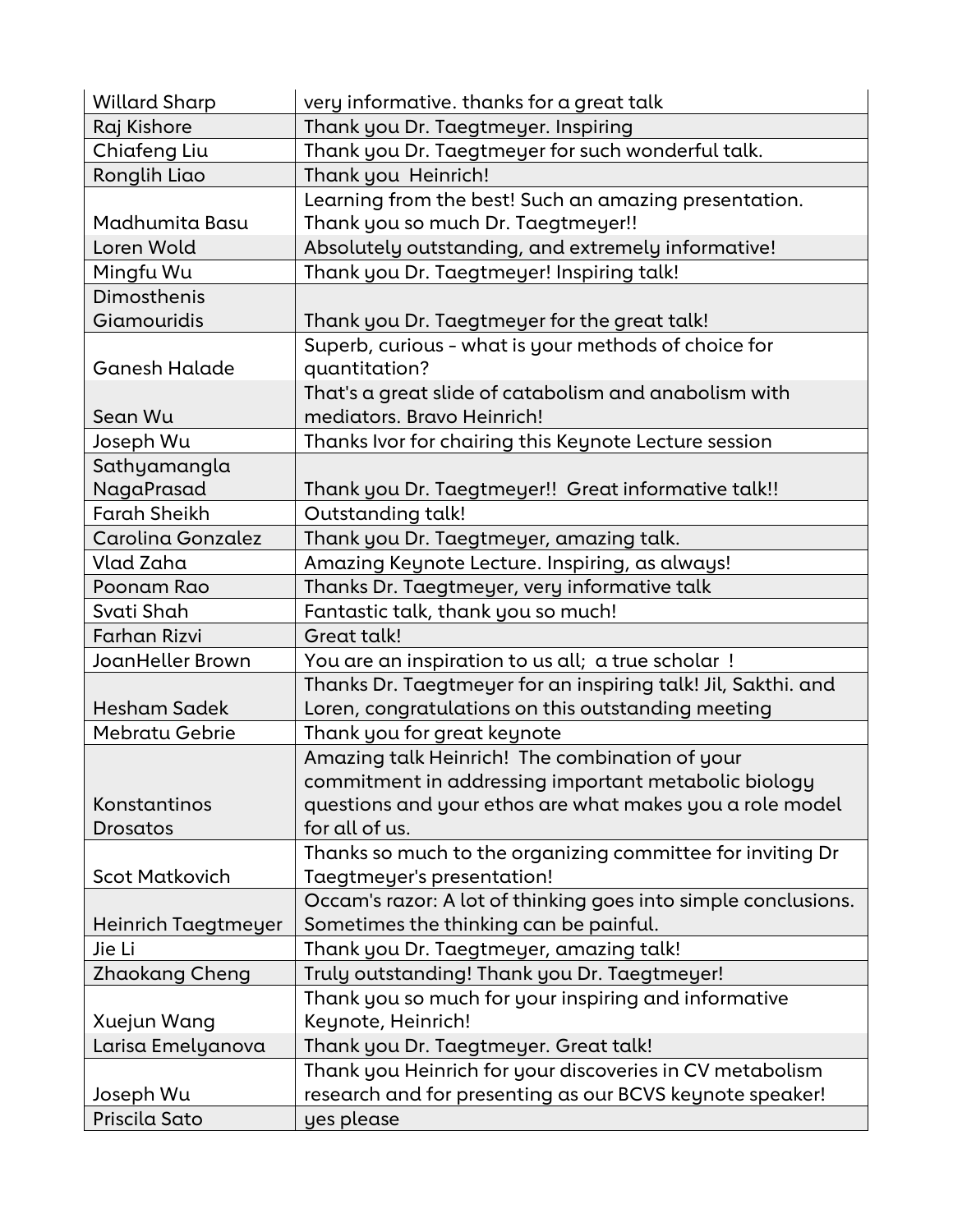| Willard Sharp | very informative. thanks for a great talk |
|---|---|
| Raj Kishore | Thank you Dr. Taegtmeyer. Inspiring |
| Chiafeng Liu | Thank you Dr. Taegtmeyer for such wonderful talk. |
| Ronglih Liao | Thank you Heinrich! |
| Madhumita Basu | Learning from the best! Such an amazing presentation. Thank you so much Dr. Taegtmeyer!! |
| Loren Wold | Absolutely outstanding, and extremely informative! |
| Mingfu Wu | Thank you Dr. Taegtmeyer! Inspiring talk! |
| Dimosthenis Giamouridis | Thank you Dr. Taegtmeyer for the great talk! |
| Ganesh Halade | Superb, curious - what is your methods of choice for quantitation? |
| Sean Wu | That's a great slide of catabolism and anabolism with mediators. Bravo Heinrich! |
| Joseph Wu | Thanks Ivor for chairing this Keynote Lecture session |
| Sathyamangla NagaPrasad | Thank you Dr. Taegtmeyer!! Great informative talk!! |
| Farah Sheikh | Outstanding talk! |
| Carolina Gonzalez | Thank you Dr. Taegtmeyer, amazing talk. |
| Vlad Zaha | Amazing Keynote Lecture. Inspiring, as always! |
| Poonam Rao | Thanks Dr. Taegtmeyer, very informative talk |
| Svati Shah | Fantastic talk, thank you so much! |
| Farhan Rizvi | Great talk! |
| JoanHeller Brown | You are an inspiration to us all; a true scholar ! |
| Hesham Sadek | Thanks Dr. Taegtmeyer for an inspiring talk! Jil, Sakthi. and Loren, congratulations on this outstanding meeting |
| Mebratu Gebrie | Thank you for great keynote |
| Konstantinos Drosatos | Amazing talk Heinrich! The combination of your commitment in addressing important metabolic biology questions and your ethos are what makes you a role model for all of us. |
| Scot Matkovich | Thanks so much to the organizing committee for inviting Dr Taegtmeyer's presentation! |
| Heinrich Taegtmeyer | Occam's razor: A lot of thinking goes into simple conclusions. Sometimes the thinking can be painful. |
| Jie Li | Thank you Dr. Taegtmeyer, amazing talk! |
| Zhaokang Cheng | Truly outstanding! Thank you Dr. Taegtmeyer! |
| Xuejun Wang | Thank you so much for your inspiring and informative Keynote, Heinrich! |
| Larisa Emelyanova | Thank you Dr. Taegtmeyer. Great talk! |
| Joseph Wu | Thank you Heinrich for your discoveries in CV metabolism research and for presenting as our BCVS keynote speaker! |
| Priscila Sato | yes please |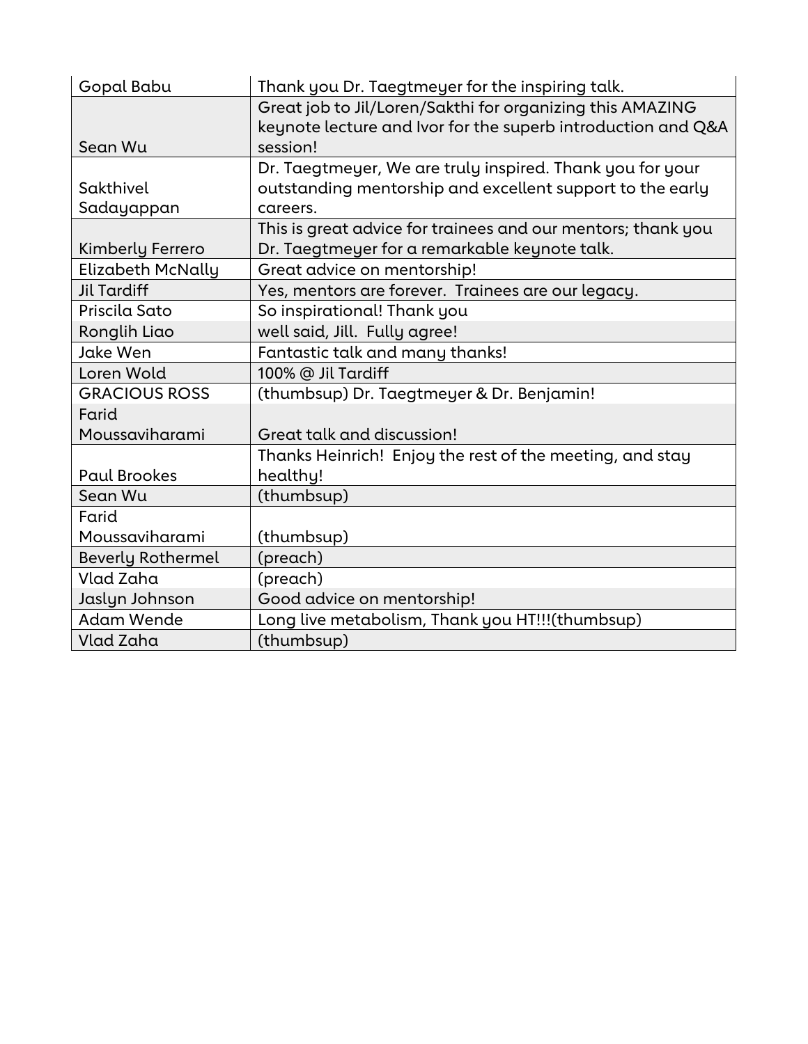| Gopal Babu | Thank you Dr. Taegtmeyer for the inspiring talk. |
|---|---|
| Sean Wu | Great job to Jil/Loren/Sakthi for organizing this AMAZING keynote lecture and Ivor for the superb introduction and Q&A session! |
| Sakthivel Sadayappan | Dr. Taegtmeyer, We are truly inspired. Thank you for your outstanding mentorship and excellent support to the early careers. |
| Kimberly Ferrero | This is great advice for trainees and our mentors; thank you Dr. Taegtmeyer for a remarkable keynote talk. |
| Elizabeth McNally | Great advice on mentorship! |
| Jil Tardiff | Yes, mentors are forever. Trainees are our legacy. |
| Priscila Sato | So inspirational! Thank you |
| Ronglih Liao | well said, Jill. Fully agree! |
| Jake Wen | Fantastic talk and many thanks! |
| Loren Wold | 100% @ Jil Tardiff |
| GRACIOUS ROSS | (thumbsup) Dr. Taegtmeyer & Dr. Benjamin! |
| Farid Moussaviharami | Great talk and discussion! |
| Paul Brookes | Thanks Heinrich! Enjoy the rest of the meeting, and stay healthy! |
| Sean Wu | (thumbsup) |
| Farid Moussaviharami | (thumbsup) |
| Beverly Rothermel | (preach) |
| Vlad Zaha | (preach) |
| Jaslyn Johnson | Good advice on mentorship! |
| Adam Wende | Long live metabolism, Thank you HT!!!(thumbsup) |
| Vlad Zaha | (thumbsup) |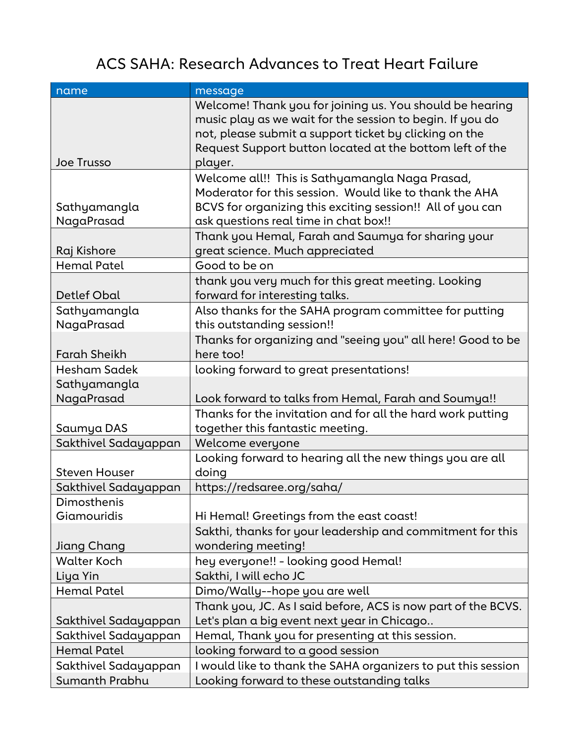# ACS SAHA: Research Advances to Treat Heart Failure

| name | message |
| --- | --- |
| Joe Trusso | Welcome! Thank you for joining us. You should be hearing music play as we wait for the session to begin. If you do not, please submit a support ticket by clicking on the Request Support button located at the bottom left of the player. |
| Sathyamangla NagaPrasad | Welcome all!! This is Sathyamangla Naga Prasad, Moderator for this session. Would like to thank the AHA BCVS for organizing this exciting session!! All of you can ask questions real time in chat box!! |
| Raj Kishore | Thank you Hemal, Farah and Saumya for sharing your great science. Much appreciated |
| Hemal Patel | Good to be on |
| Detlef Obal | thank you very much for this great meeting. Looking forward for interesting talks. |
| Sathyamangla NagaPrasad | Also thanks for the SAHA program committee for putting this outstanding session!! |
| Farah Sheikh | Thanks for organizing and "seeing you" all here! Good to be here too! |
| Hesham Sadek | looking forward to great presentations! |
| Sathyamangla NagaPrasad | Look forward to talks from Hemal, Farah and Soumya!! |
| Saumya DAS | Thanks for the invitation and for all the hard work putting together this fantastic meeting. |
| Sakthivel Sadayappan | Welcome everyone |
| Steven Houser | Looking forward to hearing all the new things you are all doing |
| Sakthivel Sadayappan | https://redsaree.org/saha/ |
| Dimosthenis Giamouridis | Hi Hemal! Greetings from the east coast! |
| Jiang Chang | Sakthi, thanks for your leadership and commitment for this wondering meeting! |
| Walter Koch | hey everyone!! - looking good Hemal! |
| Liya Yin | Sakthi, I will echo JC |
| Hemal Patel | Dimo/Wally--hope you are well |
| Sakthivel Sadayappan | Thank you, JC. As I said before, ACS is now part of the BCVS. Let's plan a big event next year in Chicago.. |
| Sakthivel Sadayappan | Hemal, Thank you for presenting at this session. |
| Hemal Patel | looking forward to a good session |
| Sakthivel Sadayappan | I would like to thank the SAHA organizers to put this session |
| Sumanth Prabhu | Looking forward to these outstanding talks |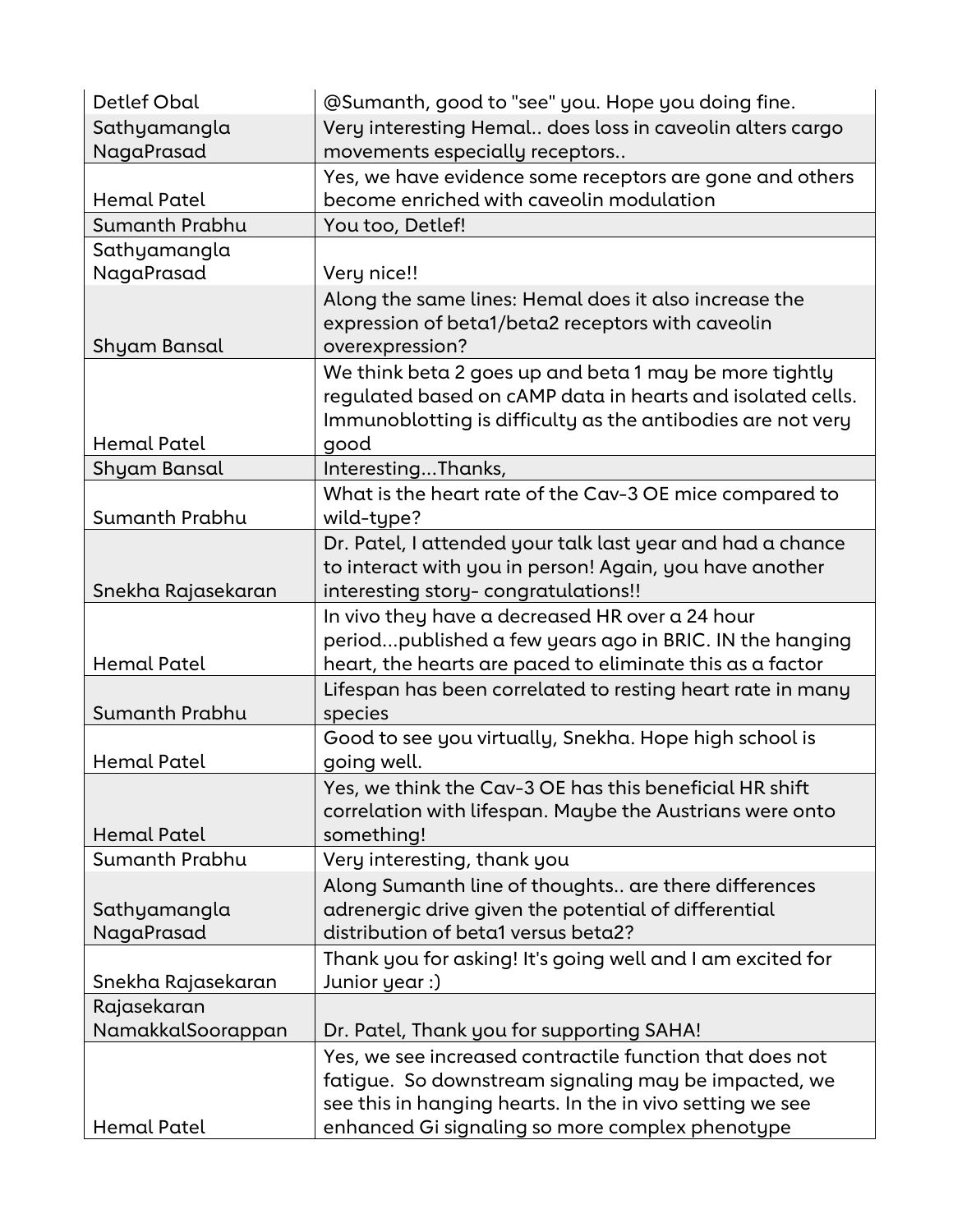| | |
|---|---|
| Detlef Obal | @Sumanth, good to "see" you. Hope you doing fine. |
| Sathyamangla NagaPrasad | Very interesting Hemal.. does loss in caveolin alters cargo movements especially receptors.. |
| Hemal Patel | Yes, we have evidence some receptors are gone and others become enriched with caveolin modulation |
| Sumanth Prabhu | You too, Detlef! |
| Sathyamangla NagaPrasad | Very nice!! |
| Shyam Bansal | Along the same lines: Hemal does it also increase the expression of beta1/beta2 receptors with caveolin overexpression? |
| Hemal Patel | We think beta 2 goes up and beta 1 may be more tightly regulated based on cAMP data in hearts and isolated cells. Immunoblotting is difficulty as the antibodies are not very good |
| Shyam Bansal | Interesting...Thanks, |
| Sumanth Prabhu | What is the heart rate of the Cav-3 OE mice compared to wild-type? |
| Snekha Rajasekaran | Dr. Patel, I attended your talk last year and had a chance to interact with you in person! Again, you have another interesting story- congratulations!! |
| Hemal Patel | In vivo they have a decreased HR over a 24 hour period...published a few years ago in BRIC. IN the hanging heart, the hearts are paced to eliminate this as a factor |
| Sumanth Prabhu | Lifespan has been correlated to resting heart rate in many species |
| Hemal Patel | Good to see you virtually, Snekha. Hope high school is going well. |
| Hemal Patel | Yes, we think the Cav-3 OE has this beneficial HR shift correlation with lifespan. Maybe the Austrians were onto something! |
| Sumanth Prabhu | Very interesting, thank you |
| Sathyamangla NagaPrasad | Along Sumanth line of thoughts.. are there differences adrenergic drive given the potential of differential distribution of beta1 versus beta2? |
| Snekha Rajasekaran | Thank you for asking! It's going well and I am excited for Junior year :) |
| Rajasekaran NamakkalSoorappan | Dr. Patel, Thank you for supporting SAHA! |
| Hemal Patel | Yes, we see increased contractile function that does not fatigue. So downstream signaling may be impacted, we see this in hanging hearts. In the in vivo setting we see enhanced Gi signaling so more complex phenotype |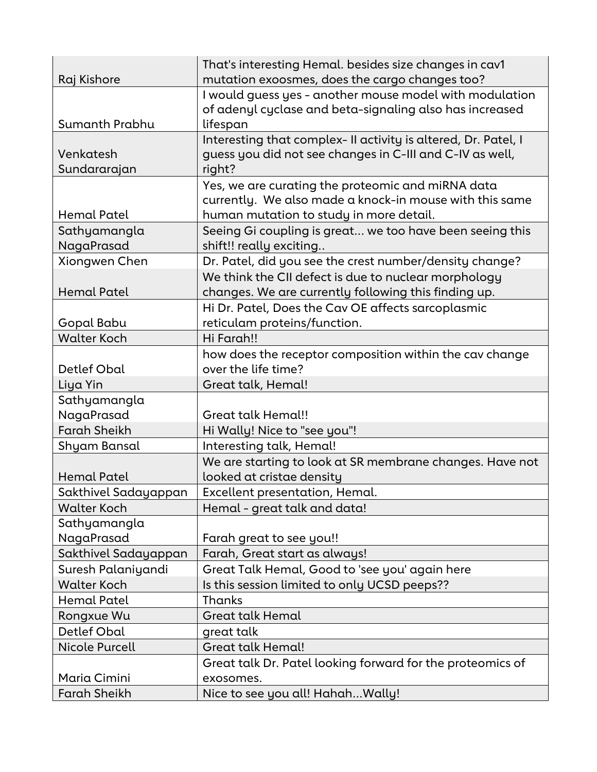| | |
|---|---|
| Raj Kishore | That's interesting Hemal. besides size changes in cav1 mutation exoosmes, does the cargo changes too? |
| Sumanth Prabhu | I would guess yes - another mouse model with modulation of adenyl cyclase and beta-signaling also has increased lifespan |
| Venkatesh Sundararajan | Interesting that complex- II activity is altered, Dr. Patel, I guess you did not see changes in C-III and C-IV as well, right? |
| Hemal Patel | Yes, we are curating the proteomic and miRNA data currently. We also made a knock-in mouse with this same human mutation to study in more detail. |
| Sathyamangla NagaPrasad | Seeing Gi coupling is great... we too have been seeing this shift!! really exciting.. |
| Xiongwen Chen | Dr. Patel, did you see the crest number/density change? |
| Hemal Patel | We think the CII defect is due to nuclear morphology changes. We are currently following this finding up. |
| Gopal Babu | Hi Dr. Patel, Does the Cav OE affects sarcoplasmic reticulam proteins/function. |
| Walter Koch | Hi Farah!! |
| Detlef Obal | how does the receptor composition within the cav change over the life time? |
| Liya Yin | Great talk, Hemal! |
| Sathyamangla NagaPrasad | Great talk Hemal!! |
| Farah Sheikh | Hi Wally! Nice to "see you"! |
| Shyam Bansal | Interesting talk, Hemal! |
| Hemal Patel | We are starting to look at SR membrane changes. Have not looked at cristae density |
| Sakthivel Sadayappan | Excellent presentation, Hemal. |
| Walter Koch | Hemal - great talk and data! |
| Sathyamangla NagaPrasad | Farah great to see you!! |
| Sakthivel Sadayappan | Farah, Great start as always! |
| Suresh Palaniyandi | Great Talk Hemal, Good to 'see you' again here |
| Walter Koch | Is this session limited to only UCSD peeps?? |
| Hemal Patel | Thanks |
| Rongxue Wu | Great talk Hemal |
| Detlef Obal | great talk |
| Nicole Purcell | Great talk Hemal! |
| Maria Cimini | Great talk Dr. Patel looking forward for the proteomics of exosomes. |
| Farah Sheikh | Nice to see you all! Hahah...Wally! |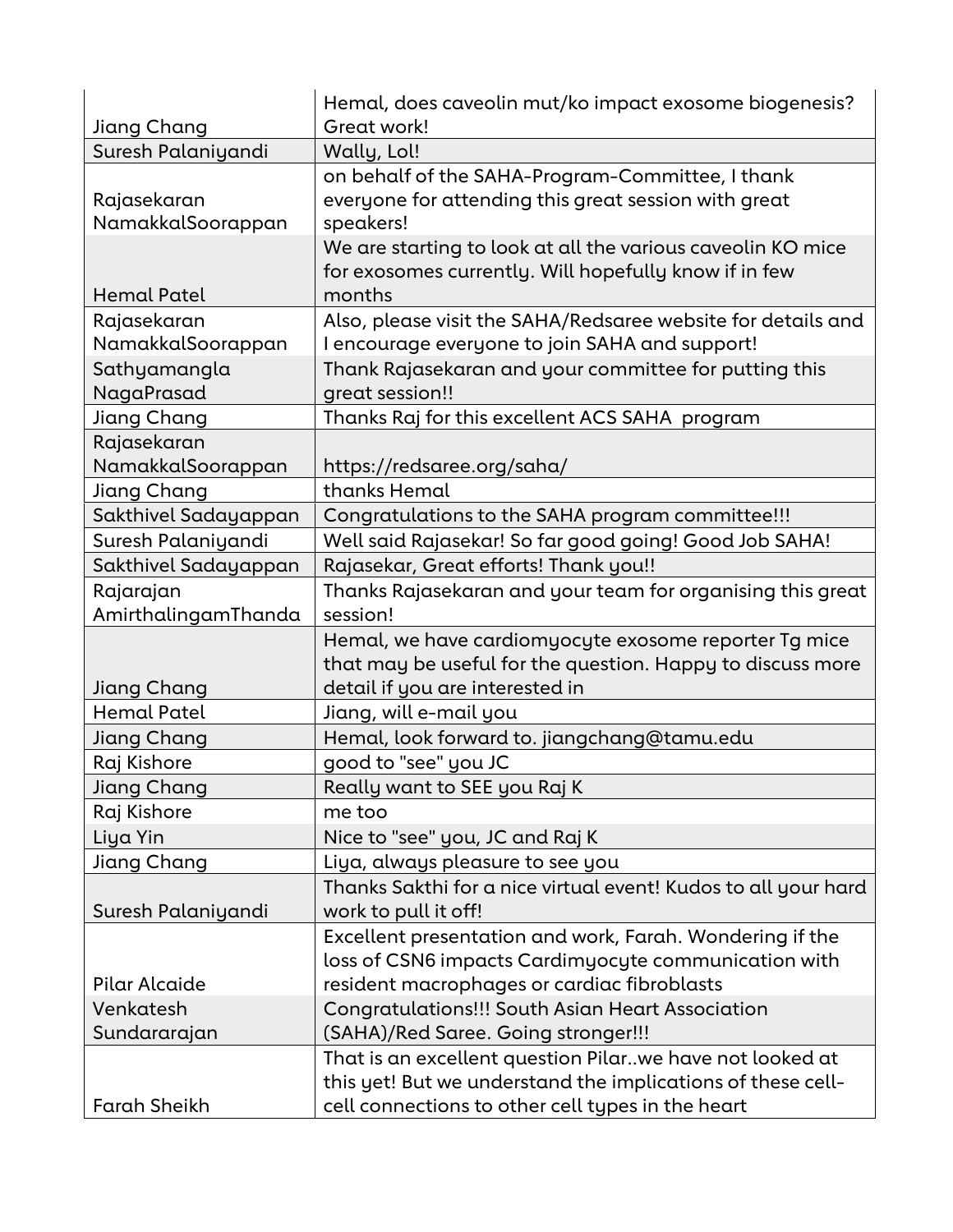| | |
|---|---|
| Jiang Chang | Hemal, does caveolin mut/ko impact exosome biogenesis? Great work! |
| Suresh Palaniyandi | Wally, Lol! |
| Rajasekaran NamakkalSoorappan | on behalf of the SAHA-Program-Committee, I thank everyone for attending this great session with great speakers! |
| Hemal Patel | We are starting to look at all the various caveolin KO mice for exosomes currently. Will hopefully know if in few months |
| Rajasekaran NamakkalSoorappan | Also, please visit the SAHA/Redsaree website for details and I encourage everyone to join SAHA and support! |
| Sathyamangla NagaPrasad | Thank Rajasekaran and your committee for putting this great session!! |
| Jiang Chang | Thanks Raj for this excellent ACS SAHA program |
| Rajasekaran NamakkalSoorappan | https://redsaree.org/saha/ |
| Jiang Chang | thanks Hemal |
| Sakthivel Sadayappan | Congratulations to the SAHA program committee!!! |
| Suresh Palaniyandi | Well said Rajasekar! So far good going! Good Job SAHA! |
| Sakthivel Sadayappan | Rajasekar, Great efforts! Thank you!! |
| Rajarajan AmirthalingamThanda | Thanks Rajasekaran and your team for organising this great session! |
| Jiang Chang | Hemal, we have cardiomyocyte exosome reporter Tg mice that may be useful for the question. Happy to discuss more detail if you are interested in |
| Hemal Patel | Jiang, will e-mail you |
| Jiang Chang | Hemal, look forward to. jiangchang@tamu.edu |
| Raj Kishore | good to "see" you JC |
| Jiang Chang | Really want to SEE you Raj K |
| Raj Kishore | me too |
| Liya Yin | Nice to "see" you, JC and Raj K |
| Jiang Chang | Liya, always pleasure to see you |
| Suresh Palaniyandi | Thanks Sakthi for a nice virtual event! Kudos to all your hard work to pull it off! |
| Pilar Alcaide | Excellent presentation and work, Farah. Wondering if the loss of CSN6 impacts Cardimyocyte communication with resident macrophages or cardiac fibroblasts |
| Venkatesh Sundararajan | Congratulations!!! South Asian Heart Association (SAHA)/Red Saree. Going stronger!!! |
| Farah Sheikh | That is an excellent question Pilar..we have not looked at this yet! But we understand the implications of these cell-cell connections to other cell types in the heart |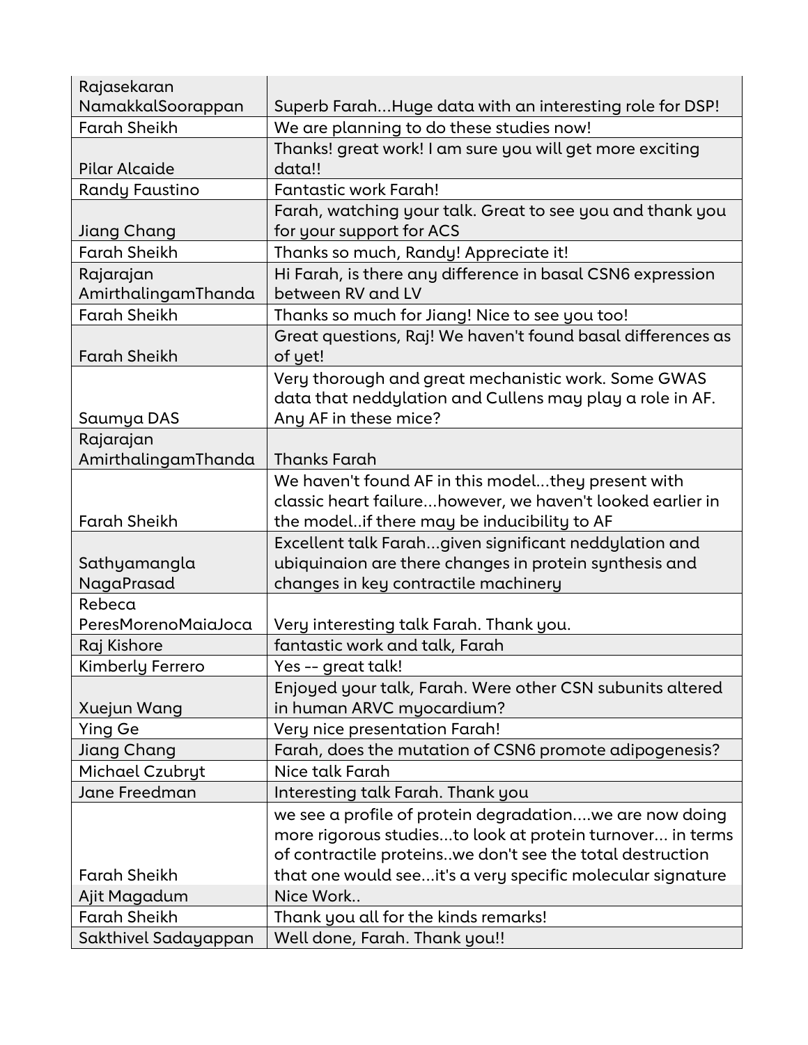| Rajasekaran NamakkalSoorappan | Superb Farah...Huge data with an interesting role for DSP! |
|---|---|
| Farah Sheikh | We are planning to do these studies now! |
| Pilar Alcaide | Thanks! great work! I am sure you will get more exciting data!! |
| Randy Faustino | Fantastic work Farah! |
| Jiang Chang | Farah, watching your talk. Great to see you and thank you for your support for ACS |
| Farah Sheikh | Thanks so much, Randy! Appreciate it! |
| Rajarajan AmirthalingamThanda | Hi Farah, is there any difference in basal CSN6 expression between RV and LV |
| Farah Sheikh | Thanks so much for Jiang! Nice to see you too! |
| Farah Sheikh | Great questions, Raj! We haven't found basal differences as of yet! |
| Saumya DAS | Very thorough and great mechanistic work. Some GWAS data that neddylation and Cullens may play a role in AF. Any AF in these mice? |
| Rajarajan AmirthalingamThanda | Thanks Farah |
| Farah Sheikh | We haven't found AF in this model...they present with classic heart failure...however, we haven't looked earlier in the model..if there may be inducibility to AF |
| Sathyamangla NagaPrasad | Excellent talk Farah...given significant neddylation and ubiquinaion are there changes in protein synthesis and changes in key contractile machinery |
| Rebeca PeresMorenoMaiaJoca | Very interesting talk Farah. Thank you. |
| Raj Kishore | fantastic work and talk, Farah |
| Kimberly Ferrero | Yes -- great talk! |
| Xuejun Wang | Enjoyed your talk, Farah. Were other CSN subunits altered in human ARVC myocardium? |
| Ying Ge | Very nice presentation Farah! |
| Jiang Chang | Farah, does the mutation of CSN6 promote adipogenesis? |
| Michael Czubryt | Nice talk Farah |
| Jane Freedman | Interesting talk Farah. Thank you |
| Farah Sheikh | we see a profile of protein degradation....we are now doing more rigorous studies...to look at protein turnover... in terms of contractile proteins..we don't see the total destruction that one would see...it's a very specific molecular signature |
| Ajit Magadum | Nice Work.. |
| Farah Sheikh | Thank you all for the kinds remarks! |
| Sakthivel Sadayappan | Well done, Farah. Thank you!! |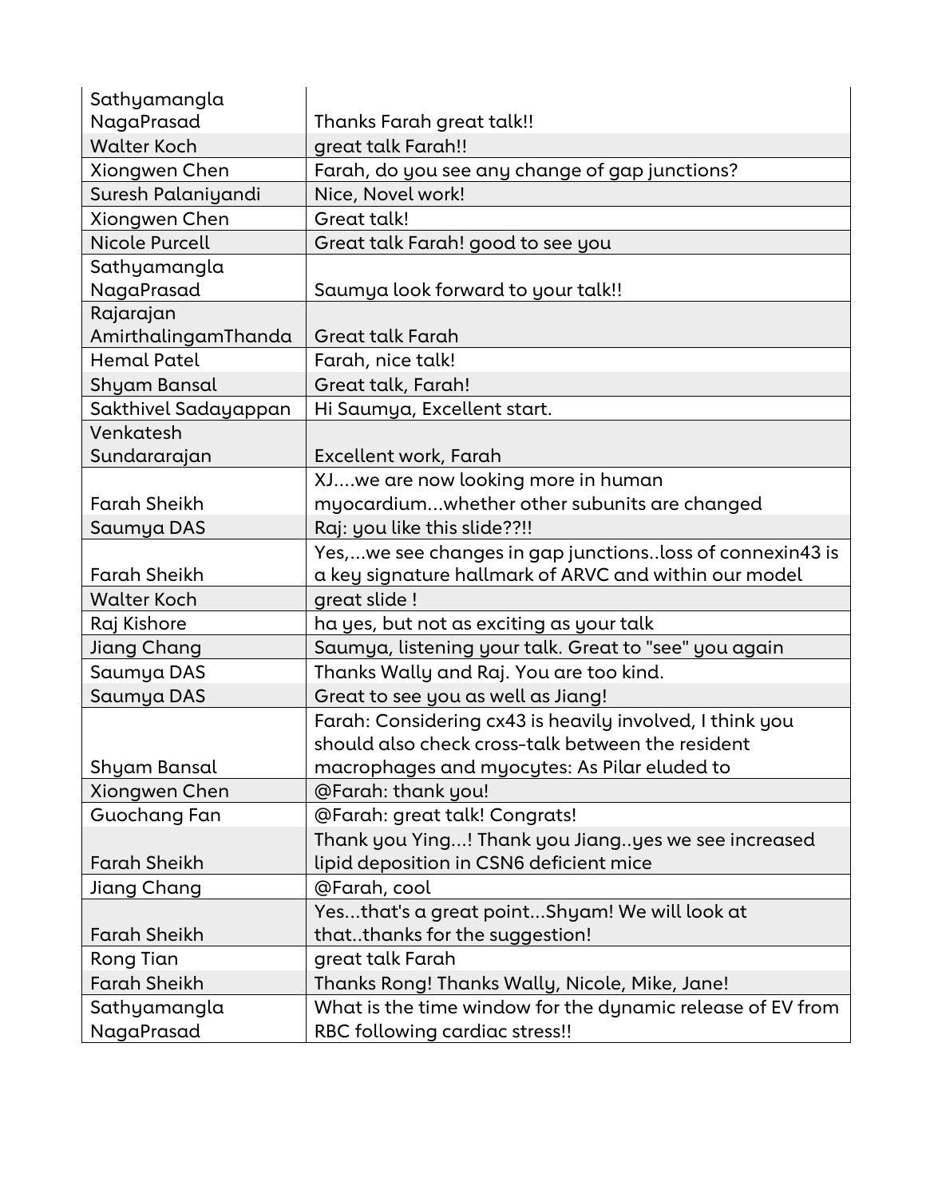| | |
|---|---|
| Sathyamangla NagaPrasad | Thanks Farah great talk!! |
| Walter Koch | great talk Farah!! |
| Xiongwen Chen | Farah, do you see any change of gap junctions? |
| Suresh Palaniyandi | Nice, Novel work! |
| Xiongwen Chen | Great talk! |
| Nicole Purcell | Great talk Farah! good to see you |
| Sathyamangla NagaPrasad | Saumya look forward to your talk!! |
| Rajarajan AmirthalingamThanda | Great talk Farah |
| Hemal Patel | Farah, nice talk! |
| Shyam Bansal | Great talk, Farah! |
| Sakthivel Sadayappan | Hi Saumya, Excellent start. |
| Venkatesh Sundararajan | Excellent work, Farah |
| Farah Sheikh | XJ....we are now looking more in human myocardium...whether other subunits are changed |
| Saumya DAS | Raj: you like this slide??!! |
| Farah Sheikh | Yes,...we see changes in gap junctions..loss of connexin43 is a key signature hallmark of ARVC and within our model |
| Walter Koch | great slide ! |
| Raj Kishore | ha yes, but not as exciting as your talk |
| Jiang Chang | Saumya, listening your talk. Great to "see" you again |
| Saumya DAS | Thanks Wally and Raj. You are too kind. |
| Saumya DAS | Great to see you as well as Jiang! |
| Shyam Bansal | Farah: Considering cx43 is heavily involved, I think you should also check cross-talk between the resident macrophages and myocytes: As Pilar eluded to |
| Xiongwen Chen | @Farah: thank you! |
| Guochang Fan | @Farah: great talk! Congrats! |
| Farah Sheikh | Thank you Ying...! Thank you Jiang..yes we see increased lipid deposition in CSN6 deficient mice |
| Jiang Chang | @Farah, cool |
| Farah Sheikh | Yes...that's a great point...Shyam! We will look at that..thanks for the suggestion! |
| Rong Tian | great talk Farah |
| Farah Sheikh | Thanks Rong! Thanks Wally, Nicole, Mike, Jane! |
| Sathyamangla NagaPrasad | What is the time window for the dynamic release of EV from RBC following cardiac stress!! |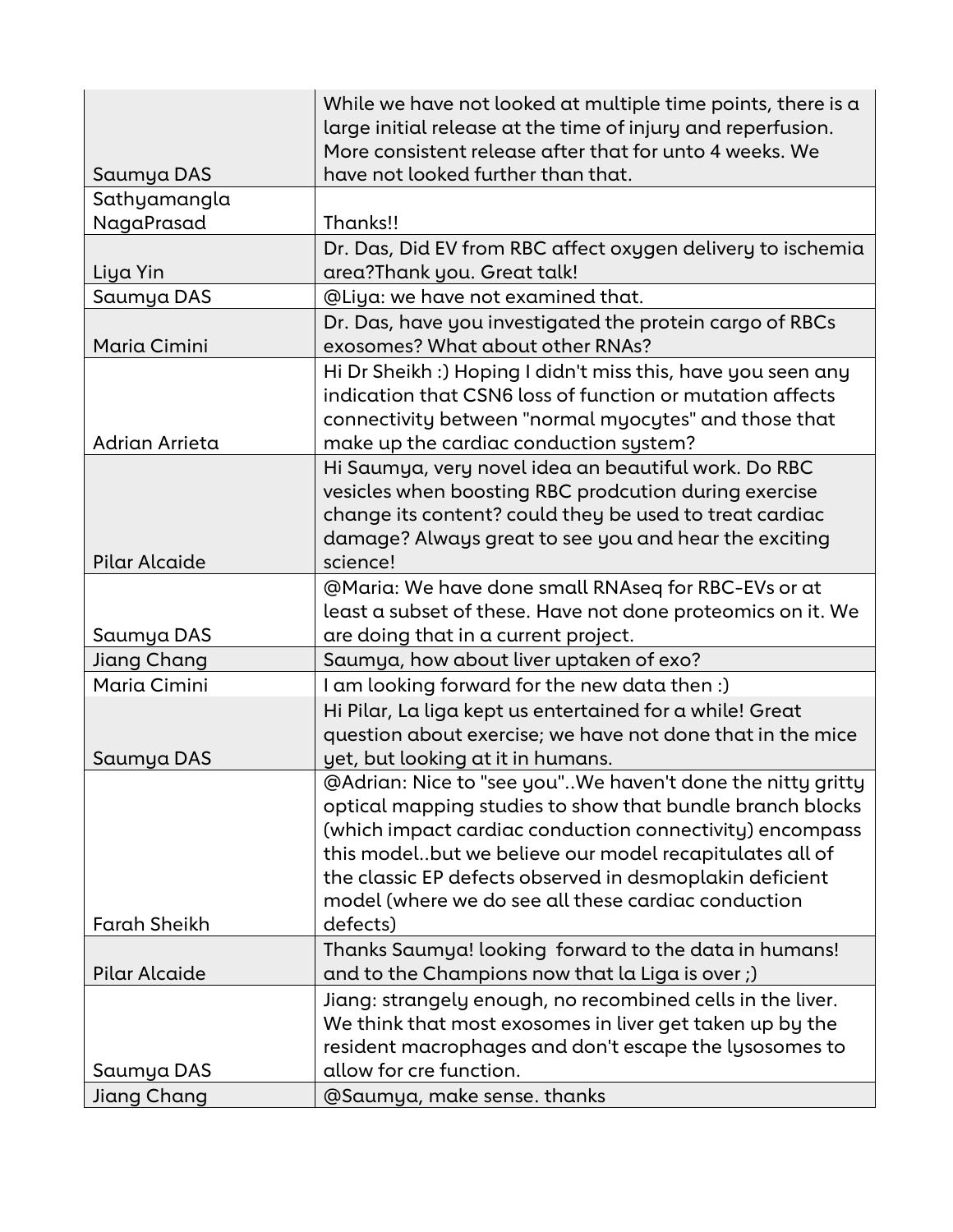| | |
|---|---|
| Saumya DAS | While we have not looked at multiple time points, there is a large initial release at the time of injury and reperfusion. More consistent release after that for unto 4 weeks. We have not looked further than that. |
| Sathyamangla NagaPrasad | Thanks!! |
| Liya Yin | Dr. Das, Did EV from RBC affect oxygen delivery to ischemia area?Thank you. Great talk! |
| Saumya DAS | @Liya: we have not examined that. |
| Maria Cimini | Dr. Das, have you investigated the protein cargo of RBCs exosomes? What about other RNAs? |
| Adrian Arrieta | Hi Dr Sheikh :) Hoping I didn't miss this, have you seen any indication that CSN6 loss of function or mutation affects connectivity between "normal myocytes" and those that make up the cardiac conduction system? |
| Pilar Alcaide | Hi Saumya, very novel idea an beautiful work. Do RBC vesicles when boosting RBC prodcution during exercise change its content? could they be used to treat cardiac damage? Always great to see you and hear the exciting science! |
| Saumya DAS | @Maria: We have done small RNAseq for RBC-EVs or at least a subset of these. Have not done proteomics on it. We are doing that in a current project. |
| Jiang Chang | Saumya, how about liver uptaken of exo? |
| Maria Cimini | I am looking forward for the new data then :) |
| Saumya DAS | Hi Pilar, La liga kept us entertained for a while! Great question about exercise; we have not done that in the mice yet, but looking at it in humans. |
| Farah Sheikh | @Adrian: Nice to "see you"..We haven't done the nitty gritty optical mapping studies to show that bundle branch blocks (which impact cardiac conduction connectivity) encompass this model..but we believe our model recapitulates all of the classic EP defects observed in desmoplakin deficient model (where we do see all these cardiac conduction defects) |
| Pilar Alcaide | Thanks Saumya! looking  forward to the data in humans! and to the Champions now that la Liga is over ;) |
| Saumya DAS | Jiang: strangely enough, no recombined cells in the liver. We think that most exosomes in liver get taken up by the resident macrophages and don't escape the lysosomes to allow for cre function. |
| Jiang Chang | @Saumya, make sense. thanks |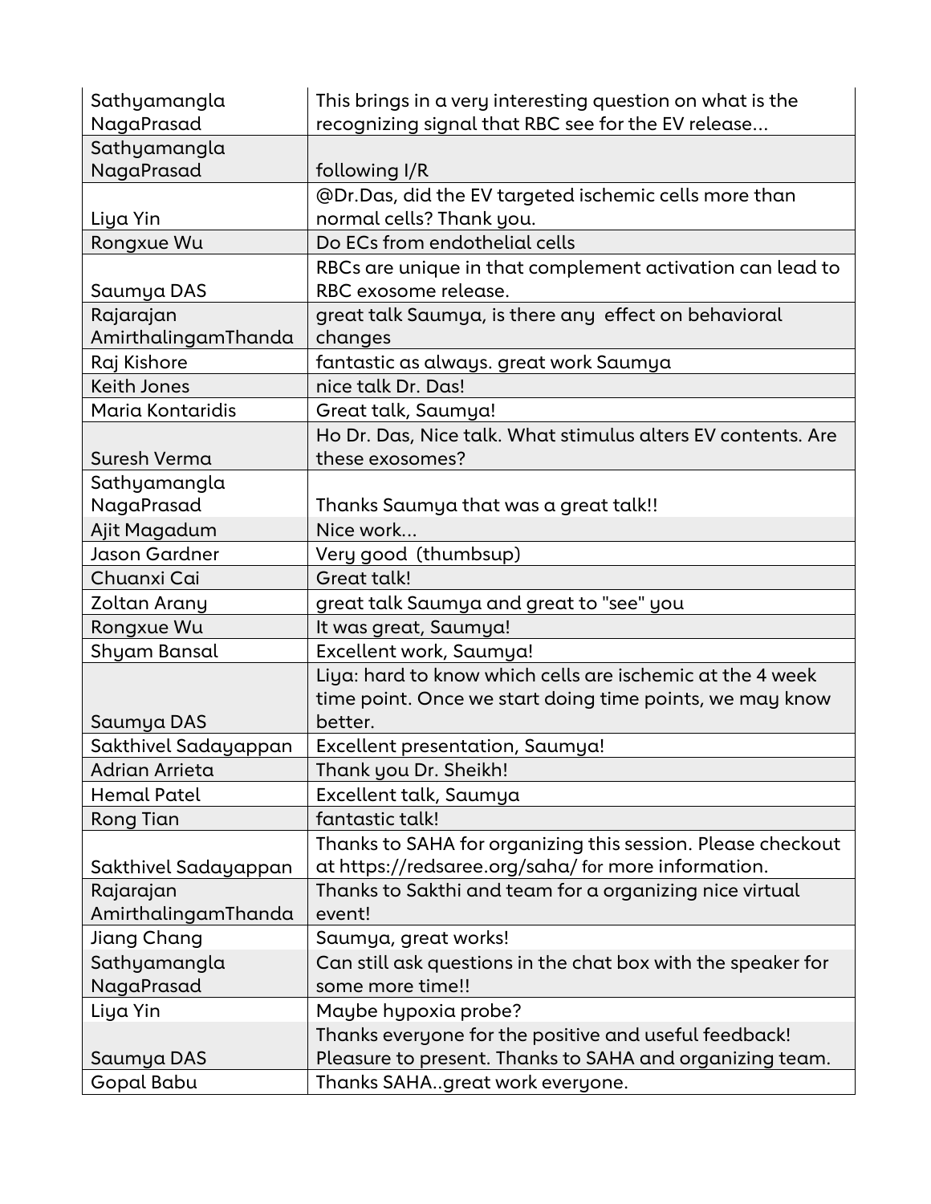| | |
|---|---|
| Sathyamangla NagaPrasad | This brings in a very interesting question on what is the recognizing signal that RBC see for the EV release... |
| Sathyamangla NagaPrasad | following I/R |
| Liya Yin | @Dr.Das, did the EV targeted ischemic cells more than normal cells? Thank you. |
| Rongxue Wu | Do ECs from endothelial cells |
| Saumya DAS | RBCs are unique in that complement activation can lead to RBC exosome release. |
| Rajarajan AmirthalingamThanda | great talk Saumya, is there any effect on behavioral changes |
| Raj Kishore | fantastic as always. great work Saumya |
| Keith Jones | nice talk Dr. Das! |
| Maria Kontaridis | Great talk, Saumya! |
| Suresh Verma | Ho Dr. Das, Nice talk. What stimulus alters EV contents. Are these exosomes? |
| Sathyamangla NagaPrasad | Thanks Saumya that was a great talk!! |
| Ajit Magadum | Nice work... |
| Jason Gardner | Very good (thumbsup) |
| Chuanxi Cai | Great talk! |
| Zoltan Arany | great talk Saumya and great to "see" you |
| Rongxue Wu | It was great, Saumya! |
| Shyam Bansal | Excellent work, Saumya! |
| Saumya DAS | Liya: hard to know which cells are ischemic at the 4 week time point. Once we start doing time points, we may know better. |
| Sakthivel Sadayappan | Excellent presentation, Saumya! |
| Adrian Arrieta | Thank you Dr. Sheikh! |
| Hemal Patel | Excellent talk, Saumya |
| Rong Tian | fantastic talk! |
| Sakthivel Sadayappan | Thanks to SAHA for organizing this session. Please checkout at https://redsaree.org/saha/ for more information. |
| Rajarajan AmirthalingamThanda | Thanks to Sakthi and team for a organizing nice virtual event! |
| Jiang Chang | Saumya, great works! |
| Sathyamangla NagaPrasad | Can still ask questions in the chat box with the speaker for some more time!! |
| Liya Yin | Maybe hypoxia probe? |
| Saumya DAS | Thanks everyone for the positive and useful feedback! Pleasure to present. Thanks to SAHA and organizing team. |
| Gopal Babu | Thanks SAHA..great work everyone. |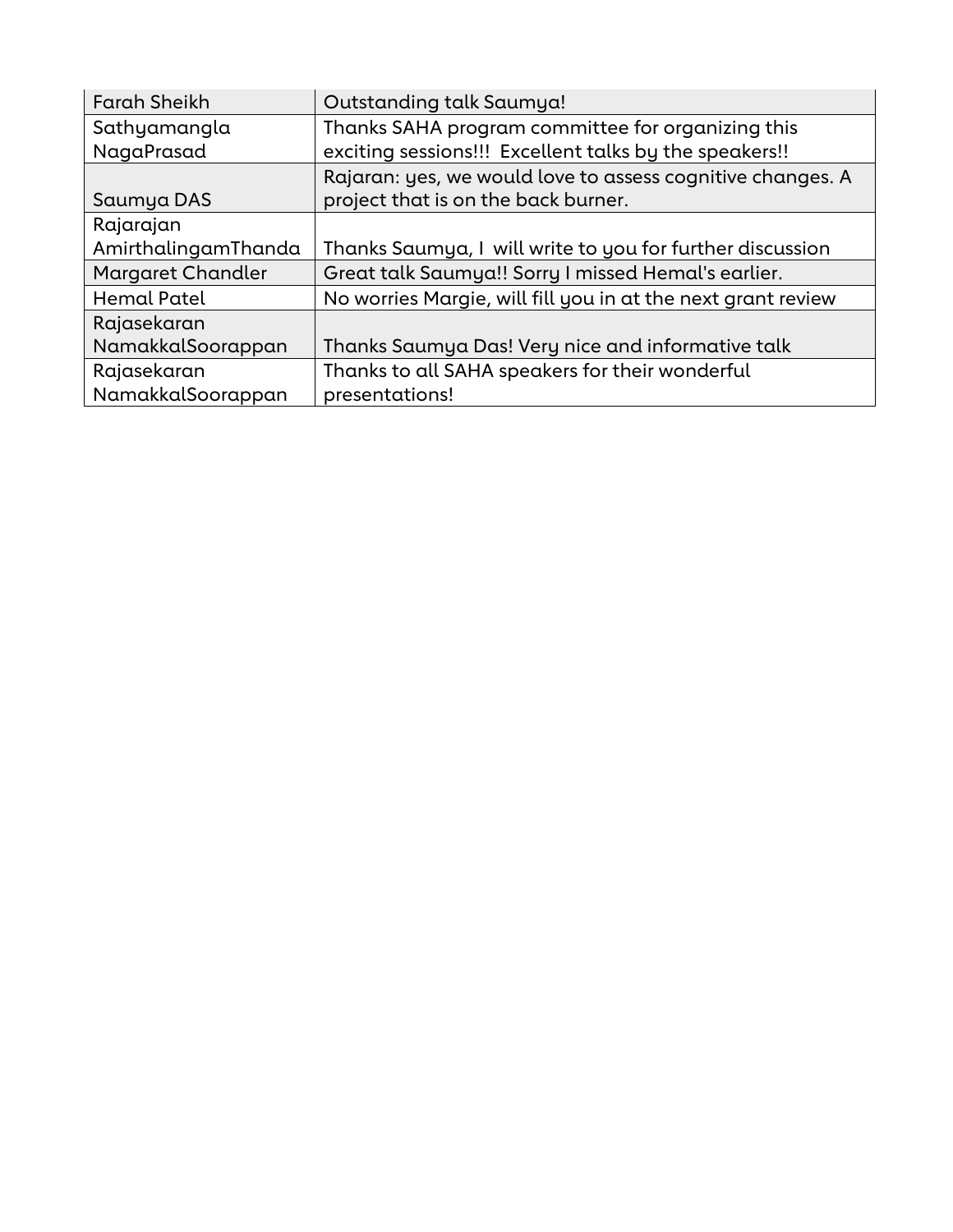| Farah Sheikh | Outstanding talk Saumya! |
|---|---|
| Sathyamangla NagaPrasad | Thanks SAHA program committee for organizing this exciting sessions!!! Excellent talks by the speakers!! |
| Saumya DAS | Rajaran: yes, we would love to assess cognitive changes. A project that is on the back burner. |
| Rajarajan AmirthalingamThanda | Thanks Saumya, I will write to you for further discussion |
| Margaret Chandler | Great talk Saumya!! Sorry I missed Hemal's earlier. |
| Hemal Patel | No worries Margie, will fill you in at the next grant review |
| Rajasekaran NamakkalSoorappan | Thanks Saumya Das! Very nice and informative talk |
| Rajasekaran NamakkalSoorappan | Thanks to all SAHA speakers for their wonderful presentations! |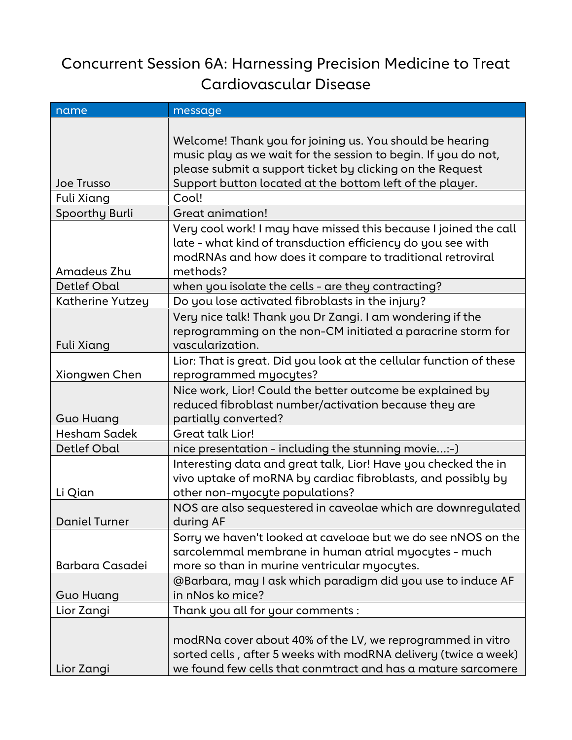# Concurrent Session 6A: Harnessing Precision Medicine to Treat Cardiovascular Disease

| name | message |
|---|---|
| Joe Trusso | Welcome! Thank you for joining us. You should be hearing music play as we wait for the session to begin. If you do not, please submit a support ticket by clicking on the Request Support button located at the bottom left of the player. |
| Fuli Xiang | Cool! |
| Spoorthy Burli | Great animation! |
| Amadeus Zhu | Very cool work! I may have missed this because I joined the call late - what kind of transduction efficiency do you see with modRNAs and how does it compare to traditional retroviral methods? |
| Detlef Obal | when you isolate the cells - are they contracting? |
| Katherine Yutzey | Do you lose activated fibroblasts in the injury? |
| Fuli Xiang | Very nice talk! Thank you Dr Zangi. I am wondering if the reprogramming on the non-CM initiated a paracrine storm for vascularization. |
| Xiongwen Chen | Lior: That is great. Did you look at the cellular function of these reprogrammed myocytes? |
| Guo Huang | Nice work, Lior! Could the better outcome be explained by reduced fibroblast number/activation because they are partially converted? |
| Hesham Sadek | Great talk Lior! |
| Detlef Obal | nice presentation - including the stunning movie...:-) |
| Li Qian | Interesting data and great talk, Lior! Have you checked the in vivo uptake of moRNA by cardiac fibroblasts, and possibly by other non-myocyte populations? |
| Daniel Turner | NOS are also sequestered in caveolae which are downregulated during AF |
| Barbara Casadei | Sorry we haven't looked at caveloae but we do see nNOS on the sarcolemmal membrane in human atrial myocytes - much more so than in murine ventricular myocytes. |
| Guo Huang | @Barbara, may I ask which paradigm did you use to induce AF in nNos ko mice? |
| Lior Zangi | Thank you all for your comments : |
| Lior Zangi | modRNa cover about 40% of the LV, we reprogrammed in vitro sorted cells , after 5 weeks with modRNA delivery (twice a week) we found few cells that conmtract and has a mature sarcomere |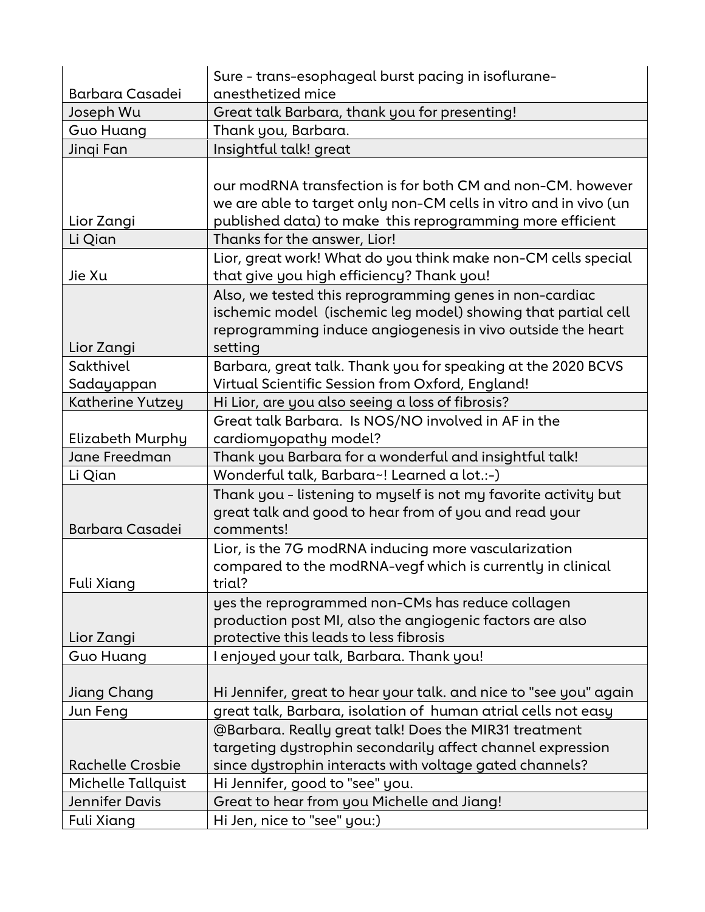| | |
|---|---|
| Barbara Casadei | Sure - trans-esophageal burst pacing in isoflurane-anesthetized mice |
| Joseph Wu | Great talk Barbara, thank you for presenting! |
| Guo Huang | Thank you, Barbara. |
| Jinqi Fan | Insightful talk! great |
| Lior Zangi | our modRNA transfection is for both CM and non-CM. however we are able to target only non-CM cells in vitro and in vivo (un published data) to make this reprogramming more efficient |
| Li Qian | Thanks for the answer, Lior! |
| Jie Xu | Lior, great work! What do you think make non-CM cells special that give you high efficiency? Thank you! |
| Lior Zangi | Also, we tested this reprogramming genes in non-cardiac ischemic model (ischemic leg model) showing that partial cell reprogramming induce angiogenesis in vivo outside the heart setting |
| Sakthivel Sadayappan | Barbara, great talk. Thank you for speaking at the 2020 BCVS Virtual Scientific Session from Oxford, England! |
| Katherine Yutzey | Hi Lior, are you also seeing a loss of fibrosis? |
| Elizabeth Murphy | Great talk Barbara. Is NOS/NO involved in AF in the cardiomyopathy model? |
| Jane Freedman | Thank you Barbara for a wonderful and insightful talk! |
| Li Qian | Wonderful talk, Barbara~! Learned a lot.:-) |
| Barbara Casadei | Thank you - listening to myself is not my favorite activity but great talk and good to hear from of you and read your comments! |
| Fuli Xiang | Lior, is the 7G modRNA inducing more vascularization compared to the modRNA-vegf which is currently in clinical trial? |
| Lior Zangi | yes the reprogrammed non-CMs has reduce collagen production post MI, also the angiogenic factors are also protective this leads to less fibrosis |
| Guo Huang | I enjoyed your talk, Barbara. Thank you! |
| Jiang Chang | Hi Jennifer, great to hear your talk. and nice to "see you" again |
| Jun Feng | great talk, Barbara, isolation of human atrial cells not easy |
| Rachelle Crosbie | @Barbara. Really great talk! Does the MIR31 treatment targeting dystrophin secondarily affect channel expression since dystrophin interacts with voltage gated channels? |
| Michelle Tallquist | Hi Jennifer, good to "see" you. |
| Jennifer Davis | Great to hear from you Michelle and Jiang! |
| Fuli Xiang | Hi Jen, nice to "see" you:) |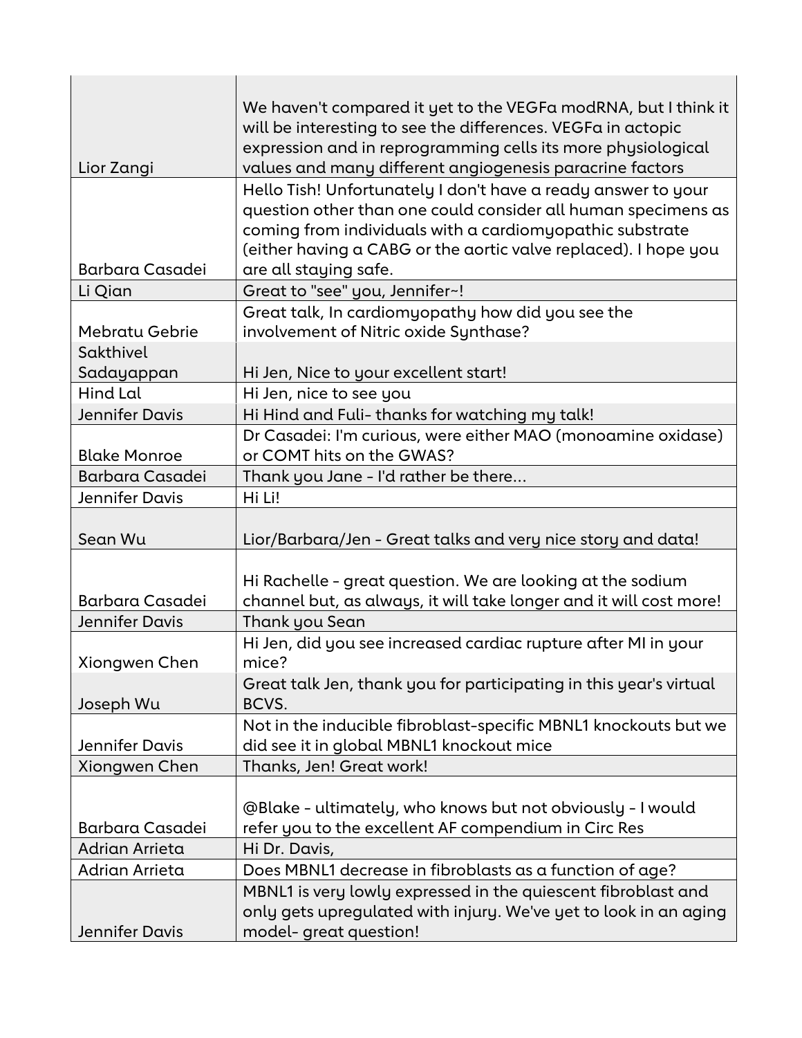| | |
|---|---|
| Lior Zangi | We haven't compared it yet to the VEGFa modRNA, but I think it will be interesting to see the differences. VEGFa in actopic expression and in reprogramming cells its more physiological values and many different angiogenesis paracrine factors |
| Barbara Casadei | Hello Tish! Unfortunately I don't have a ready answer to your question other than one could consider all human specimens as coming from individuals with a cardiomyopathic substrate (either having a CABG or the aortic valve replaced). I hope you are all staying safe. |
| Li Qian | Great to "see" you, Jennifer~! |
| Mebratu Gebrie | Great talk, In cardiomyopathy how did you see the involvement of Nitric oxide Synthase? |
| Sakthivel Sadayappan | Hi Jen, Nice to your excellent start! |
| Hind Lal | Hi Jen, nice to see you |
| Jennifer Davis | Hi Hind and Fuli- thanks for watching my talk! |
| Blake Monroe | Dr Casadei: I'm curious, were either MAO (monoamine oxidase) or COMT hits on the GWAS? |
| Barbara Casadei | Thank you Jane - I'd rather be there... |
| Jennifer Davis | Hi Li! |
| Sean Wu | Lior/Barbara/Jen - Great talks and very nice story and data! |
| Barbara Casadei | Hi Rachelle - great question. We are looking at the sodium channel but, as always, it will take longer and it will cost more! |
| Jennifer Davis | Thank you Sean |
| Xiongwen Chen | Hi Jen, did you see increased cardiac rupture after MI in your mice? |
| Joseph Wu | Great talk Jen, thank you for participating in this year's virtual BCVS. |
| Jennifer Davis | Not in the inducible fibroblast-specific MBNL1 knockouts but we did see it in global MBNL1 knockout mice |
| Xiongwen Chen | Thanks, Jen! Great work! |
| Barbara Casadei | @Blake - ultimately, who knows but not obviously - I would refer you to the excellent AF compendium in Circ Res |
| Adrian Arrieta | Hi Dr. Davis, |
| Adrian Arrieta | Does MBNL1 decrease in fibroblasts as a function of age? |
| Jennifer Davis | MBNL1 is very lowly expressed in the quiescent fibroblast and only gets upregulated with injury. We've yet to look in an aging model- great question! |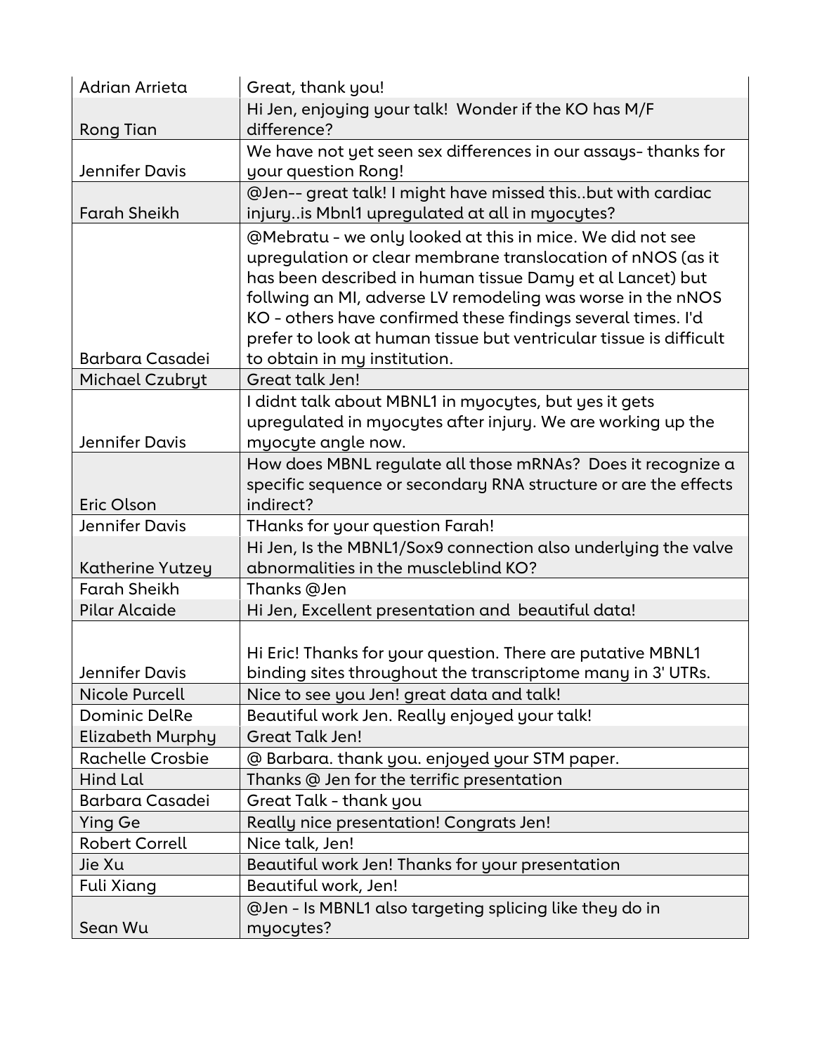| Adrian Arrieta | Great, thank you! |
|---|---|
| Rong Tian | Hi Jen, enjoying your talk! Wonder if the KO has M/F difference? |
| Jennifer Davis | We have not yet seen sex differences in our assays- thanks for your question Rong! |
| Farah Sheikh | @Jen-- great talk! I might have missed this..but with cardiac injury..is Mbnl1 upregulated at all in myocytes? |
| Barbara Casadei | @Mebratu - we only looked at this in mice. We did not see upregulation or clear membrane translocation of nNOS (as it has been described in human tissue Damy et al Lancet) but follwing an MI, adverse LV remodeling was worse in the nNOS KO - others have confirmed these findings several times. I'd prefer to look at human tissue but ventricular tissue is difficult to obtain in my institution. |
| Michael Czubryt | Great talk Jen! |
| Jennifer Davis | I didnt talk about MBNL1 in myocytes, but yes it gets upregulated in myocytes after injury. We are working up the myocyte angle now. |
| Eric Olson | How does MBNL regulate all those mRNAs? Does it recognize a specific sequence or secondary RNA structure or are the effects indirect? |
| Jennifer Davis | THanks for your question Farah! |
| Katherine Yutzey | Hi Jen, Is the MBNL1/Sox9 connection also underlying the valve abnormalities in the muscleblind KO? |
| Farah Sheikh | Thanks @Jen |
| Pilar Alcaide | Hi Jen, Excellent presentation and beautiful data! |
| Jennifer Davis | Hi Eric! Thanks for your question. There are putative MBNL1 binding sites throughout the transcriptome many in 3' UTRs. |
| Nicole Purcell | Nice to see you Jen! great data and talk! |
| Dominic DelRe | Beautiful work Jen. Really enjoyed your talk! |
| Elizabeth Murphy | Great Talk Jen! |
| Rachelle Crosbie | @ Barbara. thank you. enjoyed your STM paper. |
| Hind Lal | Thanks @ Jen for the terrific presentation |
| Barbara Casadei | Great Talk - thank you |
| Ying Ge | Really nice presentation! Congrats Jen! |
| Robert Correll | Nice talk, Jen! |
| Jie Xu | Beautiful work Jen! Thanks for your presentation |
| Fuli Xiang | Beautiful work, Jen! |
| Sean Wu | @Jen - Is MBNL1 also targeting splicing like they do in myocytes? |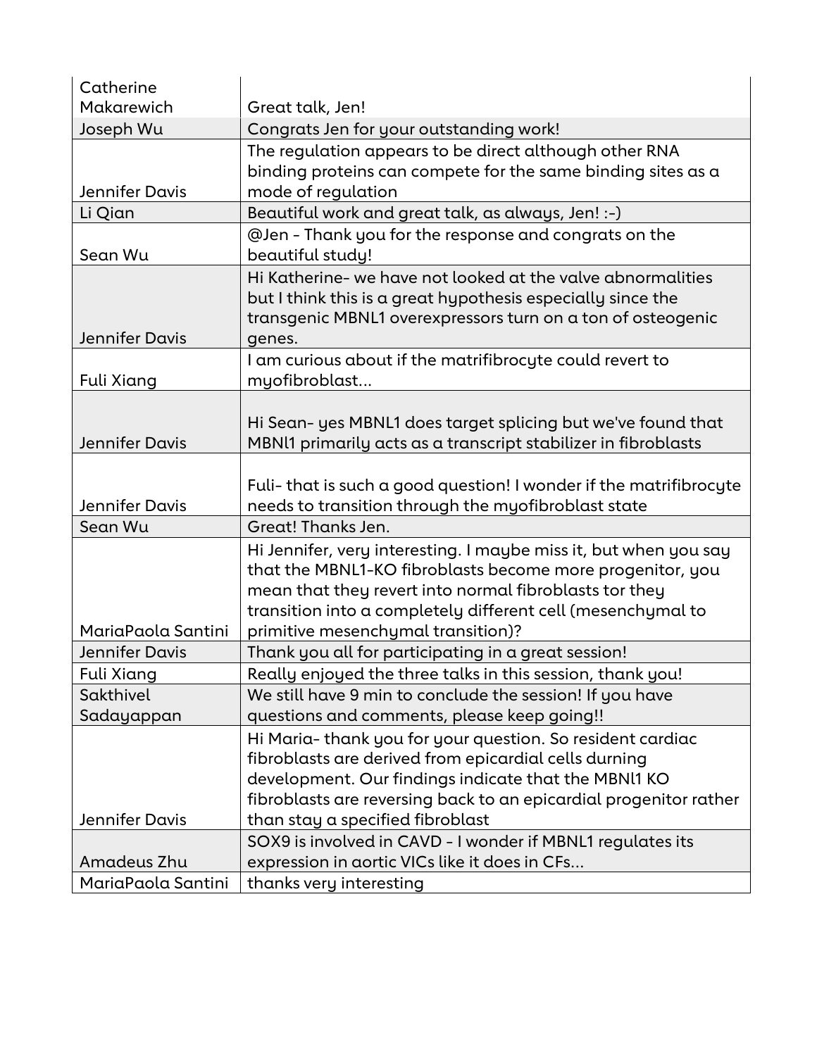| | |
|---|---|
| Catherine Makarewich | Great talk, Jen! |
| Joseph Wu | Congrats Jen for your outstanding work! |
| Jennifer Davis | The regulation appears to be direct although other RNA binding proteins can compete for the same binding sites as a mode of regulation |
| Li Qian | Beautiful work and great talk, as always, Jen! :-) |
| Sean Wu | @Jen - Thank you for the response and congrats on the beautiful study! |
| Jennifer Davis | Hi Katherine- we have not looked at the valve abnormalities but I think this is a great hypothesis especially since the transgenic MBNL1 overexpressors turn on a ton of osteogenic genes. |
| Fuli Xiang | I am curious about if the matrifibrocyte could revert to myofibroblast... |
| Jennifer Davis | Hi Sean- yes MBNL1 does target splicing but we've found that MBNl1 primarily acts as a transcript stabilizer in fibroblasts |
| Jennifer Davis | Fuli- that is such a good question! I wonder if the matrifibrocyte needs to transition through the myofibroblast state |
| Sean Wu | Great! Thanks Jen. |
| MariaPaola Santini | Hi Jennifer, very interesting. I maybe miss it, but when you say that the MBNL1-KO fibroblasts become more progenitor, you mean that they revert into normal fibroblasts tor they transition into a completely different cell (mesenchymal to primitive mesenchymal transition)? |
| Jennifer Davis | Thank you all for participating in a great session! |
| Fuli Xiang | Really enjoyed the three talks in this session, thank you! |
| Sakthivel Sadayappan | We still have 9 min to conclude the session! If you have questions and comments, please keep going!! |
| Jennifer Davis | Hi Maria- thank you for your question. So resident cardiac fibroblasts are derived from epicardial cells durning development. Our findings indicate that the MBNl1 KO fibroblasts are reversing back to an epicardial progenitor rather than stay a specified fibroblast |
| Amadeus Zhu | SOX9 is involved in CAVD - I wonder if MBNL1 regulates its expression in aortic VICs like it does in CFs... |
| MariaPaola Santini | thanks very interesting |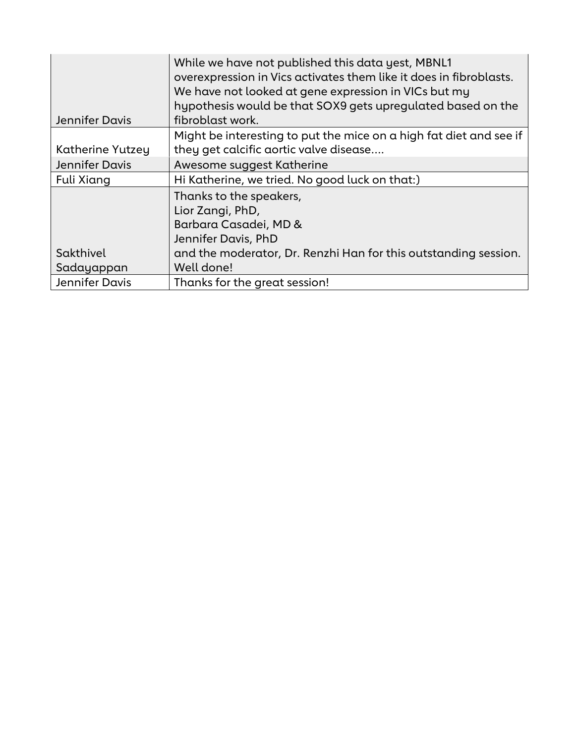| | |
|---|---|
| Jennifer Davis | While we have not published this data yest, MBNL1 overexpression in Vics activates them like it does in fibroblasts. We have not looked at gene expression in VICs but my hypothesis would be that SOX9 gets upregulated based on the fibroblast work. |
| Katherine Yutzey | Might be interesting to put the mice on a high fat diet and see if they get calcific aortic valve disease.... |
| Jennifer Davis | Awesome suggest Katherine |
| Fuli Xiang | Hi Katherine, we tried. No good luck on that:) |
| Sakthivel Sadayappan | Thanks to the speakers, Lior Zangi, PhD, Barbara Casadei, MD & Jennifer Davis, PhD and the moderator, Dr. Renzhi Han for this outstanding session. Well done! |
| Jennifer Davis | Thanks for the great session! |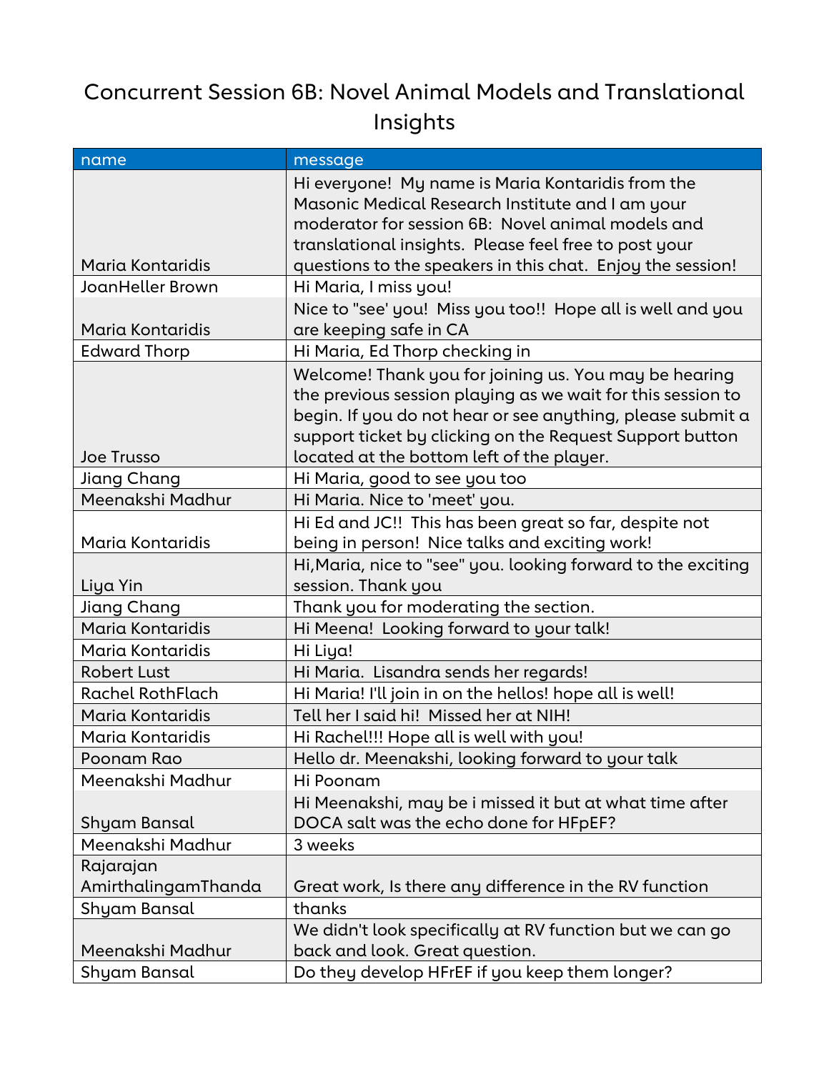# Concurrent Session 6B: Novel Animal Models and Translational Insights

| name | message |
|---|---|
| Maria Kontaridis | Hi everyone! My name is Maria Kontaridis from the Masonic Medical Research Institute and I am your moderator for session 6B: Novel animal models and translational insights. Please feel free to post your questions to the speakers in this chat. Enjoy the session! |
| JoanHeller Brown | Hi Maria, I miss you! |
| Maria Kontaridis | Nice to "see' you! Miss you too!! Hope all is well and you are keeping safe in CA |
| Edward Thorp | Hi Maria, Ed Thorp checking in |
| Joe Trusso | Welcome! Thank you for joining us. You may be hearing the previous session playing as we wait for this session to begin. If you do not hear or see anything, please submit a support ticket by clicking on the Request Support button located at the bottom left of the player. |
| Jiang Chang | Hi Maria, good to see you too |
| Meenakshi Madhur | Hi Maria. Nice to 'meet' you. |
| Maria Kontaridis | Hi Ed and JC!! This has been great so far, despite not being in person! Nice talks and exciting work! |
| Liya Yin | Hi,Maria, nice to "see" you. looking forward to the exciting session. Thank you |
| Jiang Chang | Thank you for moderating the section. |
| Maria Kontaridis | Hi Meena! Looking forward to your talk! |
| Maria Kontaridis | Hi Liya! |
| Robert Lust | Hi Maria. Lisandra sends her regards! |
| Rachel RothFlach | Hi Maria! I'll join in on the hellos! hope all is well! |
| Maria Kontaridis | Tell her I said hi! Missed her at NIH! |
| Maria Kontaridis | Hi Rachel!!! Hope all is well with you! |
| Poonam Rao | Hello dr. Meenakshi, looking forward to your talk |
| Meenakshi Madhur | Hi Poonam |
| Shyam Bansal | Hi Meenakshi, may be i missed it but at what time after DOCA salt was the echo done for HFpEF? |
| Meenakshi Madhur | 3 weeks |
| Rajarajan AmirthalingamThanda | Great work, Is there any difference in the RV function |
| Shyam Bansal | thanks |
| Meenakshi Madhur | We didn't look specifically at RV function but we can go back and look. Great question. |
| Shyam Bansal | Do they develop HFrEF if you keep them longer? |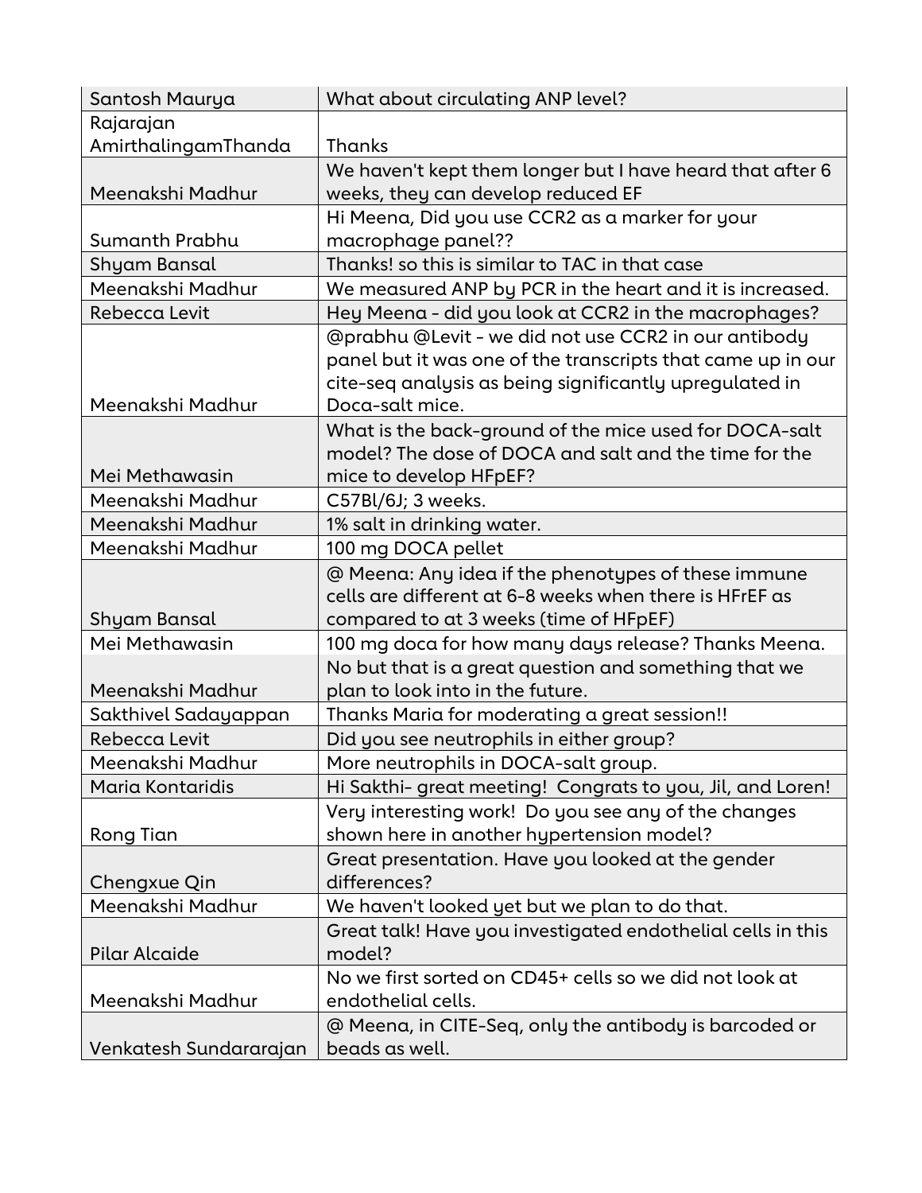| | |
|---|---|
| Santosh Maurya | What about circulating ANP level? |
| Rajarajan AmirthalingamThanda | Thanks |
| Meenakshi Madhur | We haven't kept them longer but I have heard that after 6 weeks, they can develop reduced EF |
| Sumanth Prabhu | Hi Meena, Did you use CCR2 as a marker for your macrophage panel?? |
| Shyam Bansal | Thanks! so this is similar to TAC in that case |
| Meenakshi Madhur | We measured ANP by PCR in the heart and it is increased. |
| Rebecca Levit | Hey Meena - did you look at CCR2 in the macrophages? |
| Meenakshi Madhur | @prabhu @Levit - we did not use CCR2 in our antibody panel but it was one of the transcripts that came up in our cite-seq analysis as being significantly upregulated in Doca-salt mice. |
| Mei Methawasin | What is the back-ground of the mice used for DOCA-salt model? The dose of DOCA and salt and the time for the mice to develop HFpEF? |
| Meenakshi Madhur | C57Bl/6J; 3 weeks. |
| Meenakshi Madhur | 1% salt in drinking water. |
| Meenakshi Madhur | 100 mg DOCA pellet |
| Shyam Bansal | @ Meena: Any idea if the phenotypes of these immune cells are different at 6-8 weeks when there is HFrEF as compared to at 3 weeks (time of HFpEF) |
| Mei Methawasin | 100 mg doca for how many days release? Thanks Meena. |
| Meenakshi Madhur | No but that is a great question and something that we plan to look into in the future. |
| Sakthivel Sadayappan | Thanks Maria for moderating a great session!! |
| Rebecca Levit | Did you see neutrophils in either group? |
| Meenakshi Madhur | More neutrophils in DOCA-salt group. |
| Maria Kontaridis | Hi Sakthi- great meeting! Congrats to you, Jil, and Loren! |
| Rong Tian | Very interesting work! Do you see any of the changes shown here in another hypertension model? |
| Chengxue Qin | Great presentation. Have you looked at the gender differences? |
| Meenakshi Madhur | We haven't looked yet but we plan to do that. |
| Pilar Alcaide | Great talk! Have you investigated endothelial cells in this model? |
| Meenakshi Madhur | No we first sorted on CD45+ cells so we did not look at endothelial cells. |
| Venkatesh Sundararajan | @ Meena, in CITE-Seq, only the antibody is barcoded or beads as well. |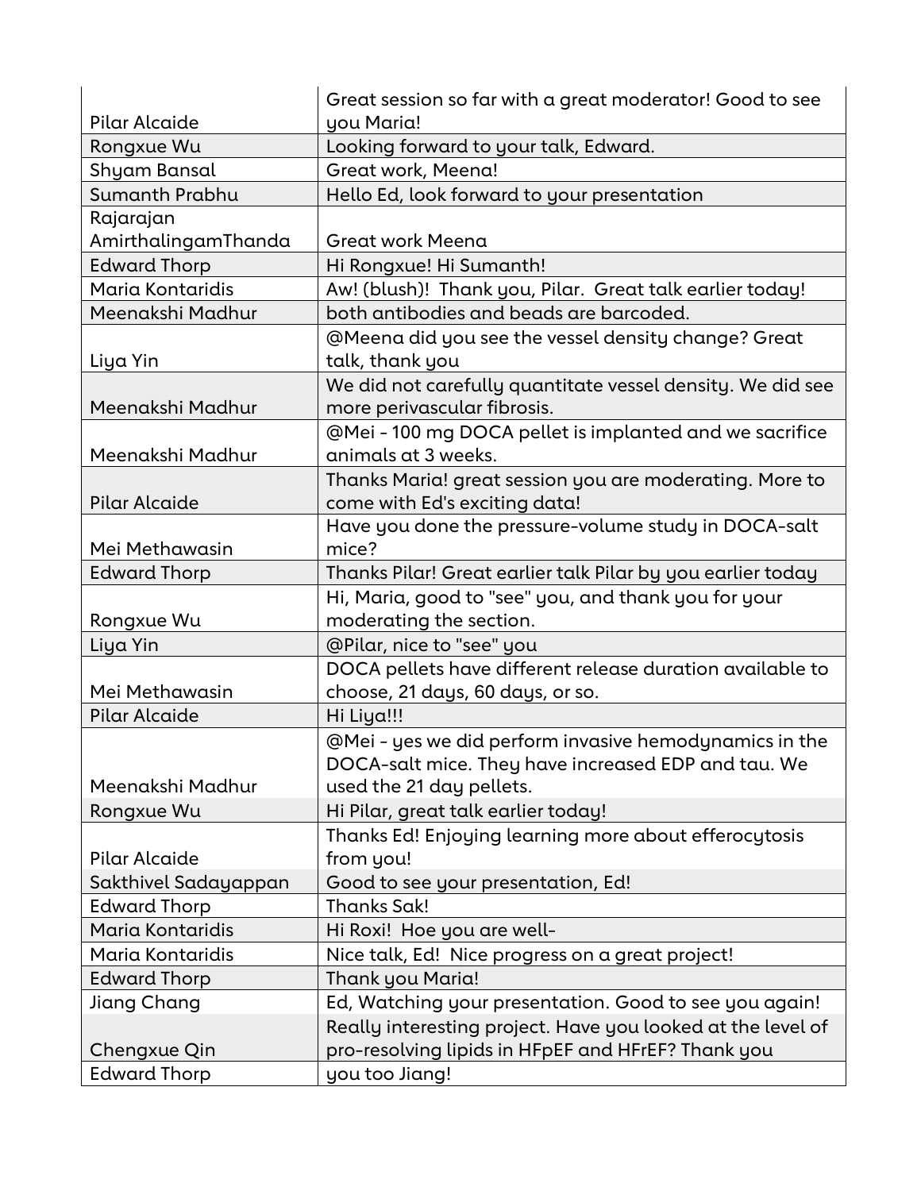| Pilar Alcaide | Great session so far with a great moderator! Good to see you Maria! |
|---|---|
| Rongxue Wu | Looking forward to your talk, Edward. |
| Shyam Bansal | Great work, Meena! |
| Sumanth Prabhu | Hello Ed, look forward to your presentation |
| Rajarajan AmirthalingamThanda | Great work Meena |
| Edward Thorp | Hi Rongxue! Hi Sumanth! |
| Maria Kontaridis | Aw! (blush)! Thank you, Pilar. Great talk earlier today! |
| Meenakshi Madhur | both antibodies and beads are barcoded. |
| Liya Yin | @Meena did you see the vessel density change? Great talk, thank you |
| Meenakshi Madhur | We did not carefully quantitate vessel density. We did see more perivascular fibrosis. |
| Meenakshi Madhur | @Mei - 100 mg DOCA pellet is implanted and we sacrifice animals at 3 weeks. |
| Pilar Alcaide | Thanks Maria! great session you are moderating. More to come with Ed's exciting data! |
| Mei Methawasin | Have you done the pressure-volume study in DOCA-salt mice? |
| Edward Thorp | Thanks Pilar! Great earlier talk Pilar by you earlier today |
| Rongxue Wu | Hi, Maria, good to "see" you, and thank you for your moderating the section. |
| Liya Yin | @Pilar, nice to "see" you |
| Mei Methawasin | DOCA pellets have different release duration available to choose, 21 days, 60 days, or so. |
| Pilar Alcaide | Hi Liya!!! |
| Meenakshi Madhur | @Mei - yes we did perform invasive hemodynamics in the DOCA-salt mice. They have increased EDP and tau. We used the 21 day pellets. |
| Rongxue Wu | Hi Pilar, great talk earlier today! |
| Pilar Alcaide | Thanks Ed! Enjoying learning more about efferocytosis from you! |
| Sakthivel Sadayappan | Good to see your presentation, Ed! |
| Edward Thorp | Thanks Sak! |
| Maria Kontaridis | Hi Roxi! Hoe you are well- |
| Maria Kontaridis | Nice talk, Ed! Nice progress on a great project! |
| Edward Thorp | Thank you Maria! |
| Jiang Chang | Ed, Watching your presentation. Good to see you again! |
| Chengxue Qin | Really interesting project. Have you looked at the level of pro-resolving lipids in HFpEF and HFrEF? Thank you |
| Edward Thorp | you too Jiang! |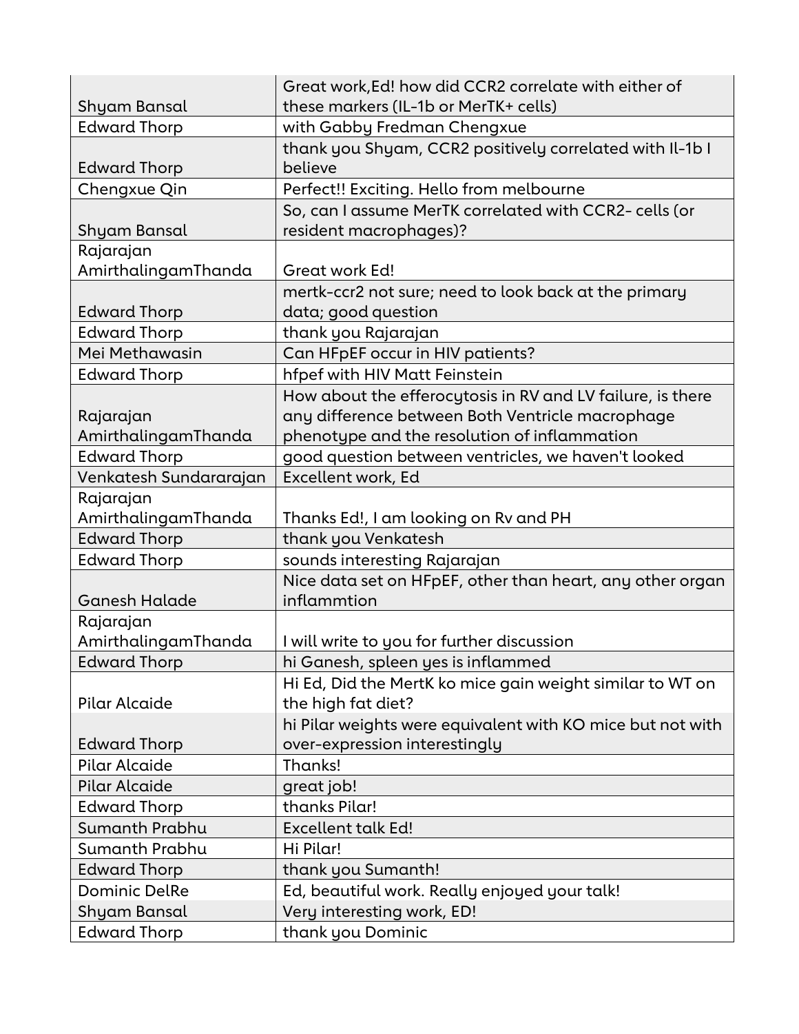| | |
|---|---|
| Shyam Bansal | Great work,Ed! how did CCR2 correlate with either of these markers (IL-1b or MerTK+ cells) |
| Edward Thorp | with Gabby Fredman Chengxue |
| Edward Thorp | thank you Shyam, CCR2 positively correlated with Il-1b I believe |
| Chengxue Qin | Perfect!! Exciting. Hello from melbourne |
| Shyam Bansal | So, can I assume MerTK correlated with CCR2- cells (or resident macrophages)? |
| Rajarajan AmirthalingamThanda | Great work Ed! |
| Edward Thorp | mertk-ccr2 not sure; need to look back at the primary data; good question |
| Edward Thorp | thank you Rajarajan |
| Mei Methawasin | Can HFpEF occur in HIV patients? |
| Edward Thorp | hfpef with HIV Matt Feinstein |
| Rajarajan AmirthalingamThanda | How about the efferocytosis in RV and LV failure, is there any difference between Both Ventricle macrophage phenotype and the resolution of inflammation |
| Edward Thorp | good question between ventricles, we haven't looked |
| Venkatesh Sundararajan | Excellent work, Ed |
| Rajarajan AmirthalingamThanda | Thanks Ed!, I am looking on Rv and PH |
| Edward Thorp | thank you Venkatesh |
| Edward Thorp | sounds interesting Rajarajan |
| Ganesh Halade | Nice data set on HFpEF, other than heart, any other organ inflammtion |
| Rajarajan AmirthalingamThanda | I will write to you for further discussion |
| Edward Thorp | hi Ganesh, spleen yes is inflammed |
| Pilar Alcaide | Hi Ed, Did the MertK ko mice gain weight similar to WT on the high fat diet? |
| Edward Thorp | hi Pilar weights were equivalent with KO mice but not with over-expression interestingly |
| Pilar Alcaide | Thanks! |
| Pilar Alcaide | great job! |
| Edward Thorp | thanks Pilar! |
| Sumanth Prabhu | Excellent talk Ed! |
| Sumanth Prabhu | Hi Pilar! |
| Edward Thorp | thank you Sumanth! |
| Dominic DelRe | Ed, beautiful work. Really enjoyed your talk! |
| Shyam Bansal | Very interesting work, ED! |
| Edward Thorp | thank you Dominic |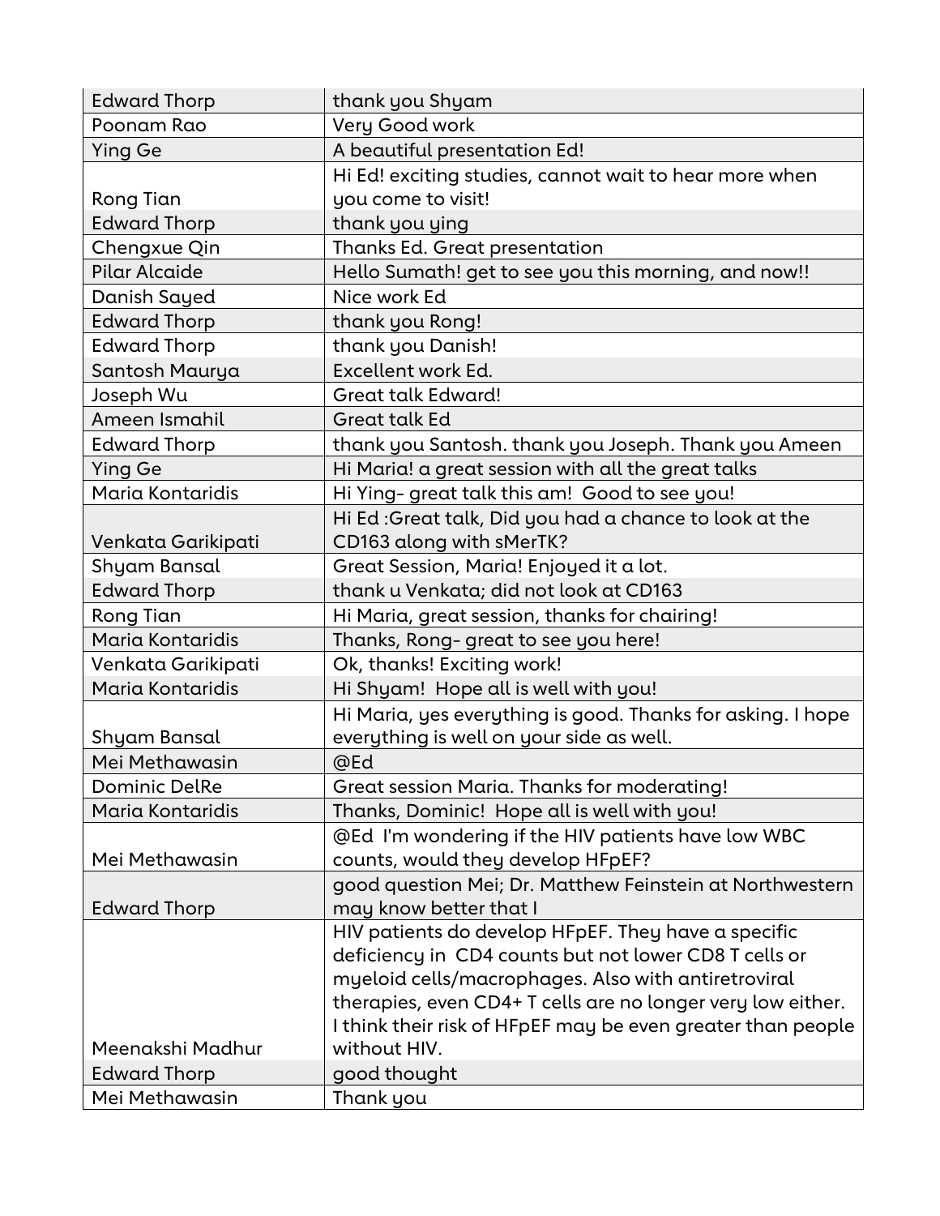| Edward Thorp | thank you Shyam |
|---|---|
| Poonam Rao | Very Good work |
| Ying Ge | A beautiful presentation Ed! |
| Rong Tian | Hi Ed! exciting studies, cannot wait to hear more when you come to visit! |
| Edward Thorp | thank you ying |
| Chengxue Qin | Thanks Ed. Great presentation |
| Pilar Alcaide | Hello Sumath! get to see you this morning, and now!! |
| Danish Sayed | Nice work Ed |
| Edward Thorp | thank you Rong! |
| Edward Thorp | thank you Danish! |
| Santosh Maurya | Excellent work Ed. |
| Joseph Wu | Great talk Edward! |
| Ameen Ismahil | Great talk Ed |
| Edward Thorp | thank you Santosh. thank you Joseph. Thank you Ameen |
| Ying Ge | Hi Maria! a great session with all the great talks |
| Maria Kontaridis | Hi Ying- great talk this am! Good to see you! |
| Venkata Garikipati | Hi Ed :Great talk, Did you had a chance to look at the CD163 along with sMerTK? |
| Shyam Bansal | Great Session, Maria! Enjoyed it a lot. |
| Edward Thorp | thank u Venkata; did not look at CD163 |
| Rong Tian | Hi Maria, great session, thanks for chairing! |
| Maria Kontaridis | Thanks, Rong- great to see you here! |
| Venkata Garikipati | Ok, thanks! Exciting work! |
| Maria Kontaridis | Hi Shyam! Hope all is well with you! |
| Shyam Bansal | Hi Maria, yes everything is good. Thanks for asking. I hope everything is well on your side as well. |
| Mei Methawasin | @Ed |
| Dominic DelRe | Great session Maria. Thanks for moderating! |
| Maria Kontaridis | Thanks, Dominic! Hope all is well with you! |
| Mei Methawasin | @Ed I'm wondering if the HIV patients have low WBC counts, would they develop HFpEF? |
| Edward Thorp | good question Mei; Dr. Matthew Feinstein at Northwestern may know better that I |
| Meenakshi Madhur | HIV patients do develop HFpEF. They have a specific deficiency in CD4 counts but not lower CD8 T cells or myeloid cells/macrophages. Also with antiretroviral therapies, even CD4+ T cells are no longer very low either. I think their risk of HFpEF may be even greater than people without HIV. |
| Edward Thorp | good thought |
| Mei Methawasin | Thank you |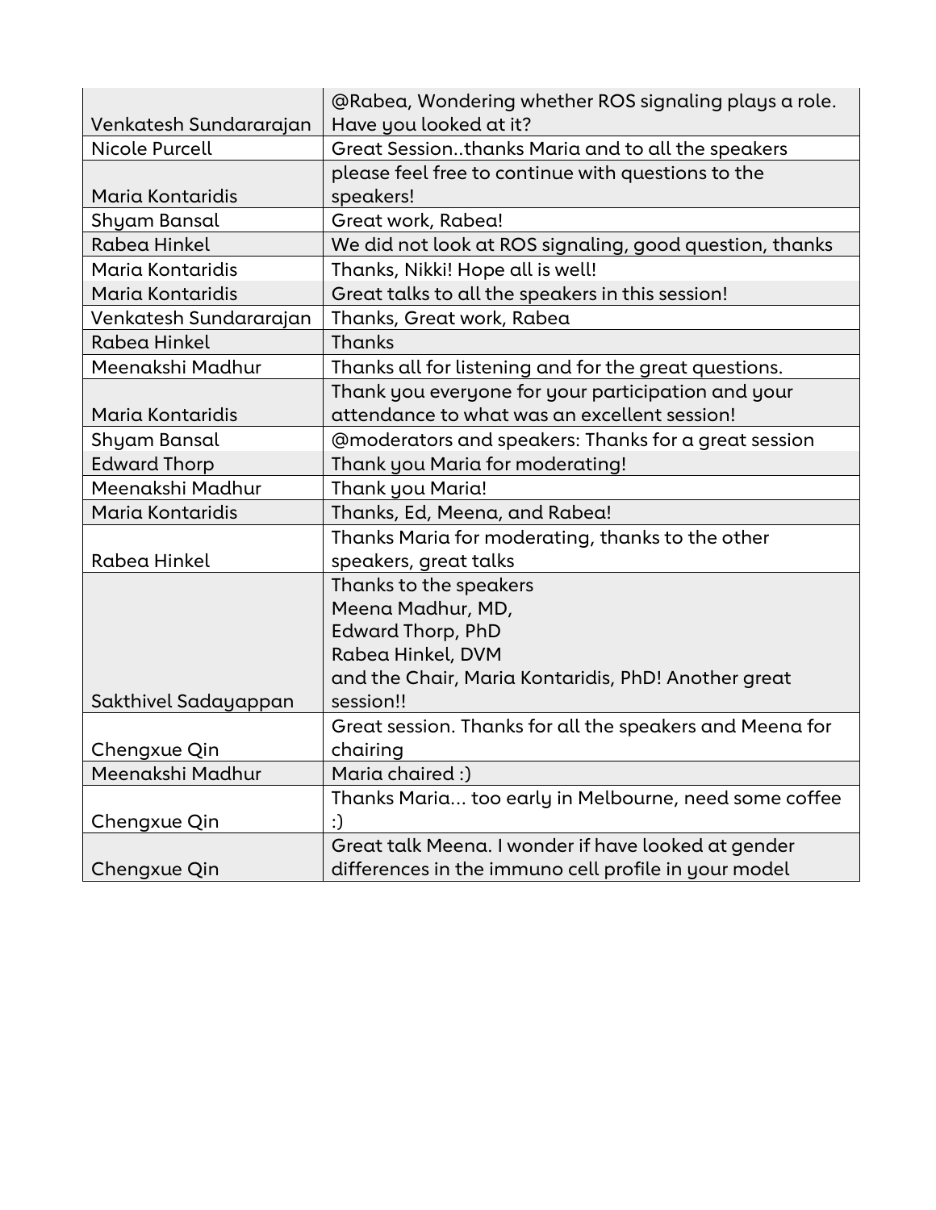| | |
|---|---|
| Venkatesh Sundararajan | @Rabea, Wondering whether ROS signaling plays a role. Have you looked at it? |
| Nicole Purcell | Great Session..thanks Maria and to all the speakers |
| Maria Kontaridis | please feel free to continue with questions to the speakers! |
| Shyam Bansal | Great work, Rabea! |
| Rabea Hinkel | We did not look at ROS signaling, good question, thanks |
| Maria Kontaridis | Thanks, Nikki! Hope all is well! |
| Maria Kontaridis | Great talks to all the speakers in this session! |
| Venkatesh Sundararajan | Thanks, Great work, Rabea |
| Rabea Hinkel | Thanks |
| Meenakshi Madhur | Thanks all for listening and for the great questions. |
| Maria Kontaridis | Thank you everyone for your participation and your attendance to what was an excellent session! |
| Shyam Bansal | @moderators and speakers: Thanks for a great session |
| Edward Thorp | Thank you Maria for moderating! |
| Meenakshi Madhur | Thank you Maria! |
| Maria Kontaridis | Thanks, Ed, Meena, and Rabea! |
| Rabea Hinkel | Thanks Maria for moderating, thanks to the other speakers, great talks |
| Sakthivel Sadayappan | Thanks to the speakers<br>Meena Madhur, MD,<br>Edward Thorp, PhD<br>Rabea Hinkel, DVM<br>and the Chair, Maria Kontaridis, PhD! Another great session!! |
| Chengxue Qin | Great session. Thanks for all the speakers and Meena for chairing |
| Meenakshi Madhur | Maria chaired :) |
| Chengxue Qin | Thanks Maria... too early in Melbourne, need some coffee :) |
| Chengxue Qin | Great talk Meena. I wonder if have looked at gender differences in the immuno cell profile in your model |